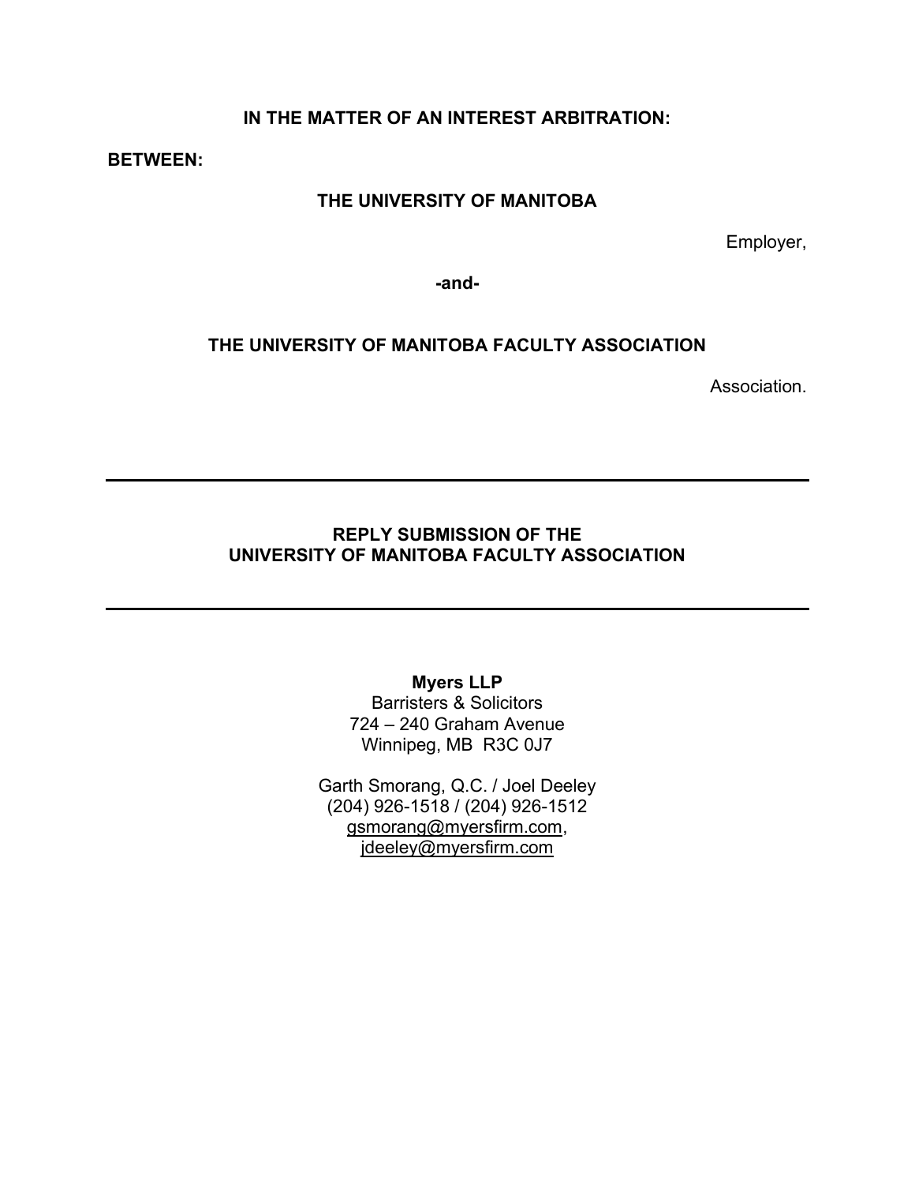**IN THE MATTER OF AN INTEREST ARBITRATION:**

**BETWEEN:**

**THE UNIVERSITY OF MANITOBA**

Employer,

**-and-**

**THE UNIVERSITY OF MANITOBA FACULTY ASSOCIATION**

Association.

---

**REPLY SUBMISSION OF THE UNIVERSITY OF MANITOBA FACULTY ASSOCIATION**

---

**Myers LLP**
Barristers & Solicitors
724 – 240 Graham Avenue
Winnipeg, MB R3C 0J7

Garth Smorang, Q.C. / Joel Deeley
(204) 926-1518 / (204) 926-1512
gsmorang@myersfirm.com,
jdeeley@myersfirm.com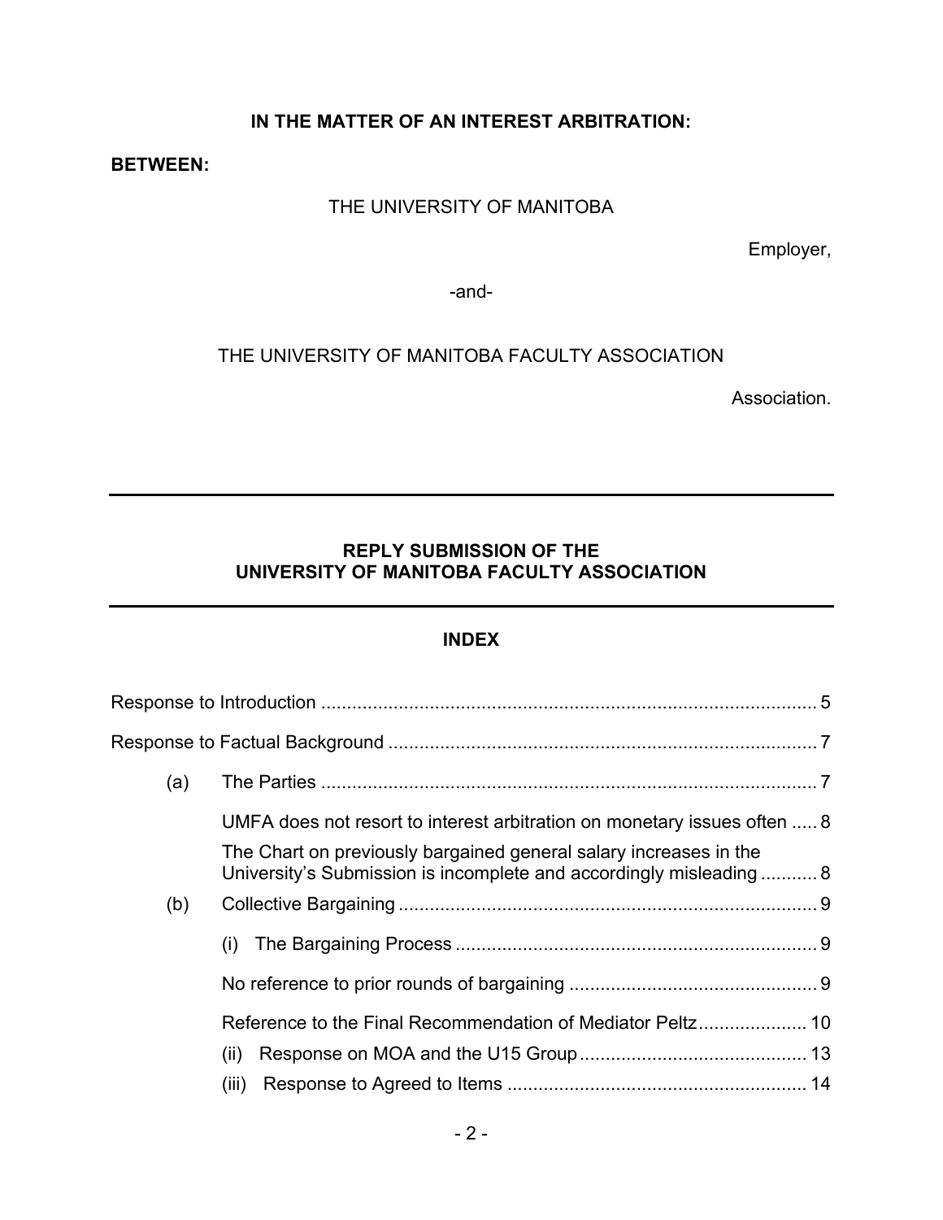**IN THE MATTER OF AN INTEREST ARBITRATION:**

**BETWEEN:**

THE UNIVERSITY OF MANITOBA

Employer,

-and-

THE UNIVERSITY OF MANITOBA FACULTY ASSOCIATION

Association.

---

## REPLY SUBMISSION OF THE UNIVERSITY OF MANITOBA FACULTY ASSOCIATION

---

### INDEX

Response to Introduction ................................................................................................ 5

Response to Factual Background ................................................................................... 7

(a) The Parties ................................................................................................ 7

UMFA does not resort to interest arbitration on monetary issues often ..... 8

The Chart on previously bargained general salary increases in the University's Submission is incomplete and accordingly misleading ........... 8

(b) Collective Bargaining ................................................................................. 9

(i) The Bargaining Process ...................................................................... 9

No reference to prior rounds of bargaining ................................................ 9

Reference to the Final Recommendation of Mediator Peltz..................... 10

(ii) Response on MOA and the U15 Group ............................................ 13

(iii) Response to Agreed to Items .......................................................... 14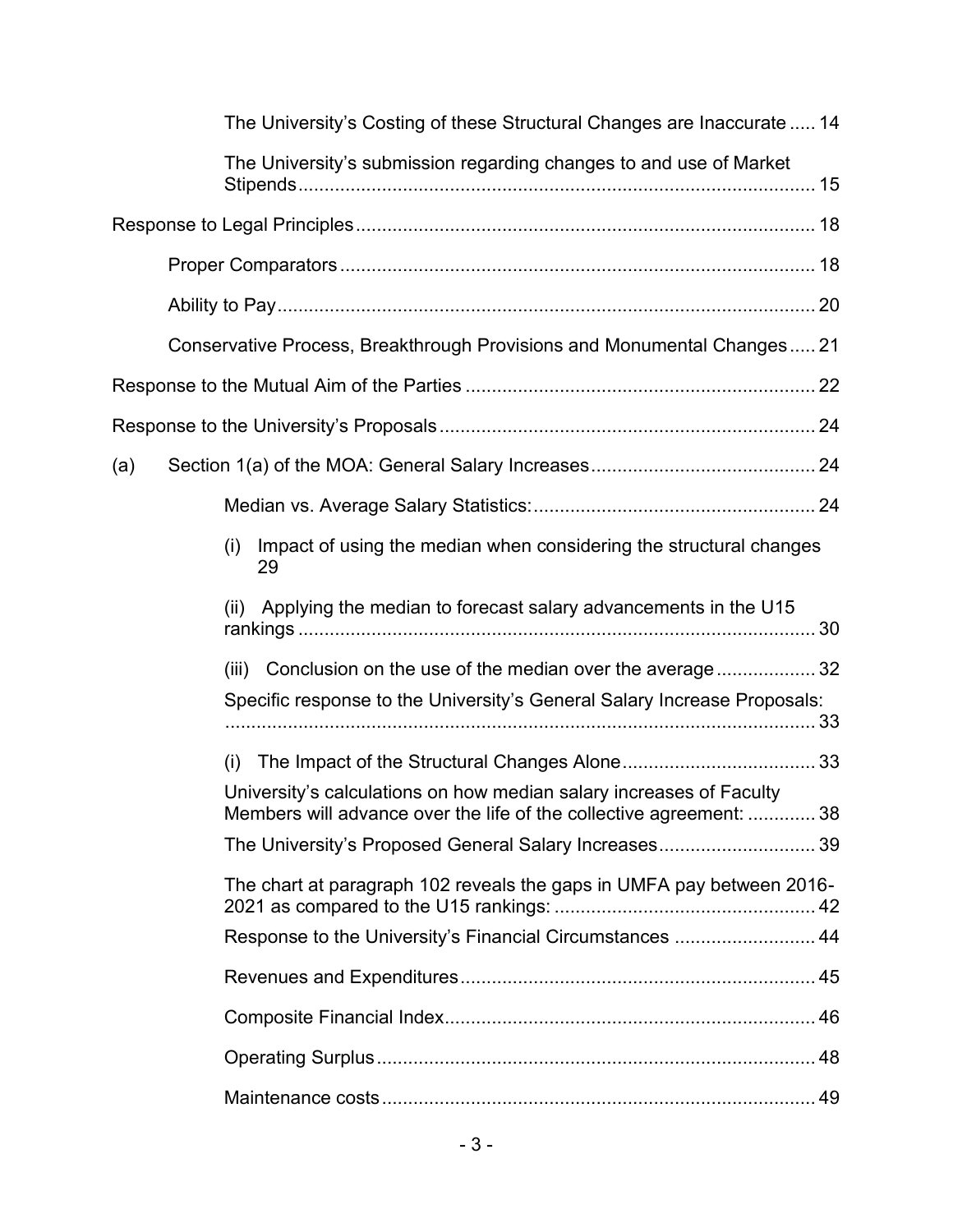The University's Costing of these Structural Changes are Inaccurate ..... 14

The University's submission regarding changes to and use of Market Stipends ..... 15

Response to Legal Principles ..... 18

Proper Comparators ..... 18

Ability to Pay ..... 20

Conservative Process, Breakthrough Provisions and Monumental Changes ..... 21

Response to the Mutual Aim of the Parties ..... 22

Response to the University's Proposals ..... 24

(a) Section 1(a) of the MOA: General Salary Increases ..... 24

Median vs. Average Salary Statistics: ..... 24

(i) Impact of using the median when considering the structural changes 29

(ii) Applying the median to forecast salary advancements in the U15 rankings ..... 30

(iii) Conclusion on the use of the median over the average ..... 32

Specific response to the University's General Salary Increase Proposals: ..... 33

(i) The Impact of the Structural Changes Alone ..... 33

University's calculations on how median salary increases of Faculty Members will advance over the life of the collective agreement: ..... 38

The University's Proposed General Salary Increases ..... 39

The chart at paragraph 102 reveals the gaps in UMFA pay between 2016-2021 as compared to the U15 rankings: ..... 42

Response to the University's Financial Circumstances ..... 44

Revenues and Expenditures ..... 45

Composite Financial Index ..... 46

Operating Surplus ..... 48

Maintenance costs ..... 49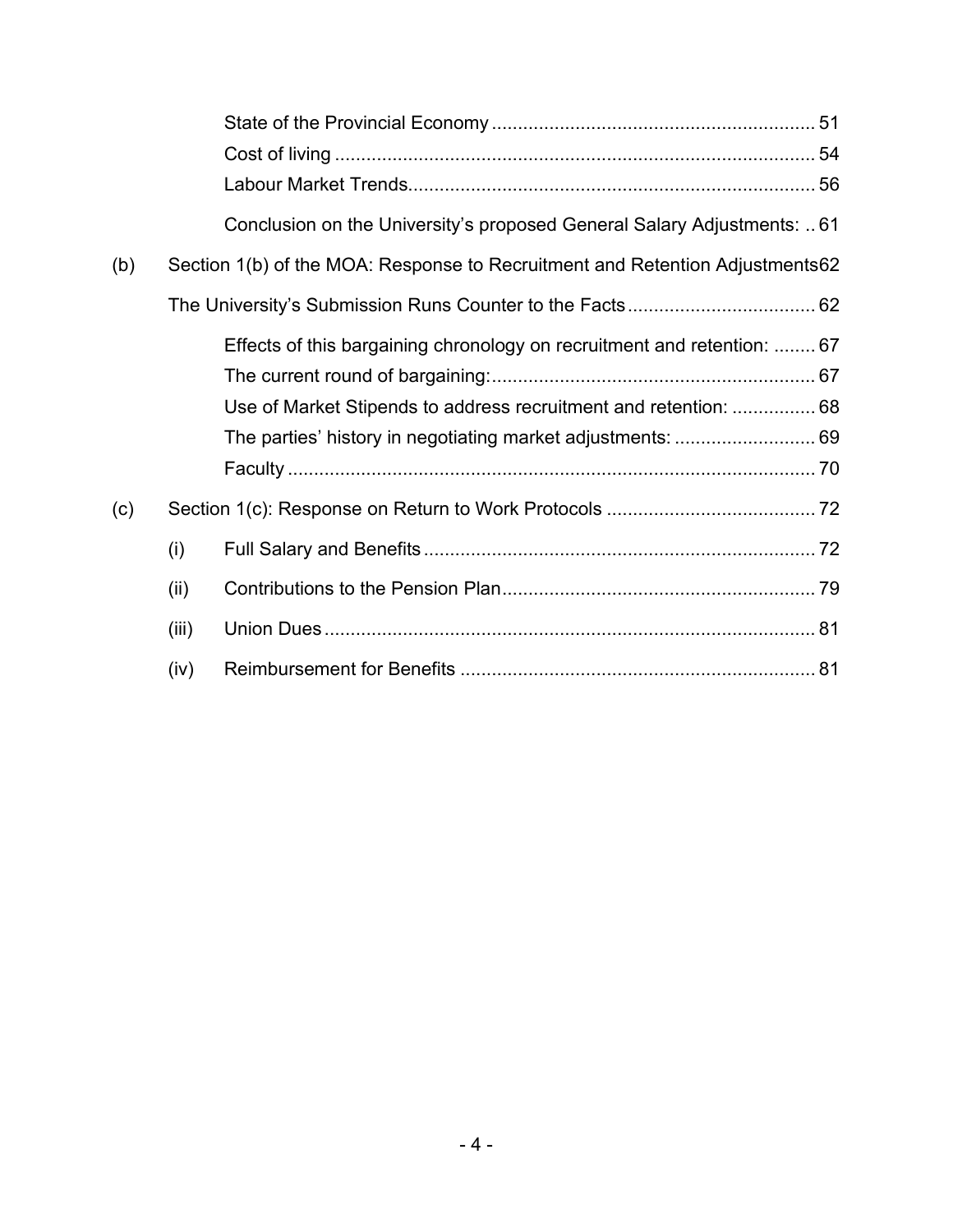State of the Provincial Economy ........................................................... 51

Cost of living ........................................................................................ 54

Labour Market Trends........................................................................... 56

Conclusion on the University's proposed General Salary Adjustments: .. 61

(b) Section 1(b) of the MOA: Response to Recruitment and Retention Adjustments62

The University's Submission Runs Counter to the Facts.................................... 62

Effects of this bargaining chronology on recruitment and retention: ........ 67

The current round of bargaining:............................................................. 67

Use of Market Stipends to address recruitment and retention: ................ 68

The parties' history in negotiating market adjustments: ........................... 69

Faculty .................................................................................................... 70

(c) Section 1(c): Response on Return to Work Protocols ........................................ 72

(i) Full Salary and Benefits ........................................................................... 72

(ii) Contributions to the Pension Plan............................................................ 79

(iii) Union Dues .............................................................................................. 81

(iv) Reimbursement for Benefits .................................................................... 81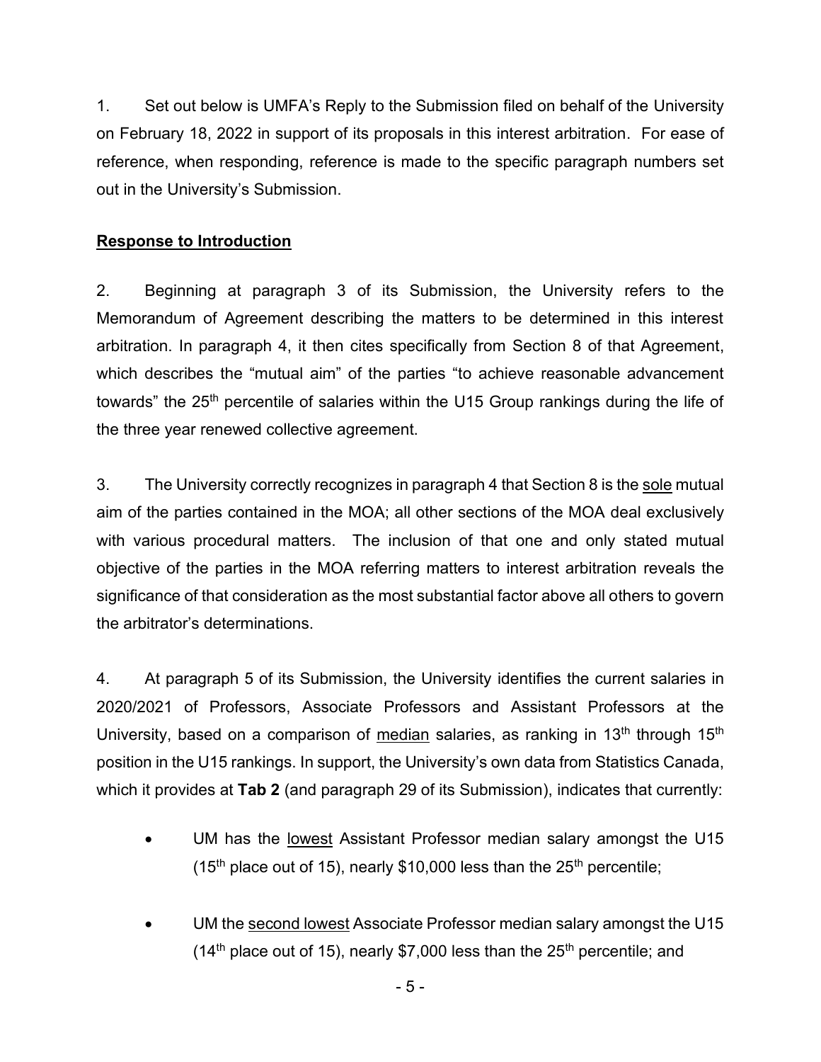1. Set out below is UMFA's Reply to the Submission filed on behalf of the University on February 18, 2022 in support of its proposals in this interest arbitration. For ease of reference, when responding, reference is made to the specific paragraph numbers set out in the University's Submission.

**Response to Introduction**

2. Beginning at paragraph 3 of its Submission, the University refers to the Memorandum of Agreement describing the matters to be determined in this interest arbitration. In paragraph 4, it then cites specifically from Section 8 of that Agreement, which describes the "mutual aim" of the parties "to achieve reasonable advancement towards" the 25th percentile of salaries within the U15 Group rankings during the life of the three year renewed collective agreement.

3. The University correctly recognizes in paragraph 4 that Section 8 is the sole mutual aim of the parties contained in the MOA; all other sections of the MOA deal exclusively with various procedural matters. The inclusion of that one and only stated mutual objective of the parties in the MOA referring matters to interest arbitration reveals the significance of that consideration as the most substantial factor above all others to govern the arbitrator's determinations.

4. At paragraph 5 of its Submission, the University identifies the current salaries in 2020/2021 of Professors, Associate Professors and Assistant Professors at the University, based on a comparison of median salaries, as ranking in 13th through 15th position in the U15 rankings. In support, the University's own data from Statistics Canada, which it provides at **Tab 2** (and paragraph 29 of its Submission), indicates that currently:

- UM has the lowest Assistant Professor median salary amongst the U15 (15th place out of 15), nearly $10,000 less than the 25th percentile;
- UM the second lowest Associate Professor median salary amongst the U15 (14th place out of 15), nearly $7,000 less than the 25th percentile; and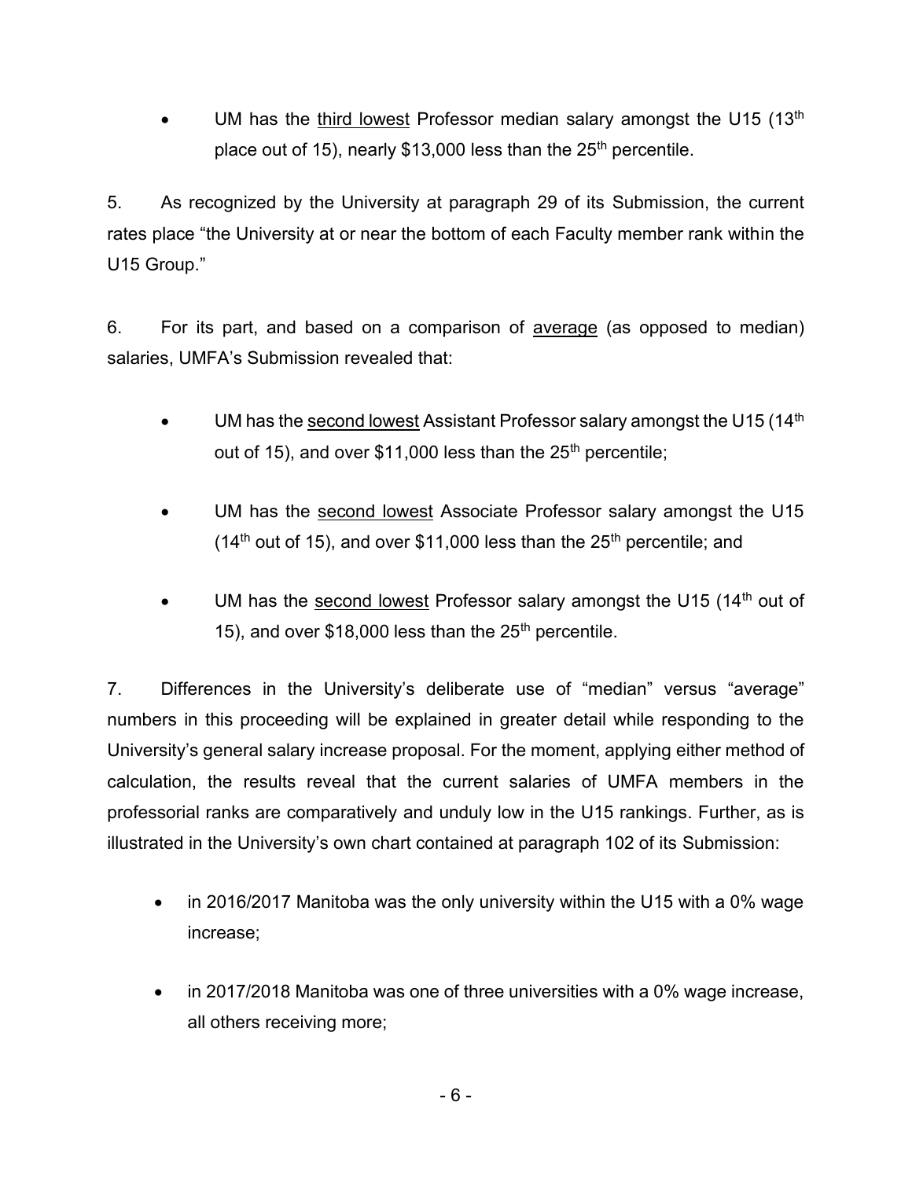- UM has the <u>third lowest</u> Professor median salary amongst the U15 (13th place out of 15), nearly $13,000 less than the 25th percentile.

5. As recognized by the University at paragraph 29 of its Submission, the current rates place "the University at or near the bottom of each Faculty member rank within the U15 Group."

6. For its part, and based on a comparison of <u>average</u> (as opposed to median) salaries, UMFA's Submission revealed that:

- UM has the <u>second lowest</u> Assistant Professor salary amongst the U15 (14th out of 15), and over $11,000 less than the 25th percentile;

- UM has the <u>second lowest</u> Associate Professor salary amongst the U15 (14th out of 15), and over $11,000 less than the 25th percentile; and

- UM has the <u>second lowest</u> Professor salary amongst the U15 (14th out of 15), and over $18,000 less than the 25th percentile.

7. Differences in the University's deliberate use of "median" versus "average" numbers in this proceeding will be explained in greater detail while responding to the University's general salary increase proposal. For the moment, applying either method of calculation, the results reveal that the current salaries of UMFA members in the professorial ranks are comparatively and unduly low in the U15 rankings. Further, as is illustrated in the University's own chart contained at paragraph 102 of its Submission:

- in 2016/2017 Manitoba was the only university within the U15 with a 0% wage increase;

- in 2017/2018 Manitoba was one of three universities with a 0% wage increase, all others receiving more;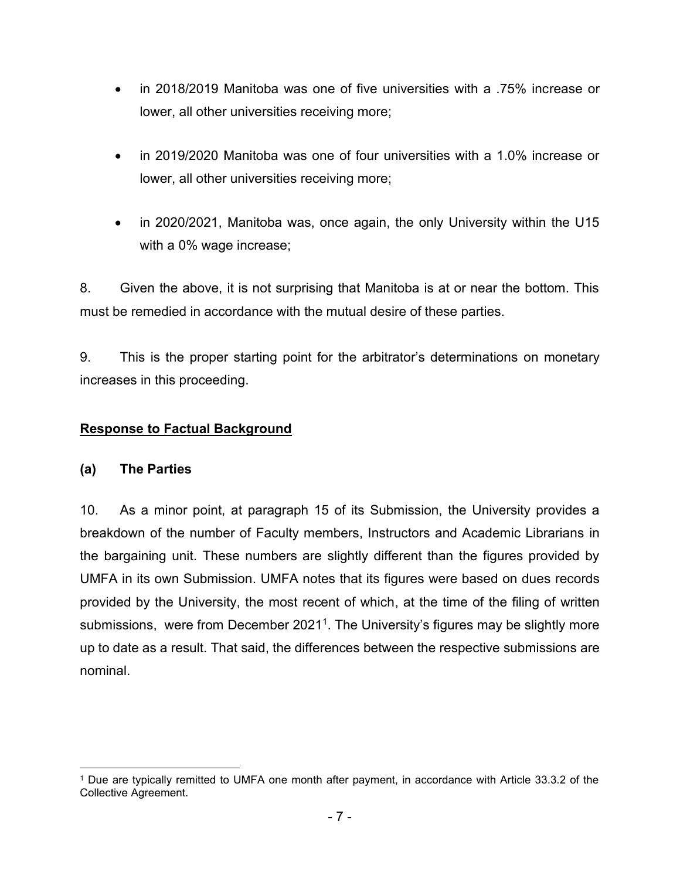- in 2018/2019 Manitoba was one of five universities with a .75% increase or lower, all other universities receiving more;
- in 2019/2020 Manitoba was one of four universities with a 1.0% increase or lower, all other universities receiving more;
- in 2020/2021, Manitoba was, once again, the only University within the U15 with a 0% wage increase;

8. Given the above, it is not surprising that Manitoba is at or near the bottom. This must be remedied in accordance with the mutual desire of these parties.

9. This is the proper starting point for the arbitrator's determinations on monetary increases in this proceeding.

**Response to Factual Background**

**(a) The Parties**

10. As a minor point, at paragraph 15 of its Submission, the University provides a breakdown of the number of Faculty members, Instructors and Academic Librarians in the bargaining unit. These numbers are slightly different than the figures provided by UMFA in its own Submission. UMFA notes that its figures were based on dues records provided by the University, the most recent of which, at the time of the filing of written submissions, were from December 2021[1]. The University's figures may be slightly more up to date as a result. That said, the differences between the respective submissions are nominal.

[1] Due are typically remitted to UMFA one month after payment, in accordance with Article 33.3.2 of the Collective Agreement.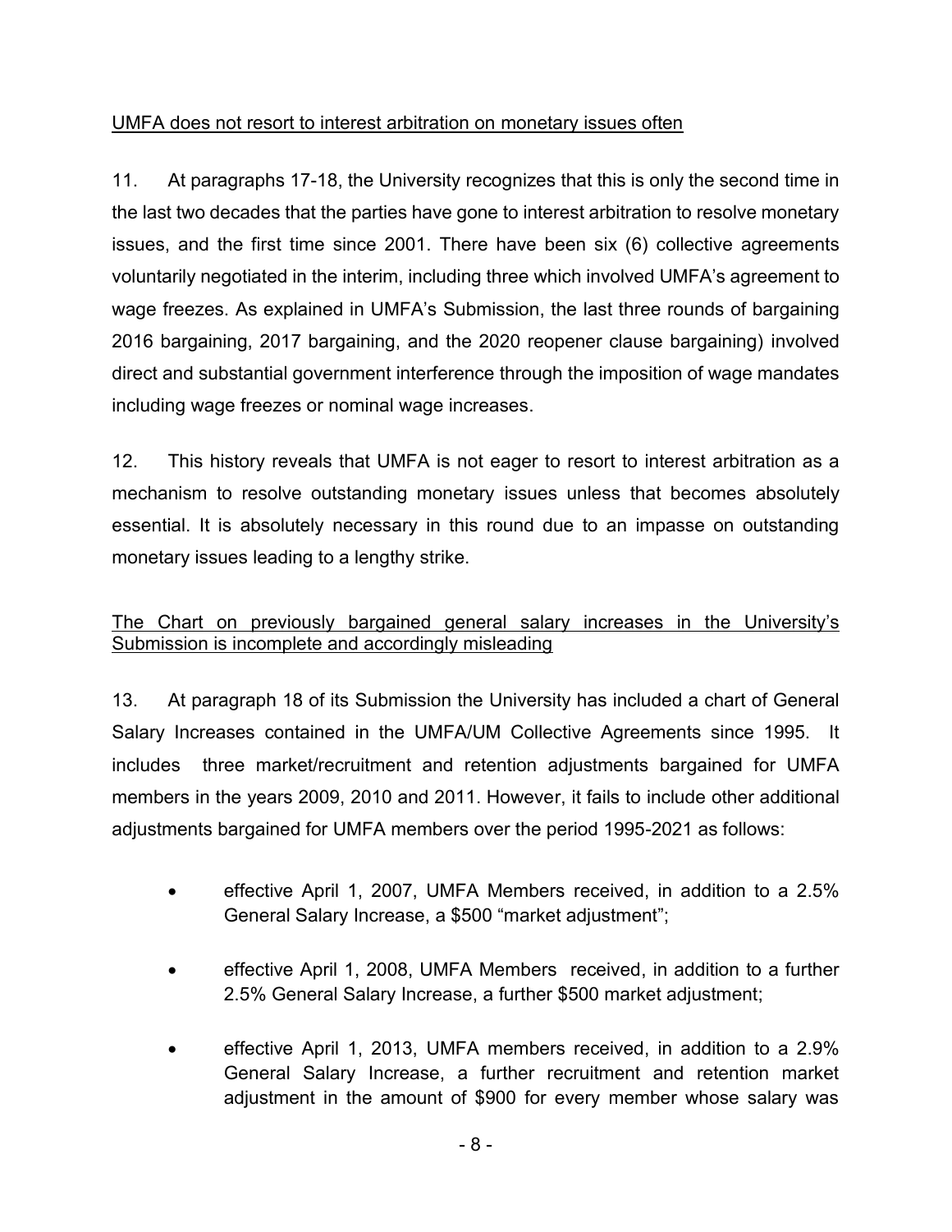UMFA does not resort to interest arbitration on monetary issues often

11. At paragraphs 17-18, the University recognizes that this is only the second time in the last two decades that the parties have gone to interest arbitration to resolve monetary issues, and the first time since 2001. There have been six (6) collective agreements voluntarily negotiated in the interim, including three which involved UMFA's agreement to wage freezes. As explained in UMFA's Submission, the last three rounds of bargaining 2016 bargaining, 2017 bargaining, and the 2020 reopener clause bargaining) involved direct and substantial government interference through the imposition of wage mandates including wage freezes or nominal wage increases.

12. This history reveals that UMFA is not eager to resort to interest arbitration as a mechanism to resolve outstanding monetary issues unless that becomes absolutely essential. It is absolutely necessary in this round due to an impasse on outstanding monetary issues leading to a lengthy strike.

The Chart on previously bargained general salary increases in the University's Submission is incomplete and accordingly misleading

13. At paragraph 18 of its Submission the University has included a chart of General Salary Increases contained in the UMFA/UM Collective Agreements since 1995. It includes three market/recruitment and retention adjustments bargained for UMFA members in the years 2009, 2010 and 2011. However, it fails to include other additional adjustments bargained for UMFA members over the period 1995-2021 as follows:

- effective April 1, 2007, UMFA Members received, in addition to a 2.5% General Salary Increase, a $500 "market adjustment";
- effective April 1, 2008, UMFA Members received, in addition to a further 2.5% General Salary Increase, a further $500 market adjustment;
- effective April 1, 2013, UMFA members received, in addition to a 2.9% General Salary Increase, a further recruitment and retention market adjustment in the amount of $900 for every member whose salary was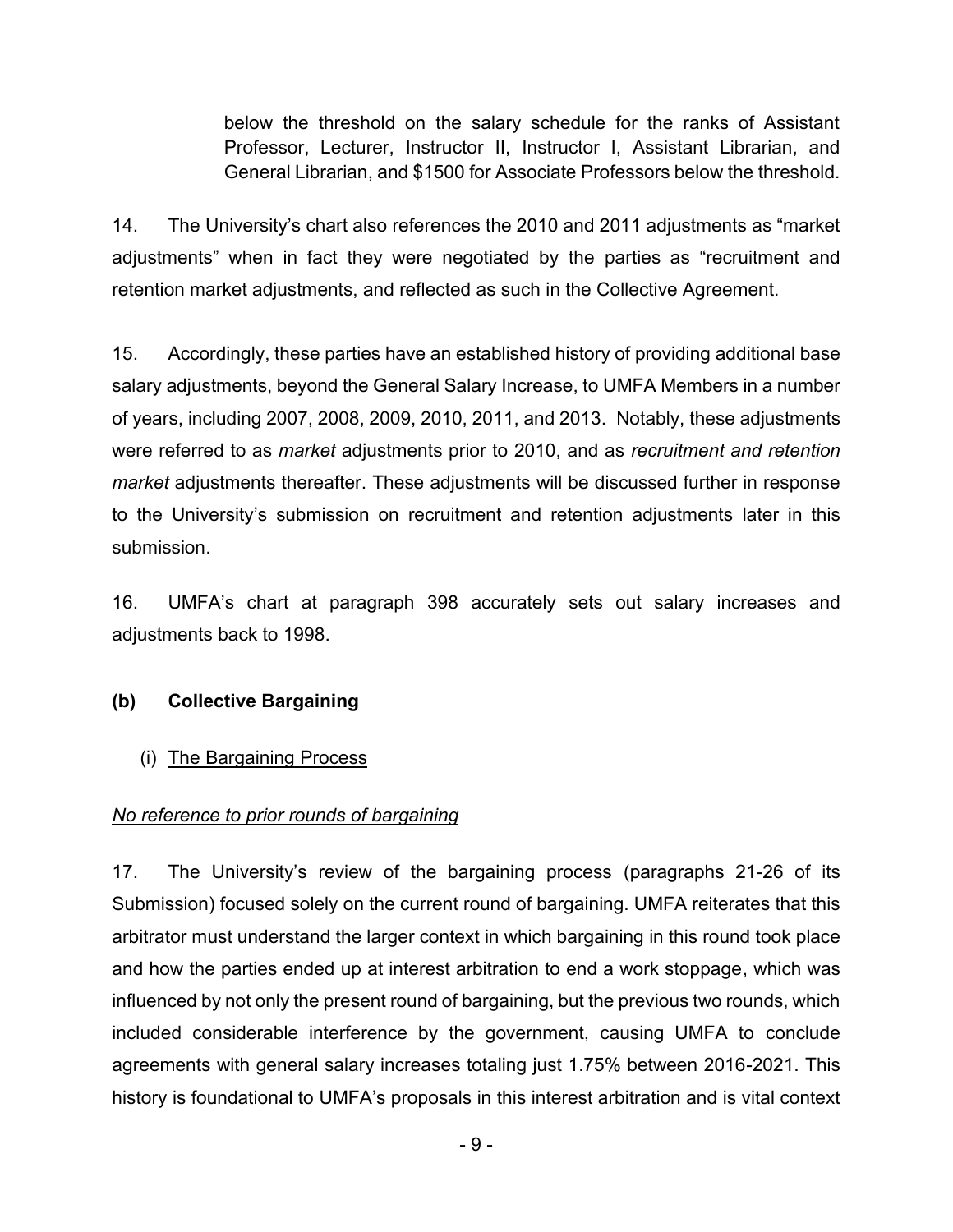below the threshold on the salary schedule for the ranks of Assistant Professor, Lecturer, Instructor II, Instructor I, Assistant Librarian, and General Librarian, and $1500 for Associate Professors below the threshold.

14. The University's chart also references the 2010 and 2011 adjustments as "market adjustments" when in fact they were negotiated by the parties as "recruitment and retention market adjustments, and reflected as such in the Collective Agreement.

15. Accordingly, these parties have an established history of providing additional base salary adjustments, beyond the General Salary Increase, to UMFA Members in a number of years, including 2007, 2008, 2009, 2010, 2011, and 2013. Notably, these adjustments were referred to as *market* adjustments prior to 2010, and as *recruitment and retention market* adjustments thereafter. These adjustments will be discussed further in response to the University's submission on recruitment and retention adjustments later in this submission.

16. UMFA's chart at paragraph 398 accurately sets out salary increases and adjustments back to 1998.

## (b) Collective Bargaining

### (i) The Bargaining Process

*No reference to prior rounds of bargaining*

17. The University's review of the bargaining process (paragraphs 21-26 of its Submission) focused solely on the current round of bargaining. UMFA reiterates that this arbitrator must understand the larger context in which bargaining in this round took place and how the parties ended up at interest arbitration to end a work stoppage, which was influenced by not only the present round of bargaining, but the previous two rounds, which included considerable interference by the government, causing UMFA to conclude agreements with general salary increases totaling just 1.75% between 2016-2021. This history is foundational to UMFA's proposals in this interest arbitration and is vital context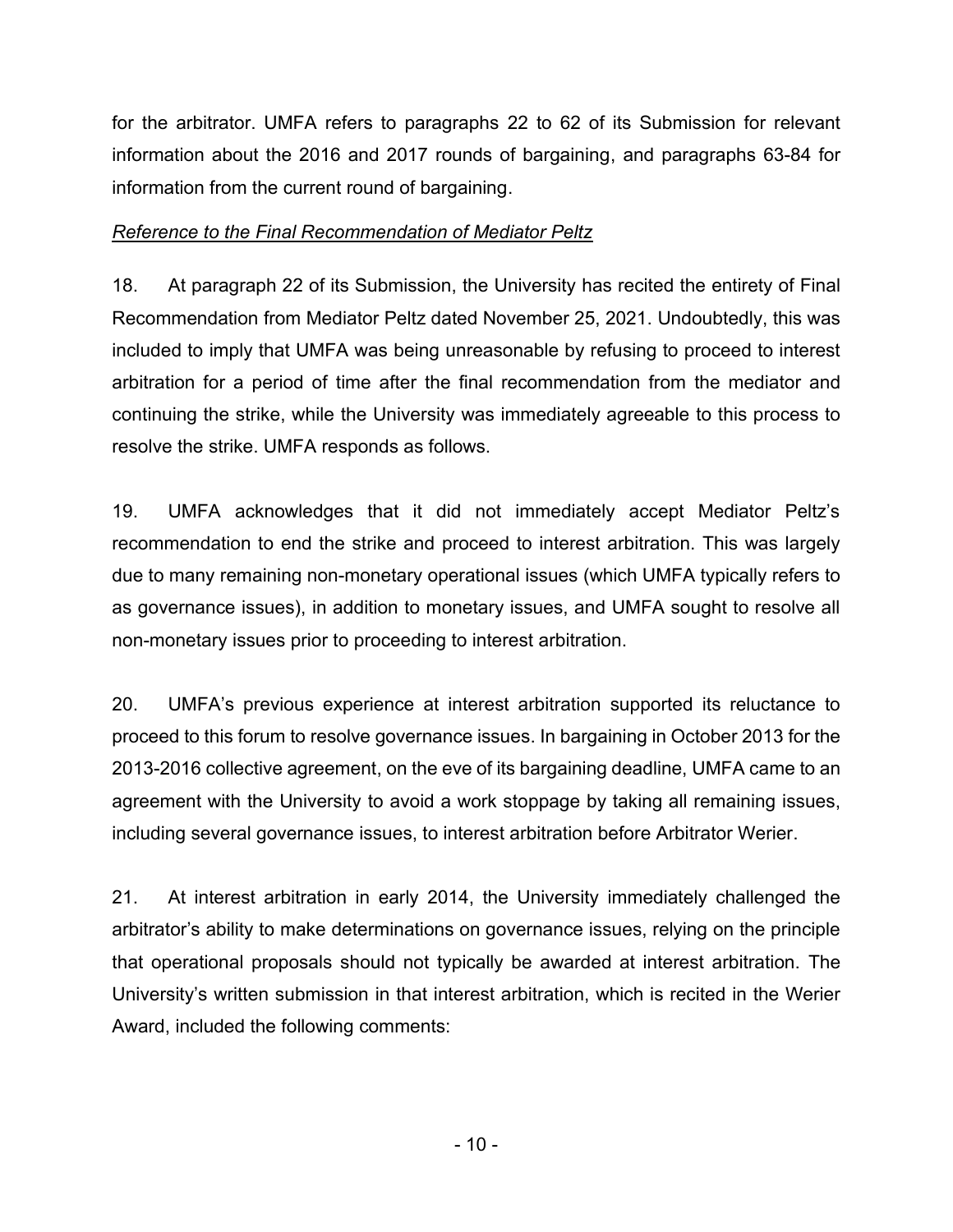for the arbitrator. UMFA refers to paragraphs 22 to 62 of its Submission for relevant information about the 2016 and 2017 rounds of bargaining, and paragraphs 63-84 for information from the current round of bargaining.

*Reference to the Final Recommendation of Mediator Peltz*

18. At paragraph 22 of its Submission, the University has recited the entirety of Final Recommendation from Mediator Peltz dated November 25, 2021. Undoubtedly, this was included to imply that UMFA was being unreasonable by refusing to proceed to interest arbitration for a period of time after the final recommendation from the mediator and continuing the strike, while the University was immediately agreeable to this process to resolve the strike. UMFA responds as follows.

19. UMFA acknowledges that it did not immediately accept Mediator Peltz's recommendation to end the strike and proceed to interest arbitration. This was largely due to many remaining non-monetary operational issues (which UMFA typically refers to as governance issues), in addition to monetary issues, and UMFA sought to resolve all non-monetary issues prior to proceeding to interest arbitration.

20. UMFA's previous experience at interest arbitration supported its reluctance to proceed to this forum to resolve governance issues. In bargaining in October 2013 for the 2013-2016 collective agreement, on the eve of its bargaining deadline, UMFA came to an agreement with the University to avoid a work stoppage by taking all remaining issues, including several governance issues, to interest arbitration before Arbitrator Werier.

21. At interest arbitration in early 2014, the University immediately challenged the arbitrator's ability to make determinations on governance issues, relying on the principle that operational proposals should not typically be awarded at interest arbitration. The University's written submission in that interest arbitration, which is recited in the Werier Award, included the following comments: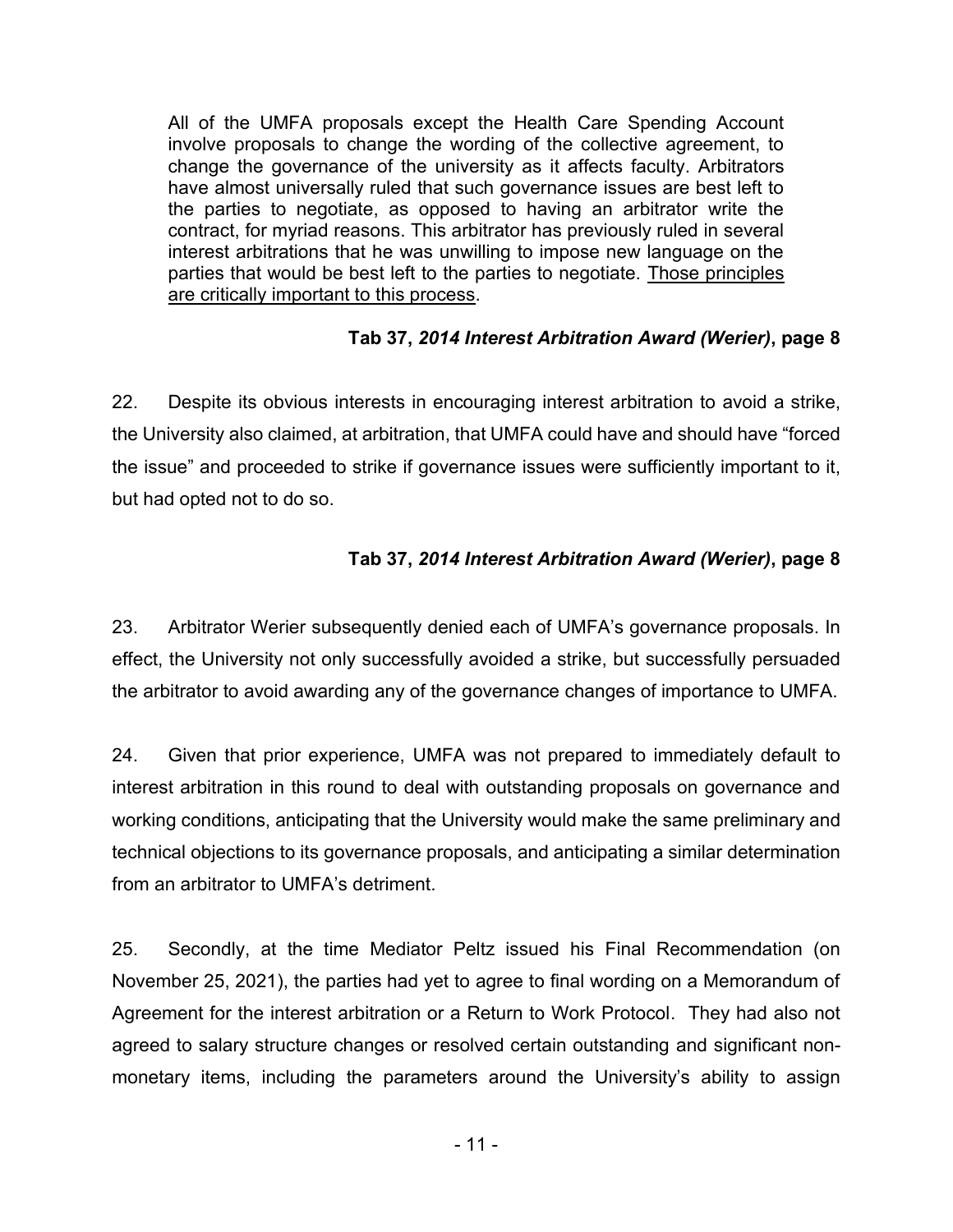> All of the UMFA proposals except the Health Care Spending Account involve proposals to change the wording of the collective agreement, to change the governance of the university as it affects faculty. Arbitrators have almost universally ruled that such governance issues are best left to the parties to negotiate, as opposed to having an arbitrator write the contract, for myriad reasons. This arbitrator has previously ruled in several interest arbitrations that he was unwilling to impose new language on the parties that would be best left to the parties to negotiate. <u>Those principles are critically important to this process</u>.

**Tab 37, *2014 Interest Arbitration Award (Werier)*, page 8**

22. Despite its obvious interests in encouraging interest arbitration to avoid a strike, the University also claimed, at arbitration, that UMFA could have and should have "forced the issue" and proceeded to strike if governance issues were sufficiently important to it, but had opted not to do so.

**Tab 37, *2014 Interest Arbitration Award (Werier)*, page 8**

23. Arbitrator Werier subsequently denied each of UMFA's governance proposals. In effect, the University not only successfully avoided a strike, but successfully persuaded the arbitrator to avoid awarding any of the governance changes of importance to UMFA.

24. Given that prior experience, UMFA was not prepared to immediately default to interest arbitration in this round to deal with outstanding proposals on governance and working conditions, anticipating that the University would make the same preliminary and technical objections to its governance proposals, and anticipating a similar determination from an arbitrator to UMFA's detriment.

25. Secondly, at the time Mediator Peltz issued his Final Recommendation (on November 25, 2021), the parties had yet to agree to final wording on a Memorandum of Agreement for the interest arbitration or a Return to Work Protocol. They had also not agreed to salary structure changes or resolved certain outstanding and significant non-monetary items, including the parameters around the University's ability to assign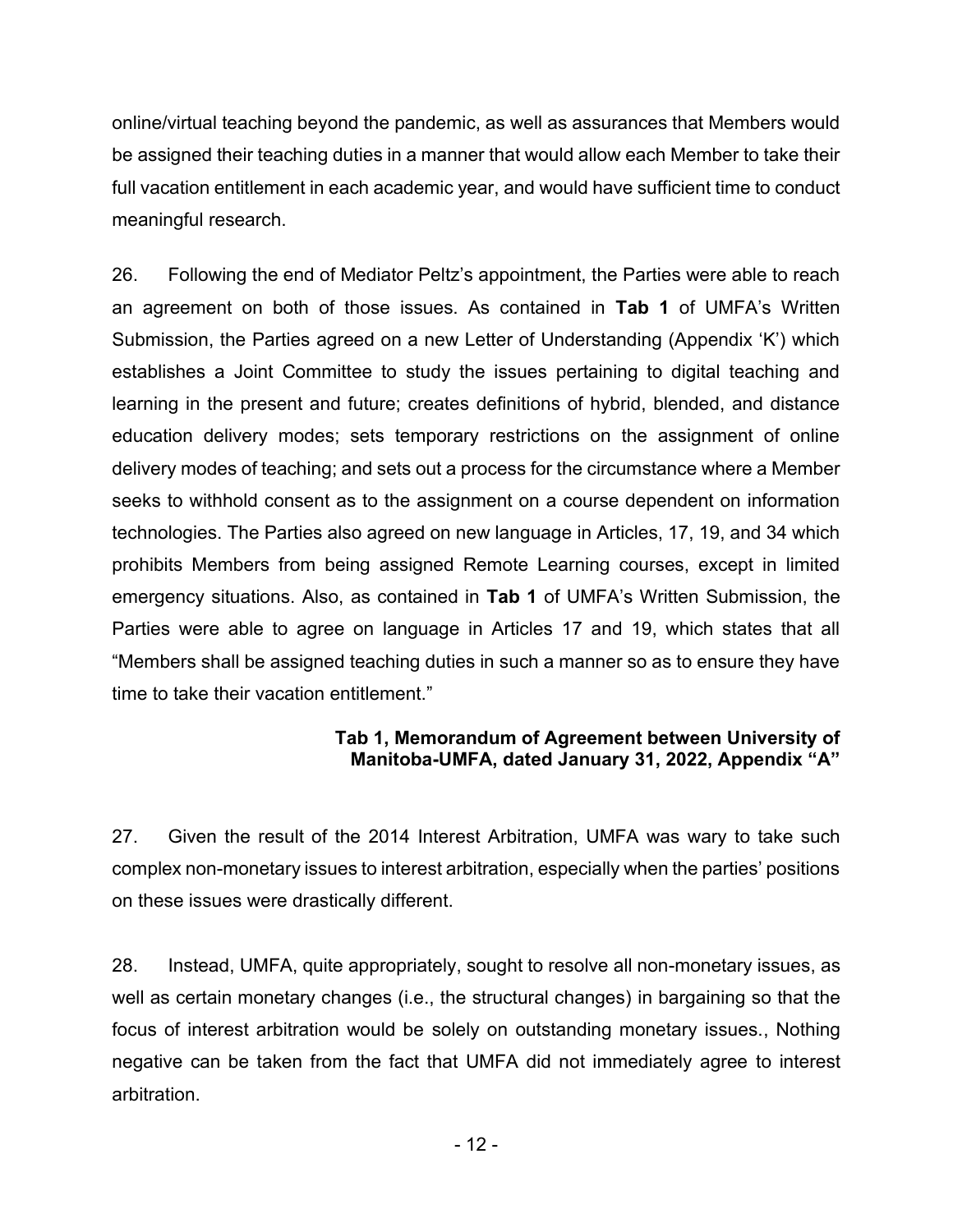online/virtual teaching beyond the pandemic, as well as assurances that Members would be assigned their teaching duties in a manner that would allow each Member to take their full vacation entitlement in each academic year, and would have sufficient time to conduct meaningful research.

26. Following the end of Mediator Peltz's appointment, the Parties were able to reach an agreement on both of those issues. As contained in **Tab 1** of UMFA's Written Submission, the Parties agreed on a new Letter of Understanding (Appendix 'K') which establishes a Joint Committee to study the issues pertaining to digital teaching and learning in the present and future; creates definitions of hybrid, blended, and distance education delivery modes; sets temporary restrictions on the assignment of online delivery modes of teaching; and sets out a process for the circumstance where a Member seeks to withhold consent as to the assignment on a course dependent on information technologies. The Parties also agreed on new language in Articles, 17, 19, and 34 which prohibits Members from being assigned Remote Learning courses, except in limited emergency situations. Also, as contained in **Tab 1** of UMFA's Written Submission, the Parties were able to agree on language in Articles 17 and 19, which states that all "Members shall be assigned teaching duties in such a manner so as to ensure they have time to take their vacation entitlement."

**Tab 1, Memorandum of Agreement between University of Manitoba-UMFA, dated January 31, 2022, Appendix "A"**

27. Given the result of the 2014 Interest Arbitration, UMFA was wary to take such complex non-monetary issues to interest arbitration, especially when the parties' positions on these issues were drastically different.

28. Instead, UMFA, quite appropriately, sought to resolve all non-monetary issues, as well as certain monetary changes (i.e., the structural changes) in bargaining so that the focus of interest arbitration would be solely on outstanding monetary issues., Nothing negative can be taken from the fact that UMFA did not immediately agree to interest arbitration.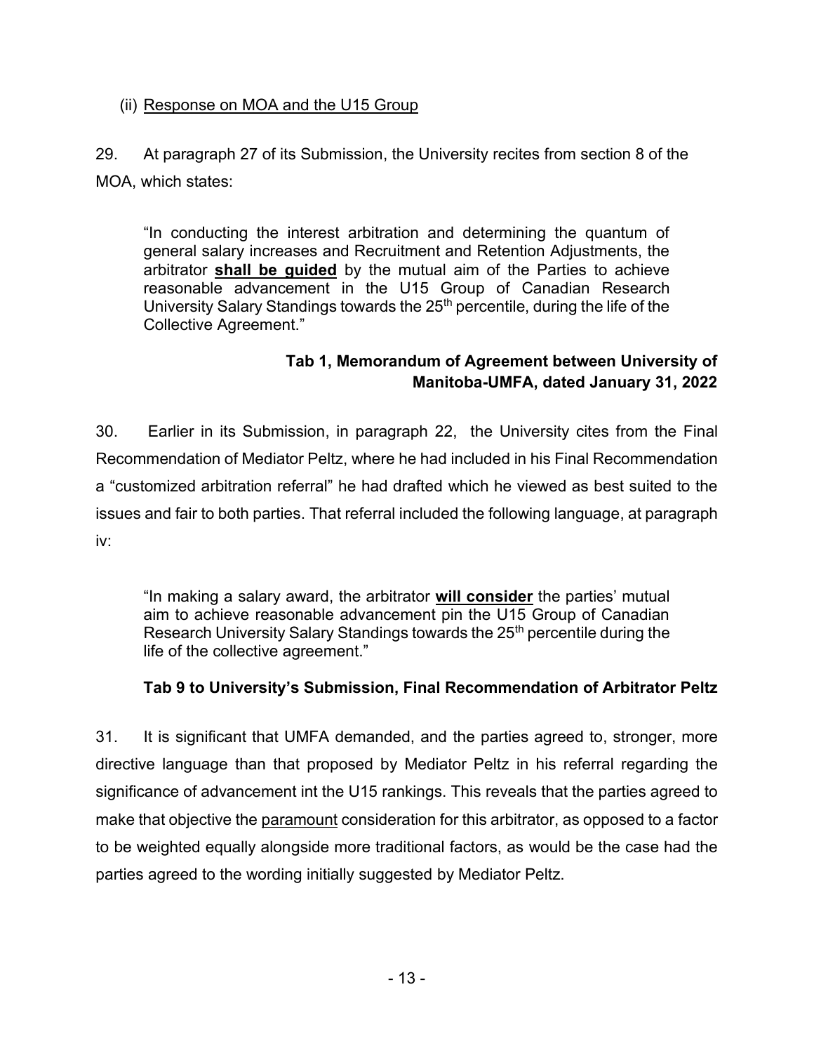(ii) <u>Response on MOA and the U15 Group</u>

29. At paragraph 27 of its Submission, the University recites from section 8 of the MOA, which states:

> "In conducting the interest arbitration and determining the quantum of general salary increases and Recruitment and Retention Adjustments, the arbitrator **<u>shall be guided</u>** by the mutual aim of the Parties to achieve reasonable advancement in the U15 Group of Canadian Research University Salary Standings towards the 25th percentile, during the life of the Collective Agreement."

**Tab 1, Memorandum of Agreement between University of Manitoba-UMFA, dated January 31, 2022**

30. Earlier in its Submission, in paragraph 22, the University cites from the Final Recommendation of Mediator Peltz, where he had included in his Final Recommendation a "customized arbitration referral" he had drafted which he viewed as best suited to the issues and fair to both parties. That referral included the following language, at paragraph iv:

> "In making a salary award, the arbitrator **<u>will consider</u>** the parties' mutual aim to achieve reasonable advancement pin the U15 Group of Canadian Research University Salary Standings towards the 25th percentile during the life of the collective agreement."

**Tab 9 to University's Submission, Final Recommendation of Arbitrator Peltz**

31. It is significant that UMFA demanded, and the parties agreed to, stronger, more directive language than that proposed by Mediator Peltz in his referral regarding the significance of advancement int the U15 rankings. This reveals that the parties agreed to make that objective the <u>paramount</u> consideration for this arbitrator, as opposed to a factor to be weighted equally alongside more traditional factors, as would be the case had the parties agreed to the wording initially suggested by Mediator Peltz.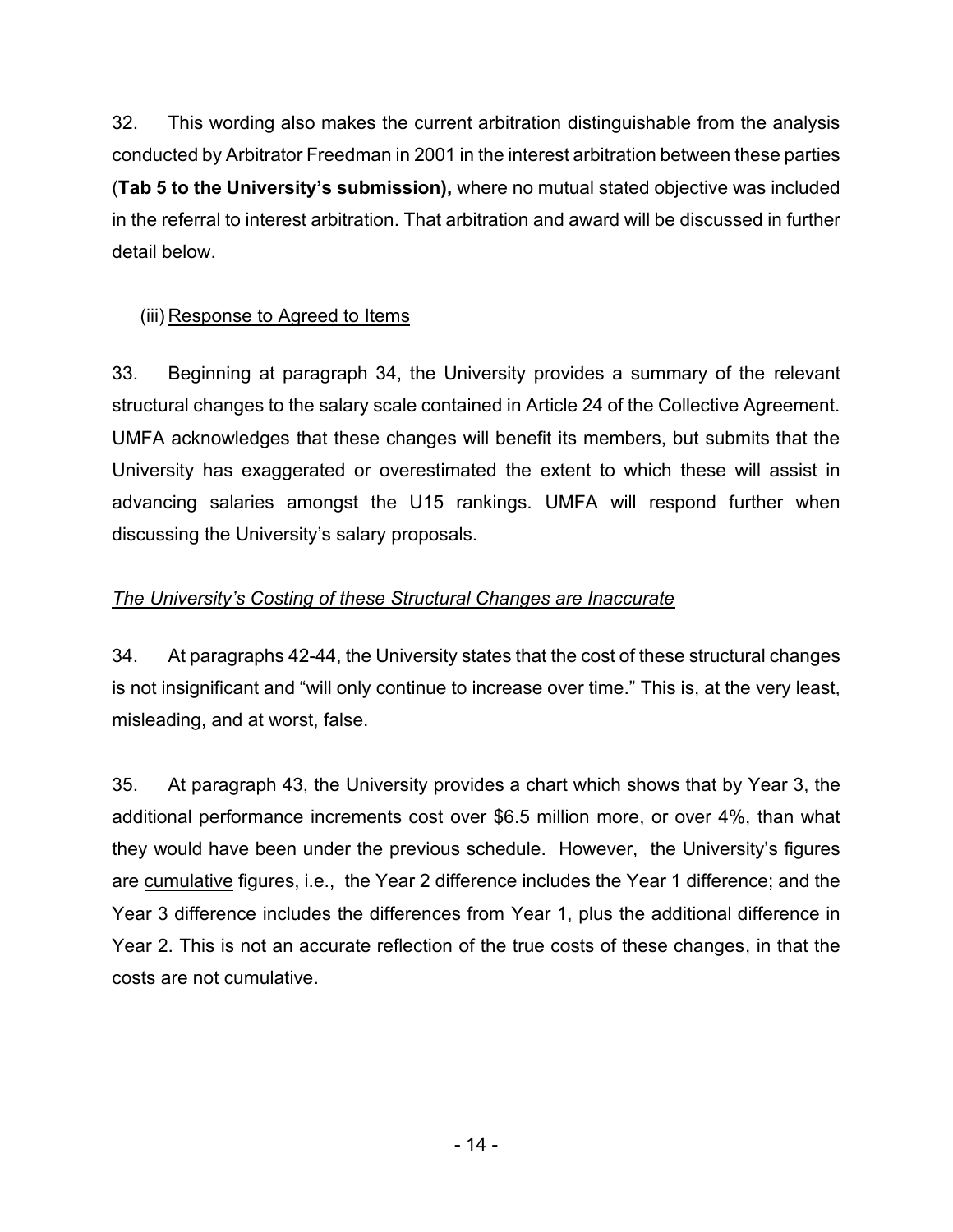32. This wording also makes the current arbitration distinguishable from the analysis conducted by Arbitrator Freedman in 2001 in the interest arbitration between these parties (**Tab 5 to the University's submission),** where no mutual stated objective was included in the referral to interest arbitration. That arbitration and award will be discussed in further detail below.

(iii) Response to Agreed to Items

33. Beginning at paragraph 34, the University provides a summary of the relevant structural changes to the salary scale contained in Article 24 of the Collective Agreement. UMFA acknowledges that these changes will benefit its members, but submits that the University has exaggerated or overestimated the extent to which these will assist in advancing salaries amongst the U15 rankings. UMFA will respond further when discussing the University's salary proposals.

*The University's Costing of these Structural Changes are Inaccurate*

34. At paragraphs 42-44, the University states that the cost of these structural changes is not insignificant and "will only continue to increase over time." This is, at the very least, misleading, and at worst, false.

35. At paragraph 43, the University provides a chart which shows that by Year 3, the additional performance increments cost over $6.5 million more, or over 4%, than what they would have been under the previous schedule. However, the University's figures are cumulative figures, i.e., the Year 2 difference includes the Year 1 difference; and the Year 3 difference includes the differences from Year 1, plus the additional difference in Year 2. This is not an accurate reflection of the true costs of these changes, in that the costs are not cumulative.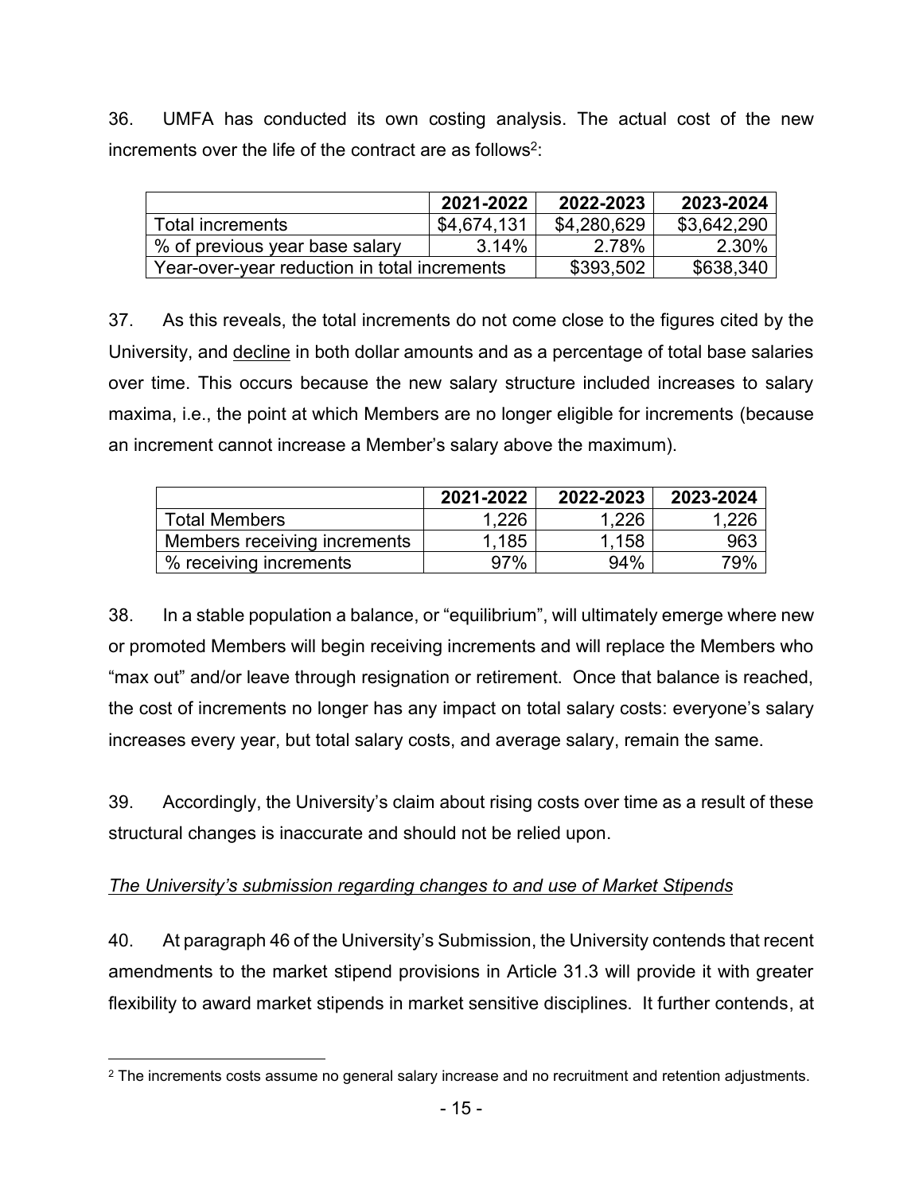36. UMFA has conducted its own costing analysis. The actual cost of the new increments over the life of the contract are as follows[2]:

| | 2021-2022 | 2022-2023 | 2023-2024 |
|---|---|---|---|
| Total increments | $4,674,131 | $4,280,629 | $3,642,290 |
| % of previous year base salary | 3.14% | 2.78% | 2.30% |
| Year-over-year reduction in total increments | | $393,502 | $638,340 |

37. As this reveals, the total increments do not come close to the figures cited by the University, and <u>decline</u> in both dollar amounts and as a percentage of total base salaries over time. This occurs because the new salary structure included increases to salary maxima, i.e., the point at which Members are no longer eligible for increments (because an increment cannot increase a Member's salary above the maximum).

| | 2021-2022 | 2022-2023 | 2023-2024 |
|---|---|---|---|
| Total Members | 1,226 | 1,226 | 1,226 |
| Members receiving increments | 1,185 | 1,158 | 963 |
| % receiving increments | 97% | 94% | 79% |

38. In a stable population a balance, or "equilibrium", will ultimately emerge where new or promoted Members will begin receiving increments and will replace the Members who "max out" and/or leave through resignation or retirement. Once that balance is reached, the cost of increments no longer has any impact on total salary costs: everyone's salary increases every year, but total salary costs, and average salary, remain the same.

39. Accordingly, the University's claim about rising costs over time as a result of these structural changes is inaccurate and should not be relied upon.

*<u>The University's submission regarding changes to and use of Market Stipends</u>*

40. At paragraph 46 of the University's Submission, the University contends that recent amendments to the market stipend provisions in Article 31.3 will provide it with greater flexibility to award market stipends in market sensitive disciplines. It further contends, at

[2] The increments costs assume no general salary increase and no recruitment and retention adjustments.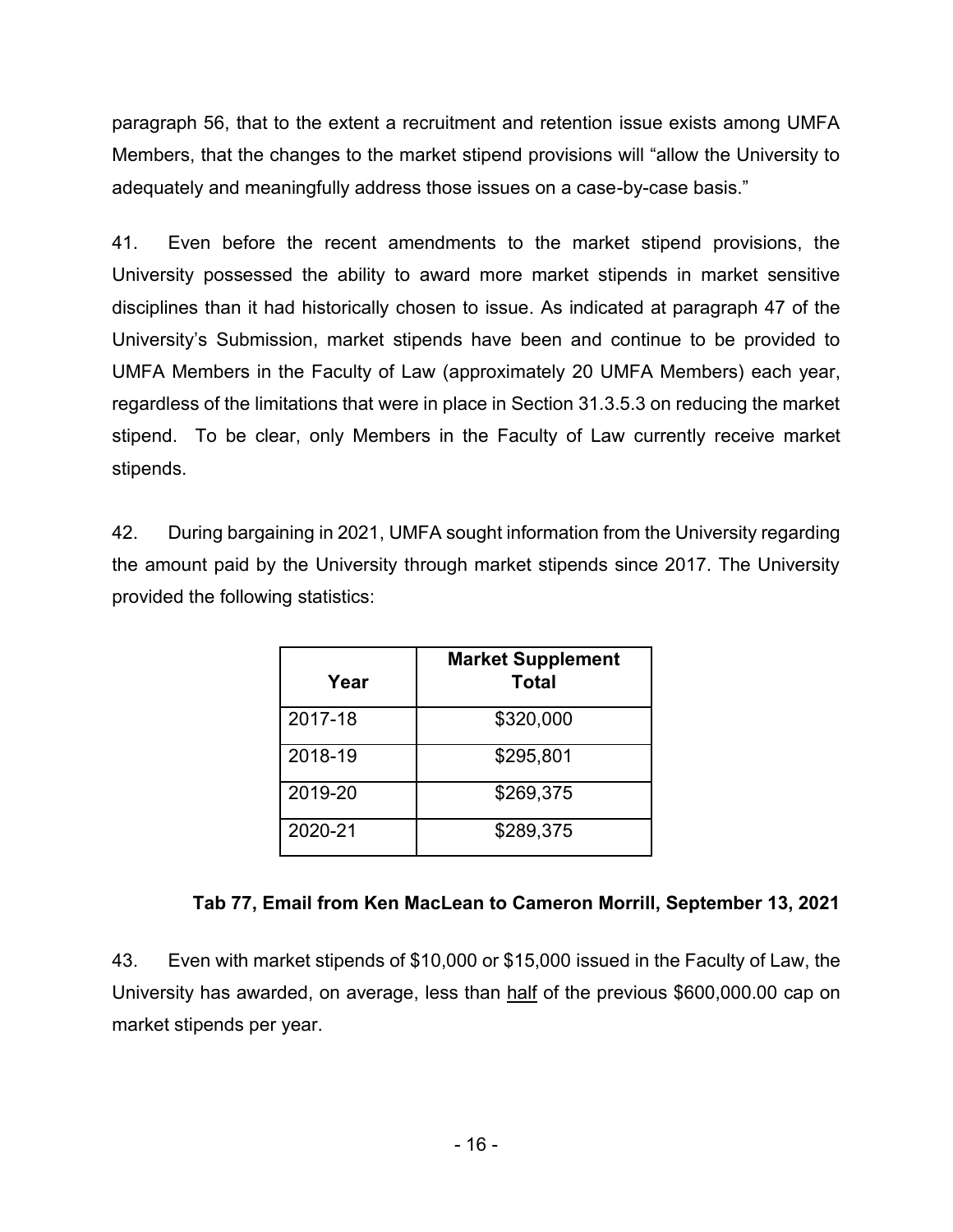paragraph 56, that to the extent a recruitment and retention issue exists among UMFA Members, that the changes to the market stipend provisions will "allow the University to adequately and meaningfully address those issues on a case-by-case basis."

41. Even before the recent amendments to the market stipend provisions, the University possessed the ability to award more market stipends in market sensitive disciplines than it had historically chosen to issue. As indicated at paragraph 47 of the University's Submission, market stipends have been and continue to be provided to UMFA Members in the Faculty of Law (approximately 20 UMFA Members) each year, regardless of the limitations that were in place in Section 31.3.5.3 on reducing the market stipend. To be clear, only Members in the Faculty of Law currently receive market stipends.

42. During bargaining in 2021, UMFA sought information from the University regarding the amount paid by the University through market stipends since 2017. The University provided the following statistics:

| Year | Market Supplement Total |
|---|---|
| 2017-18 | $320,000 |
| 2018-19 | $295,801 |
| 2019-20 | $269,375 |
| 2020-21 | $289,375 |

**Tab 77, Email from Ken MacLean to Cameron Morrill, September 13, 2021**

43. Even with market stipends of $10,000 or $15,000 issued in the Faculty of Law, the University has awarded, on average, less than <u>half</u> of the previous $600,000.00 cap on market stipends per year.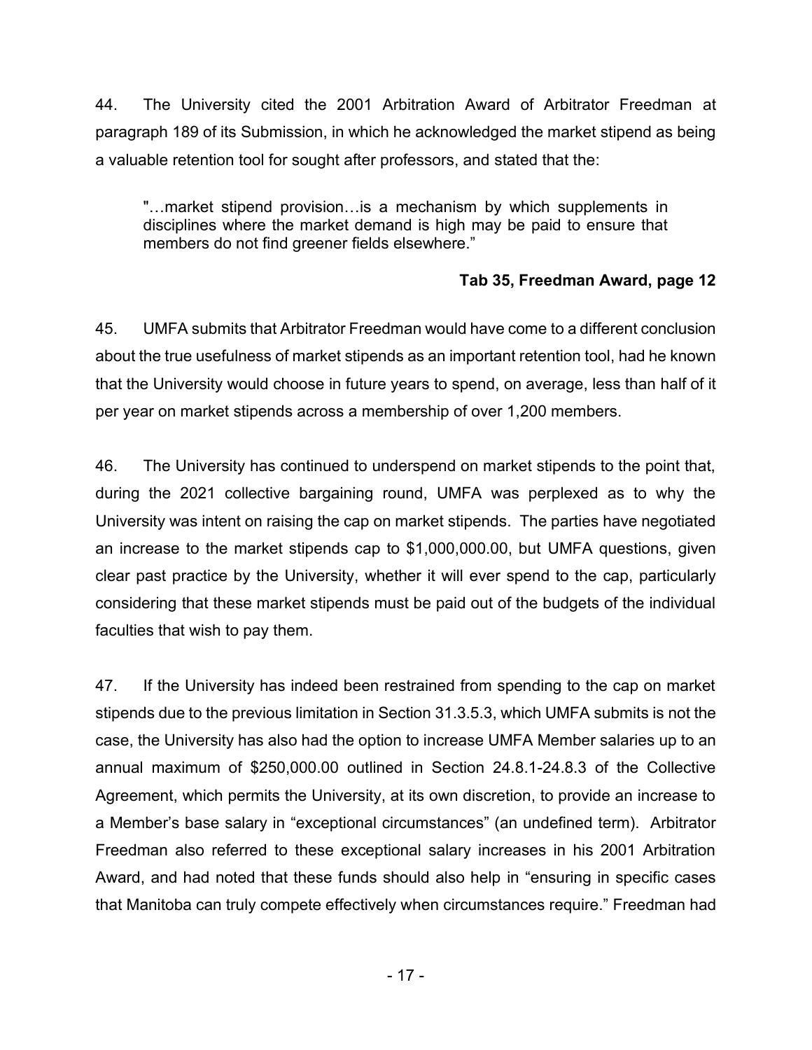44. The University cited the 2001 Arbitration Award of Arbitrator Freedman at paragraph 189 of its Submission, in which he acknowledged the market stipend as being a valuable retention tool for sought after professors, and stated that the:

> "…market stipend provision…is a mechanism by which supplements in disciplines where the market demand is high may be paid to ensure that members do not find greener fields elsewhere."

**Tab 35, Freedman Award, page 12**

45. UMFA submits that Arbitrator Freedman would have come to a different conclusion about the true usefulness of market stipends as an important retention tool, had he known that the University would choose in future years to spend, on average, less than half of it per year on market stipends across a membership of over 1,200 members.

46. The University has continued to underspend on market stipends to the point that, during the 2021 collective bargaining round, UMFA was perplexed as to why the University was intent on raising the cap on market stipends. The parties have negotiated an increase to the market stipends cap to $1,000,000.00, but UMFA questions, given clear past practice by the University, whether it will ever spend to the cap, particularly considering that these market stipends must be paid out of the budgets of the individual faculties that wish to pay them.

47. If the University has indeed been restrained from spending to the cap on market stipends due to the previous limitation in Section 31.3.5.3, which UMFA submits is not the case, the University has also had the option to increase UMFA Member salaries up to an annual maximum of $250,000.00 outlined in Section 24.8.1-24.8.3 of the Collective Agreement, which permits the University, at its own discretion, to provide an increase to a Member's base salary in "exceptional circumstances" (an undefined term). Arbitrator Freedman also referred to these exceptional salary increases in his 2001 Arbitration Award, and had noted that these funds should also help in "ensuring in specific cases that Manitoba can truly compete effectively when circumstances require." Freedman had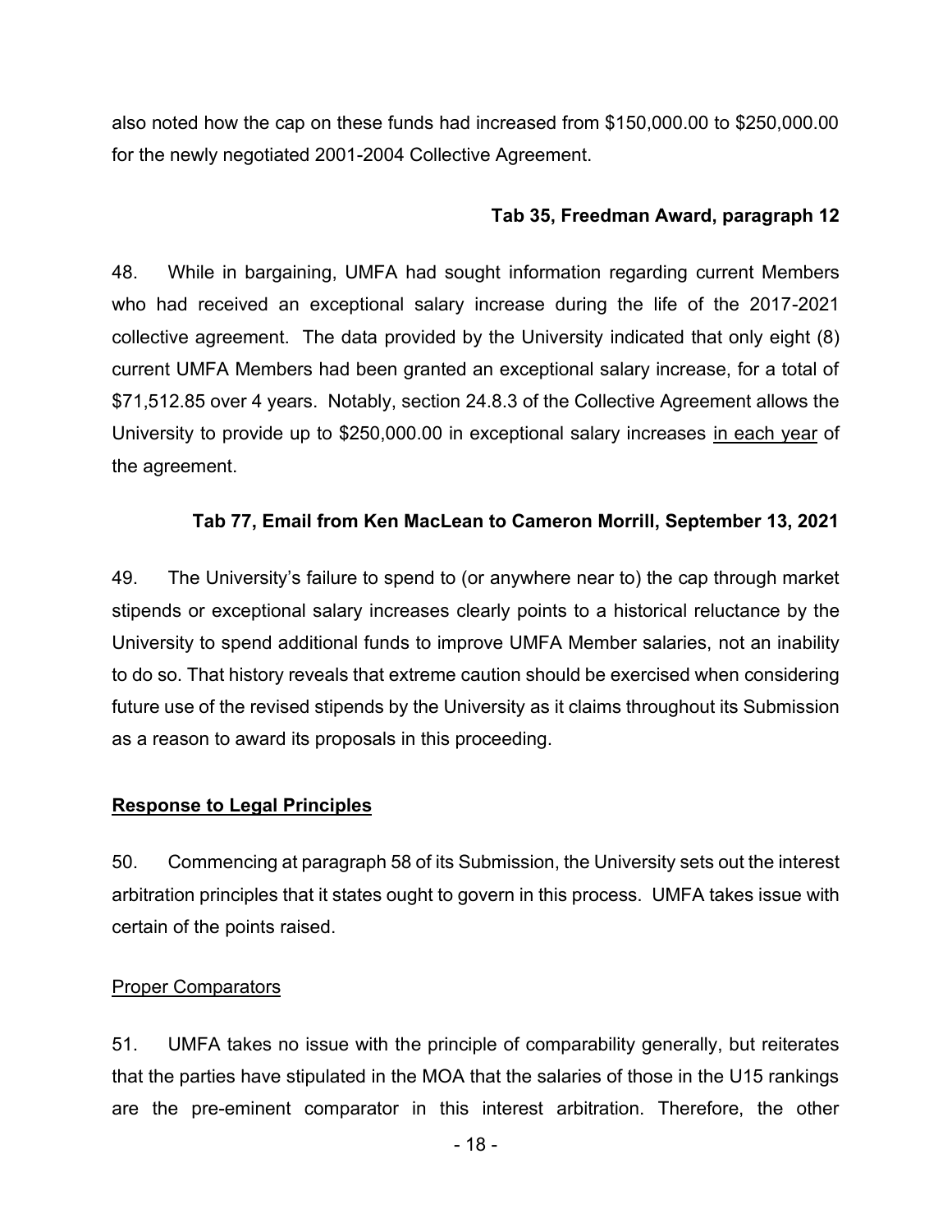also noted how the cap on these funds had increased from $150,000.00 to $250,000.00 for the newly negotiated 2001-2004 Collective Agreement.

**Tab 35, Freedman Award, paragraph 12**

48. While in bargaining, UMFA had sought information regarding current Members who had received an exceptional salary increase during the life of the 2017-2021 collective agreement. The data provided by the University indicated that only eight (8) current UMFA Members had been granted an exceptional salary increase, for a total of $71,512.85 over 4 years. Notably, section 24.8.3 of the Collective Agreement allows the University to provide up to $250,000.00 in exceptional salary increases <u>in each year</u> of the agreement.

**Tab 77, Email from Ken MacLean to Cameron Morrill, September 13, 2021**

49. The University's failure to spend to (or anywhere near to) the cap through market stipends or exceptional salary increases clearly points to a historical reluctance by the University to spend additional funds to improve UMFA Member salaries, not an inability to do so. That history reveals that extreme caution should be exercised when considering future use of the revised stipends by the University as it claims throughout its Submission as a reason to award its proposals in this proceeding.

**<u>Response to Legal Principles</u>**

50. Commencing at paragraph 58 of its Submission, the University sets out the interest arbitration principles that it states ought to govern in this process. UMFA takes issue with certain of the points raised.

<u>Proper Comparators</u>

51. UMFA takes no issue with the principle of comparability generally, but reiterates that the parties have stipulated in the MOA that the salaries of those in the U15 rankings are the pre-eminent comparator in this interest arbitration. Therefore, the other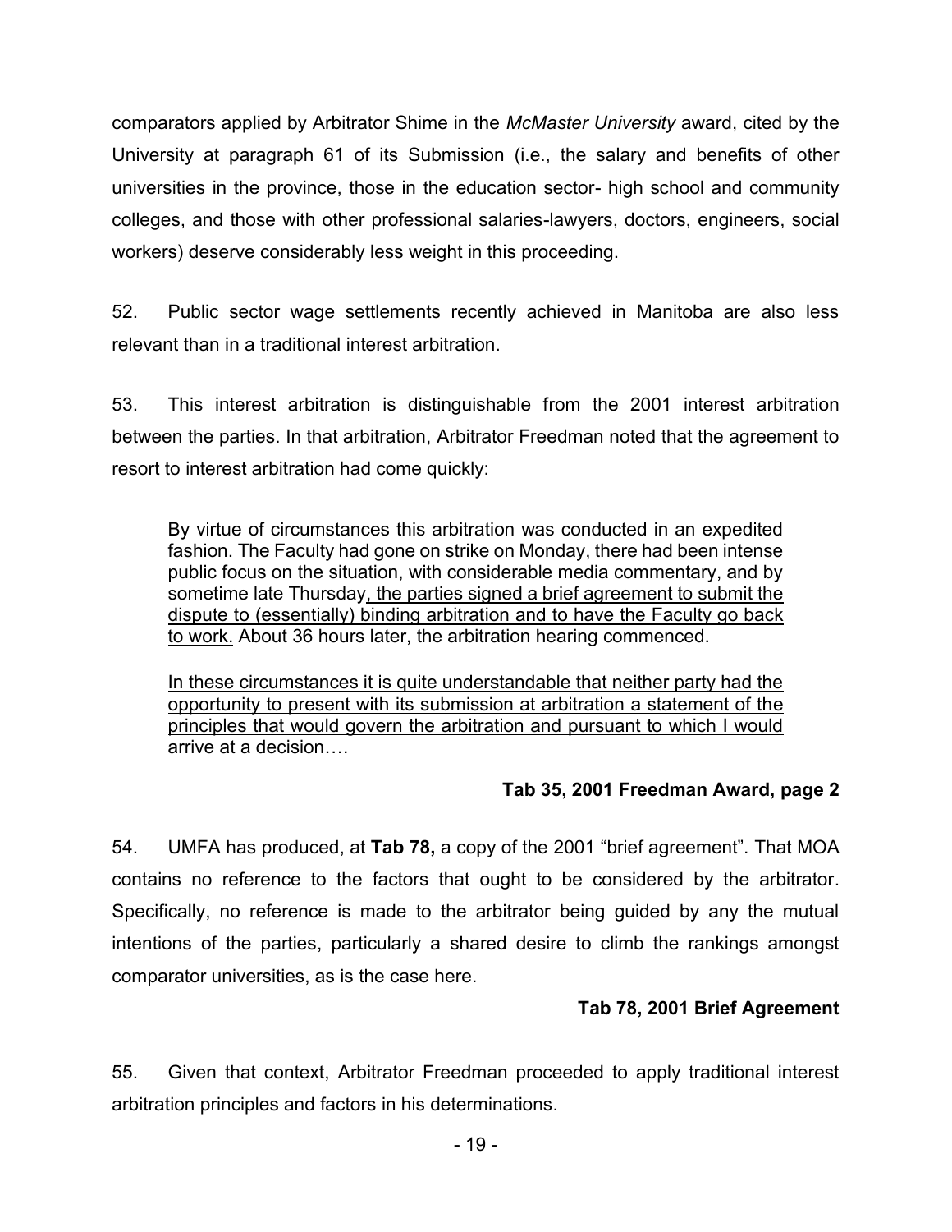comparators applied by Arbitrator Shime in the *McMaster University* award, cited by the University at paragraph 61 of its Submission (i.e., the salary and benefits of other universities in the province, those in the education sector- high school and community colleges, and those with other professional salaries-lawyers, doctors, engineers, social workers) deserve considerably less weight in this proceeding.

52. Public sector wage settlements recently achieved in Manitoba are also less relevant than in a traditional interest arbitration.

53. This interest arbitration is distinguishable from the 2001 interest arbitration between the parties. In that arbitration, Arbitrator Freedman noted that the agreement to resort to interest arbitration had come quickly:

> By virtue of circumstances this arbitration was conducted in an expedited fashion. The Faculty had gone on strike on Monday, there had been intense public focus on the situation, with considerable media commentary, and by sometime late Thursday, the parties signed a brief agreement to submit the dispute to (essentially) binding arbitration and to have the Faculty go back to work. About 36 hours later, the arbitration hearing commenced.
>
> In these circumstances it is quite understandable that neither party had the opportunity to present with its submission at arbitration a statement of the principles that would govern the arbitration and pursuant to which I would arrive at a decision….

**Tab 35, 2001 Freedman Award, page 2**

54. UMFA has produced, at **Tab 78,** a copy of the 2001 "brief agreement". That MOA contains no reference to the factors that ought to be considered by the arbitrator. Specifically, no reference is made to the arbitrator being guided by any the mutual intentions of the parties, particularly a shared desire to climb the rankings amongst comparator universities, as is the case here.

**Tab 78, 2001 Brief Agreement**

55. Given that context, Arbitrator Freedman proceeded to apply traditional interest arbitration principles and factors in his determinations.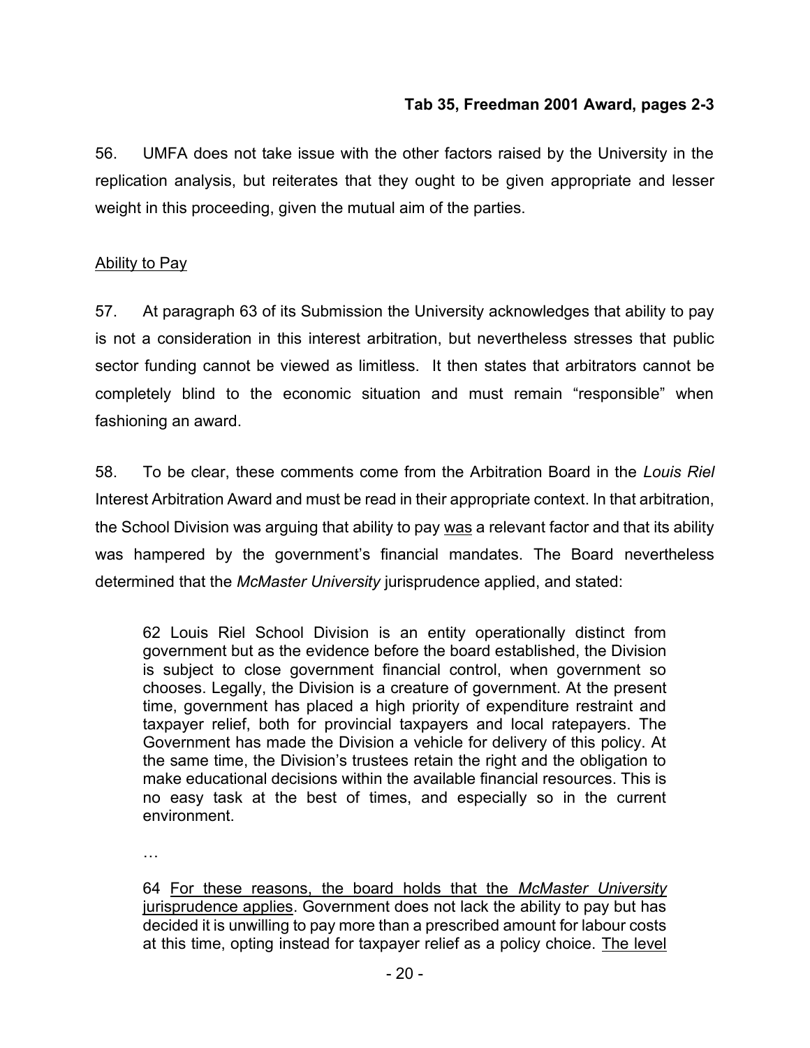**Tab 35, Freedman 2001 Award, pages 2-3**

56. UMFA does not take issue with the other factors raised by the University in the replication analysis, but reiterates that they ought to be given appropriate and lesser weight in this proceeding, given the mutual aim of the parties.

<u>Ability to Pay</u>

57. At paragraph 63 of its Submission the University acknowledges that ability to pay is not a consideration in this interest arbitration, but nevertheless stresses that public sector funding cannot be viewed as limitless. It then states that arbitrators cannot be completely blind to the economic situation and must remain "responsible" when fashioning an award.

58. To be clear, these comments come from the Arbitration Board in the *Louis Riel* Interest Arbitration Award and must be read in their appropriate context. In that arbitration, the School Division was arguing that ability to pay <u>was</u> a relevant factor and that its ability was hampered by the government's financial mandates. The Board nevertheless determined that the *McMaster University* jurisprudence applied, and stated:

> 62 Louis Riel School Division is an entity operationally distinct from government but as the evidence before the board established, the Division is subject to close government financial control, when government so chooses. Legally, the Division is a creature of government. At the present time, government has placed a high priority of expenditure restraint and taxpayer relief, both for provincial taxpayers and local ratepayers. The Government has made the Division a vehicle for delivery of this policy. At the same time, the Division's trustees retain the right and the obligation to make educational decisions within the available financial resources. This is no easy task at the best of times, and especially so in the current environment.
>
> …
>
> 64 <u>For these reasons, the board holds that the *McMaster University* jurisprudence applies</u>. Government does not lack the ability to pay but has decided it is unwilling to pay more than a prescribed amount for labour costs at this time, opting instead for taxpayer relief as a policy choice. <u>The level</u>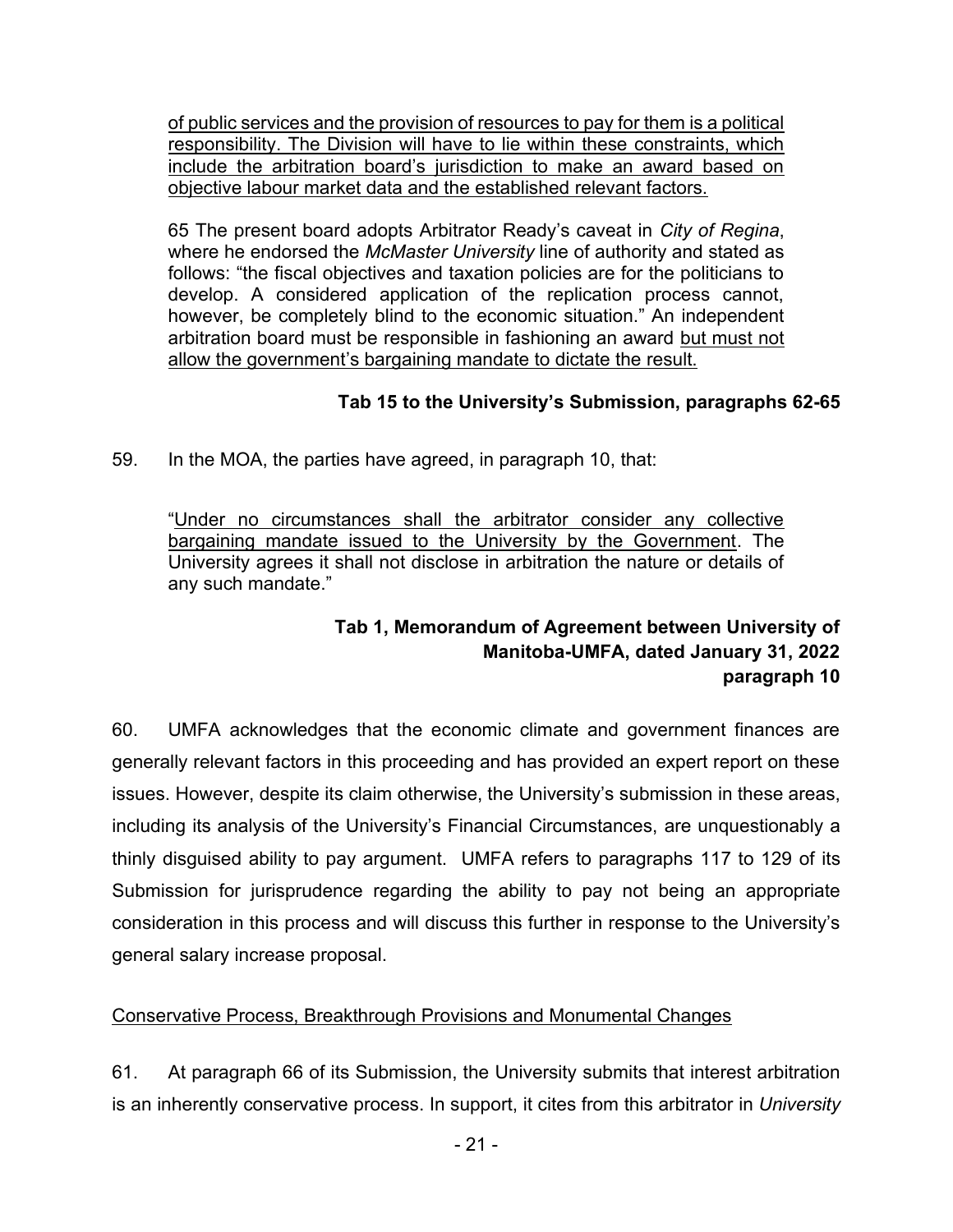> <u>of public services and the provision of resources to pay for them is a political responsibility. The Division will have to lie within these constraints, which include the arbitration board's jurisdiction to make an award based on objective labour market data and the established relevant factors.</u>
>
> 65 The present board adopts Arbitrator Ready's caveat in *City of Regina*, where he endorsed the *McMaster University* line of authority and stated as follows: "the fiscal objectives and taxation policies are for the politicians to develop. A considered application of the replication process cannot, however, be completely blind to the economic situation." An independent arbitration board must be responsible in fashioning an award <u>but must not allow the government's bargaining mandate to dictate the result.</u>

**Tab 15 to the University's Submission, paragraphs 62-65**

59. In the MOA, the parties have agreed, in paragraph 10, that:

> "<u>Under no circumstances shall the arbitrator consider any collective bargaining mandate issued to the University by the Government</u>. The University agrees it shall not disclose in arbitration the nature or details of any such mandate."

**Tab 1, Memorandum of Agreement between University of Manitoba-UMFA, dated January 31, 2022 paragraph 10**

60. UMFA acknowledges that the economic climate and government finances are generally relevant factors in this proceeding and has provided an expert report on these issues. However, despite its claim otherwise, the University's submission in these areas, including its analysis of the University's Financial Circumstances, are unquestionably a thinly disguised ability to pay argument. UMFA refers to paragraphs 117 to 129 of its Submission for jurisprudence regarding the ability to pay not being an appropriate consideration in this process and will discuss this further in response to the University's general salary increase proposal.

<u>Conservative Process, Breakthrough Provisions and Monumental Changes</u>

61. At paragraph 66 of its Submission, the University submits that interest arbitration is an inherently conservative process. In support, it cites from this arbitrator in *University*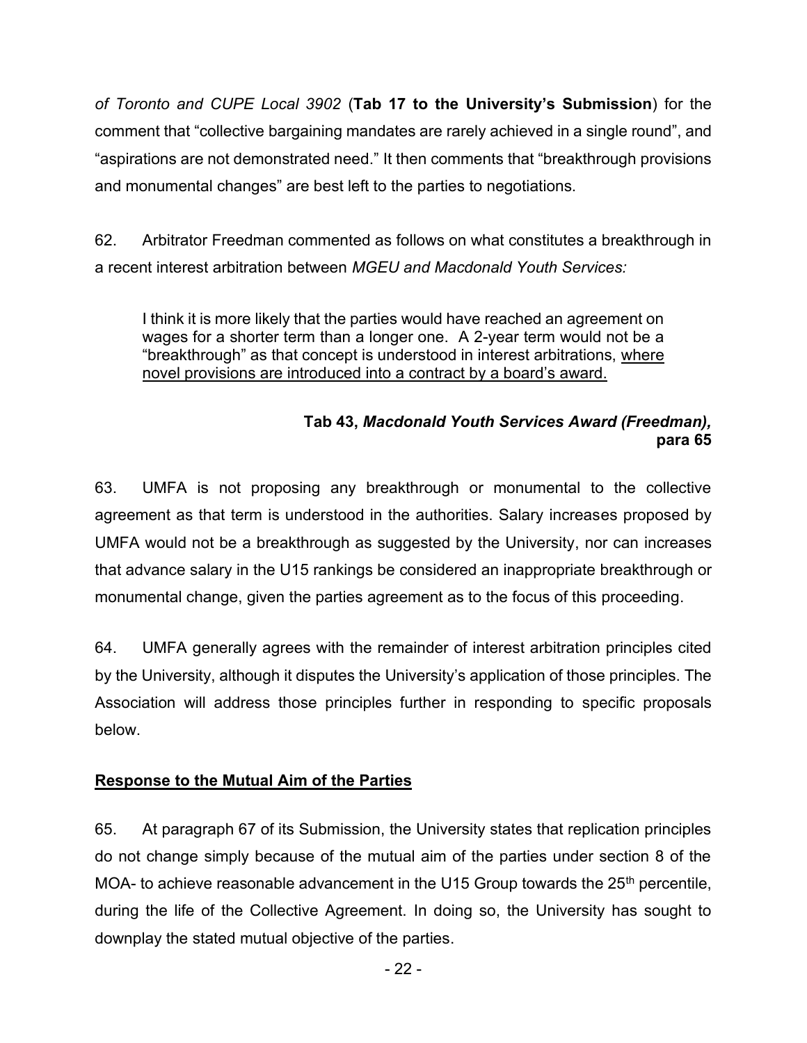*of Toronto and CUPE Local 3902* (**Tab 17 to the University's Submission**) for the comment that "collective bargaining mandates are rarely achieved in a single round", and "aspirations are not demonstrated need." It then comments that "breakthrough provisions and monumental changes" are best left to the parties to negotiations.

62. Arbitrator Freedman commented as follows on what constitutes a breakthrough in a recent interest arbitration between *MGEU and Macdonald Youth Services:*

> I think it is more likely that the parties would have reached an agreement on wages for a shorter term than a longer one. A 2-year term would not be a "breakthrough" as that concept is understood in interest arbitrations, <u>where novel provisions are introduced into a contract by a board's award.</u>
>
> **Tab 43, *Macdonald Youth Services Award (Freedman),* para 65**

63. UMFA is not proposing any breakthrough or monumental to the collective agreement as that term is understood in the authorities. Salary increases proposed by UMFA would not be a breakthrough as suggested by the University, nor can increases that advance salary in the U15 rankings be considered an inappropriate breakthrough or monumental change, given the parties agreement as to the focus of this proceeding.

64. UMFA generally agrees with the remainder of interest arbitration principles cited by the University, although it disputes the University's application of those principles. The Association will address those principles further in responding to specific proposals below.

**<u>Response to the Mutual Aim of the Parties</u>**

65. At paragraph 67 of its Submission, the University states that replication principles do not change simply because of the mutual aim of the parties under section 8 of the MOA- to achieve reasonable advancement in the U15 Group towards the 25th percentile, during the life of the Collective Agreement. In doing so, the University has sought to downplay the stated mutual objective of the parties.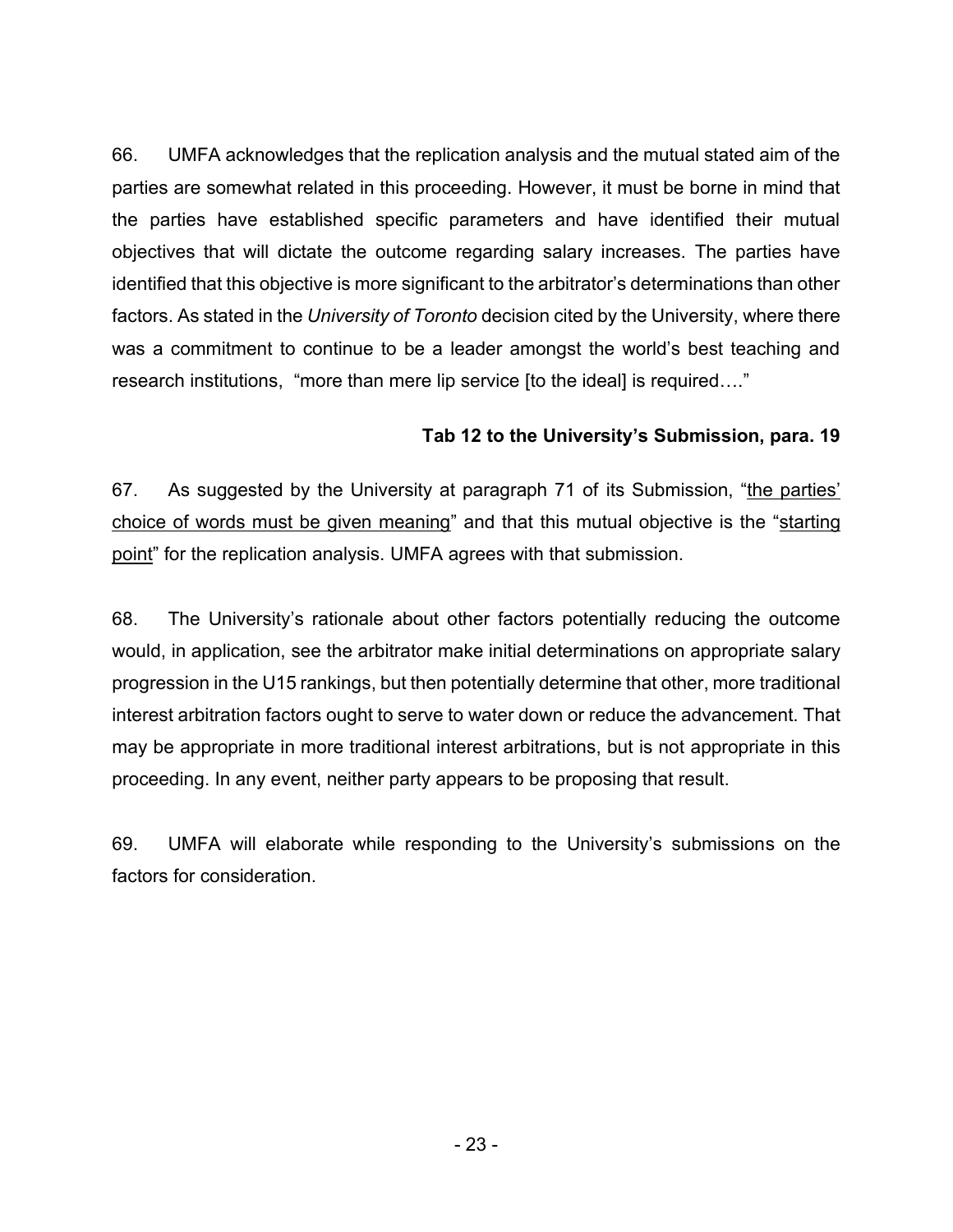66. UMFA acknowledges that the replication analysis and the mutual stated aim of the parties are somewhat related in this proceeding. However, it must be borne in mind that the parties have established specific parameters and have identified their mutual objectives that will dictate the outcome regarding salary increases. The parties have identified that this objective is more significant to the arbitrator's determinations than other factors. As stated in the *University of Toronto* decision cited by the University, where there was a commitment to continue to be a leader amongst the world's best teaching and research institutions, "more than mere lip service [to the ideal] is required…."

**Tab 12 to the University's Submission, para. 19**

67. As suggested by the University at paragraph 71 of its Submission, "<u>the parties' choice of words must be given meaning</u>" and that this mutual objective is the "<u>starting point</u>" for the replication analysis. UMFA agrees with that submission.

68. The University's rationale about other factors potentially reducing the outcome would, in application, see the arbitrator make initial determinations on appropriate salary progression in the U15 rankings, but then potentially determine that other, more traditional interest arbitration factors ought to serve to water down or reduce the advancement. That may be appropriate in more traditional interest arbitrations, but is not appropriate in this proceeding. In any event, neither party appears to be proposing that result.

69. UMFA will elaborate while responding to the University's submissions on the factors for consideration.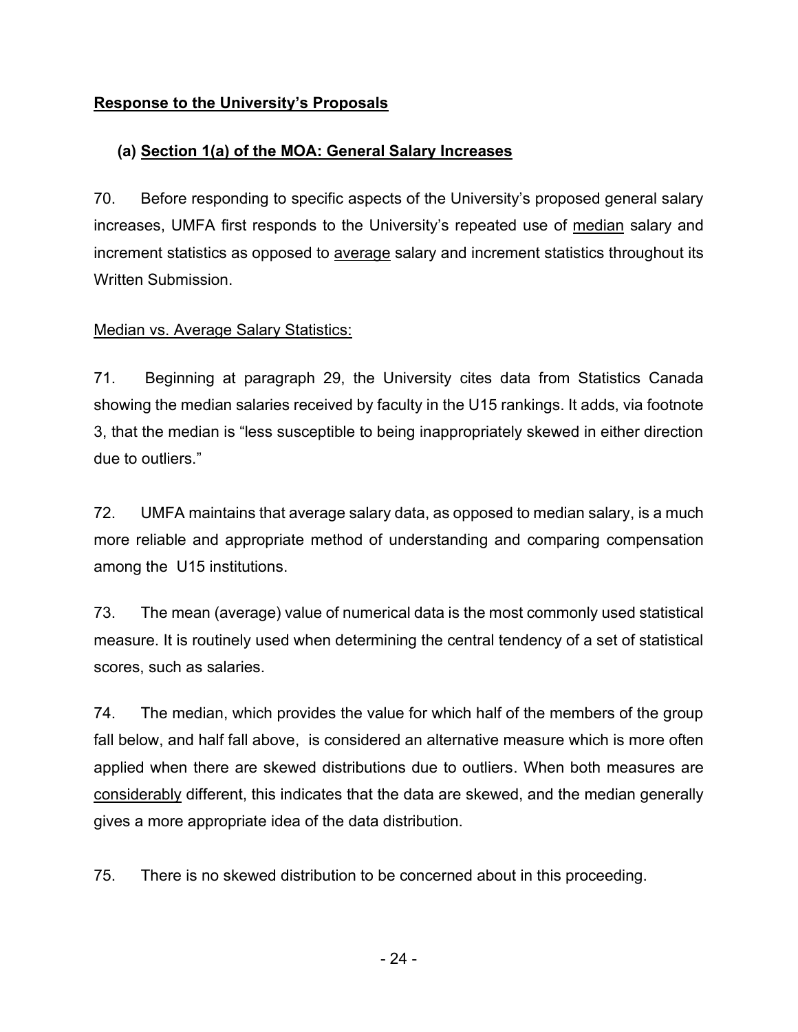## Response to the University's Proposals

### (a) Section 1(a) of the MOA: General Salary Increases

70. Before responding to specific aspects of the University's proposed general salary increases, UMFA first responds to the University's repeated use of median salary and increment statistics as opposed to average salary and increment statistics throughout its Written Submission.

Median vs. Average Salary Statistics:

71. Beginning at paragraph 29, the University cites data from Statistics Canada showing the median salaries received by faculty in the U15 rankings. It adds, via footnote 3, that the median is "less susceptible to being inappropriately skewed in either direction due to outliers."

72. UMFA maintains that average salary data, as opposed to median salary, is a much more reliable and appropriate method of understanding and comparing compensation among the U15 institutions.

73. The mean (average) value of numerical data is the most commonly used statistical measure. It is routinely used when determining the central tendency of a set of statistical scores, such as salaries.

74. The median, which provides the value for which half of the members of the group fall below, and half fall above, is considered an alternative measure which is more often applied when there are skewed distributions due to outliers. When both measures are considerably different, this indicates that the data are skewed, and the median generally gives a more appropriate idea of the data distribution.

75. There is no skewed distribution to be concerned about in this proceeding.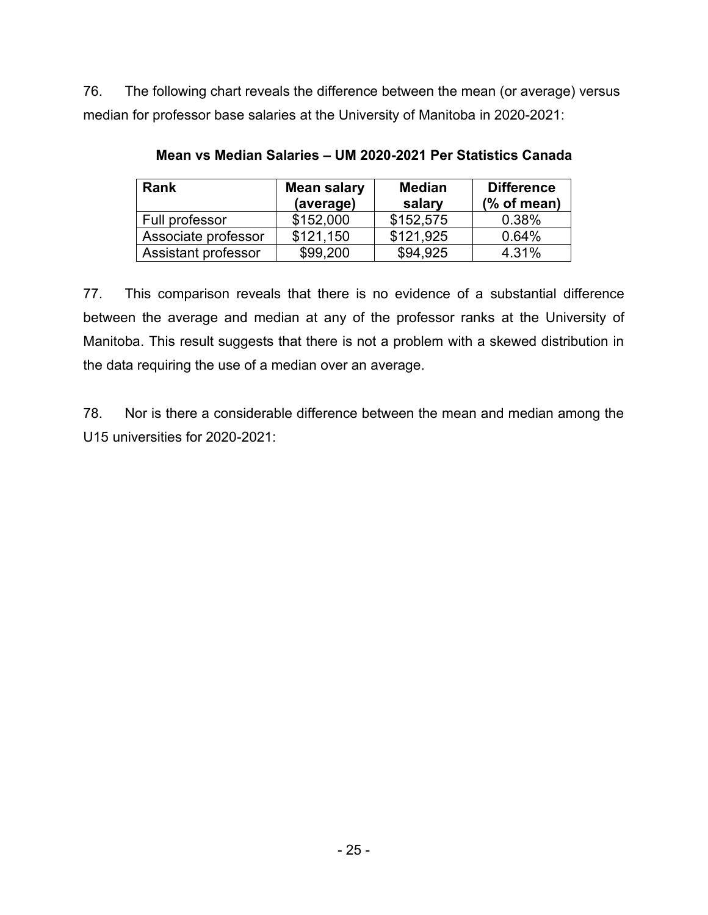76. The following chart reveals the difference between the mean (or average) versus median for professor base salaries at the University of Manitoba in 2020-2021:

**Mean vs Median Salaries – UM 2020-2021 Per Statistics Canada**

| Rank | Mean salary (average) | Median salary | Difference (% of mean) |
|---|---|---|---|
| Full professor | $152,000 | $152,575 | 0.38% |
| Associate professor | $121,150 | $121,925 | 0.64% |
| Assistant professor | $99,200 | $94,925 | 4.31% |

77. This comparison reveals that there is no evidence of a substantial difference between the average and median at any of the professor ranks at the University of Manitoba. This result suggests that there is not a problem with a skewed distribution in the data requiring the use of a median over an average.

78. Nor is there a considerable difference between the mean and median among the U15 universities for 2020-2021: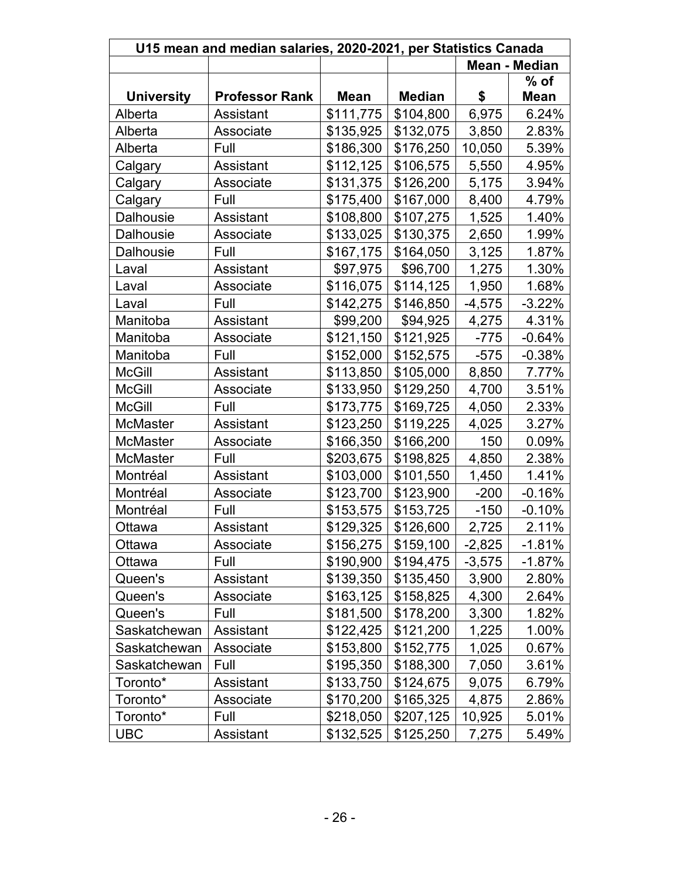| U15 mean and median salaries, 2020-2021, per Statistics Canada | | | | | |
|---|---|---|---|---|---|
| | | | | Mean - Median | |
| **University** | **Professor Rank** | **Mean** | **Median** | **$** | **% of Mean** |
| Alberta | Assistant | $111,775 | $104,800 | 6,975 | 6.24% |
| Alberta | Associate | $135,925 | $132,075 | 3,850 | 2.83% |
| Alberta | Full | $186,300 | $176,250 | 10,050 | 5.39% |
| Calgary | Assistant | $112,125 | $106,575 | 5,550 | 4.95% |
| Calgary | Associate | $131,375 | $126,200 | 5,175 | 3.94% |
| Calgary | Full | $175,400 | $167,000 | 8,400 | 4.79% |
| Dalhousie | Assistant | $108,800 | $107,275 | 1,525 | 1.40% |
| Dalhousie | Associate | $133,025 | $130,375 | 2,650 | 1.99% |
| Dalhousie | Full | $167,175 | $164,050 | 3,125 | 1.87% |
| Laval | Assistant | $97,975 | $96,700 | 1,275 | 1.30% |
| Laval | Associate | $116,075 | $114,125 | 1,950 | 1.68% |
| Laval | Full | $142,275 | $146,850 | -4,575 | -3.22% |
| Manitoba | Assistant | $99,200 | $94,925 | 4,275 | 4.31% |
| Manitoba | Associate | $121,150 | $121,925 | -775 | -0.64% |
| Manitoba | Full | $152,000 | $152,575 | -575 | -0.38% |
| McGill | Assistant | $113,850 | $105,000 | 8,850 | 7.77% |
| McGill | Associate | $133,950 | $129,250 | 4,700 | 3.51% |
| McGill | Full | $173,775 | $169,725 | 4,050 | 2.33% |
| McMaster | Assistant | $123,250 | $119,225 | 4,025 | 3.27% |
| McMaster | Associate | $166,350 | $166,200 | 150 | 0.09% |
| McMaster | Full | $203,675 | $198,825 | 4,850 | 2.38% |
| Montréal | Assistant | $103,000 | $101,550 | 1,450 | 1.41% |
| Montréal | Associate | $123,700 | $123,900 | -200 | -0.16% |
| Montréal | Full | $153,575 | $153,725 | -150 | -0.10% |
| Ottawa | Assistant | $129,325 | $126,600 | 2,725 | 2.11% |
| Ottawa | Associate | $156,275 | $159,100 | -2,825 | -1.81% |
| Ottawa | Full | $190,900 | $194,475 | -3,575 | -1.87% |
| Queen's | Assistant | $139,350 | $135,450 | 3,900 | 2.80% |
| Queen's | Associate | $163,125 | $158,825 | 4,300 | 2.64% |
| Queen's | Full | $181,500 | $178,200 | 3,300 | 1.82% |
| Saskatchewan | Assistant | $122,425 | $121,200 | 1,225 | 1.00% |
| Saskatchewan | Associate | $153,800 | $152,775 | 1,025 | 0.67% |
| Saskatchewan | Full | $195,350 | $188,300 | 7,050 | 3.61% |
| Toronto* | Assistant | $133,750 | $124,675 | 9,075 | 6.79% |
| Toronto* | Associate | $170,200 | $165,325 | 4,875 | 2.86% |
| Toronto* | Full | $218,050 | $207,125 | 10,925 | 5.01% |
| UBC | Assistant | $132,525 | $125,250 | 7,275 | 5.49% |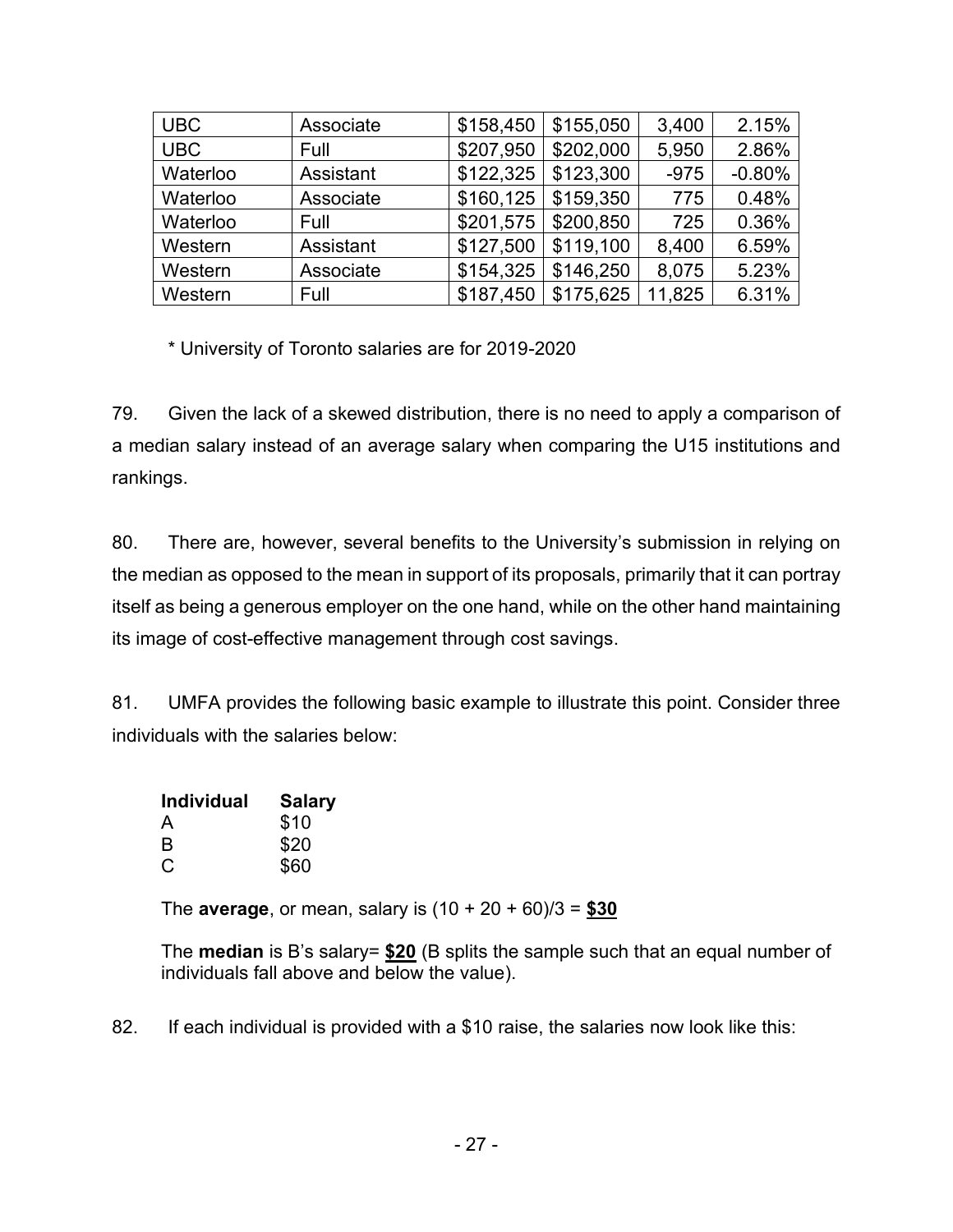| UBC | Associate | $158,450 | $155,050 | 3,400 | 2.15% |
|---|---|---|---|---|---|
| UBC | Full | $207,950 | $202,000 | 5,950 | 2.86% |
| Waterloo | Assistant | $122,325 | $123,300 | -975 | -0.80% |
| Waterloo | Associate | $160,125 | $159,350 | 775 | 0.48% |
| Waterloo | Full | $201,575 | $200,850 | 725 | 0.36% |
| Western | Assistant | $127,500 | $119,100 | 8,400 | 6.59% |
| Western | Associate | $154,325 | $146,250 | 8,075 | 5.23% |
| Western | Full | $187,450 | $175,625 | 11,825 | 6.31% |

\* University of Toronto salaries are for 2019-2020

79. Given the lack of a skewed distribution, there is no need to apply a comparison of a median salary instead of an average salary when comparing the U15 institutions and rankings.

80. There are, however, several benefits to the University's submission in relying on the median as opposed to the mean in support of its proposals, primarily that it can portray itself as being a generous employer on the one hand, while on the other hand maintaining its image of cost-effective management through cost savings.

81. UMFA provides the following basic example to illustrate this point. Consider three individuals with the salaries below:

| **Individual** | **Salary** |
|---|---|
| A | $10 |
| B | $20 |
| C | $60 |

The **average**, or mean, salary is (10 + 20 + 60)/3 = **<u>$30</u>**

The **median** is B's salary= **<u>$20</u>** (B splits the sample such that an equal number of individuals fall above and below the value).

82. If each individual is provided with a $10 raise, the salaries now look like this: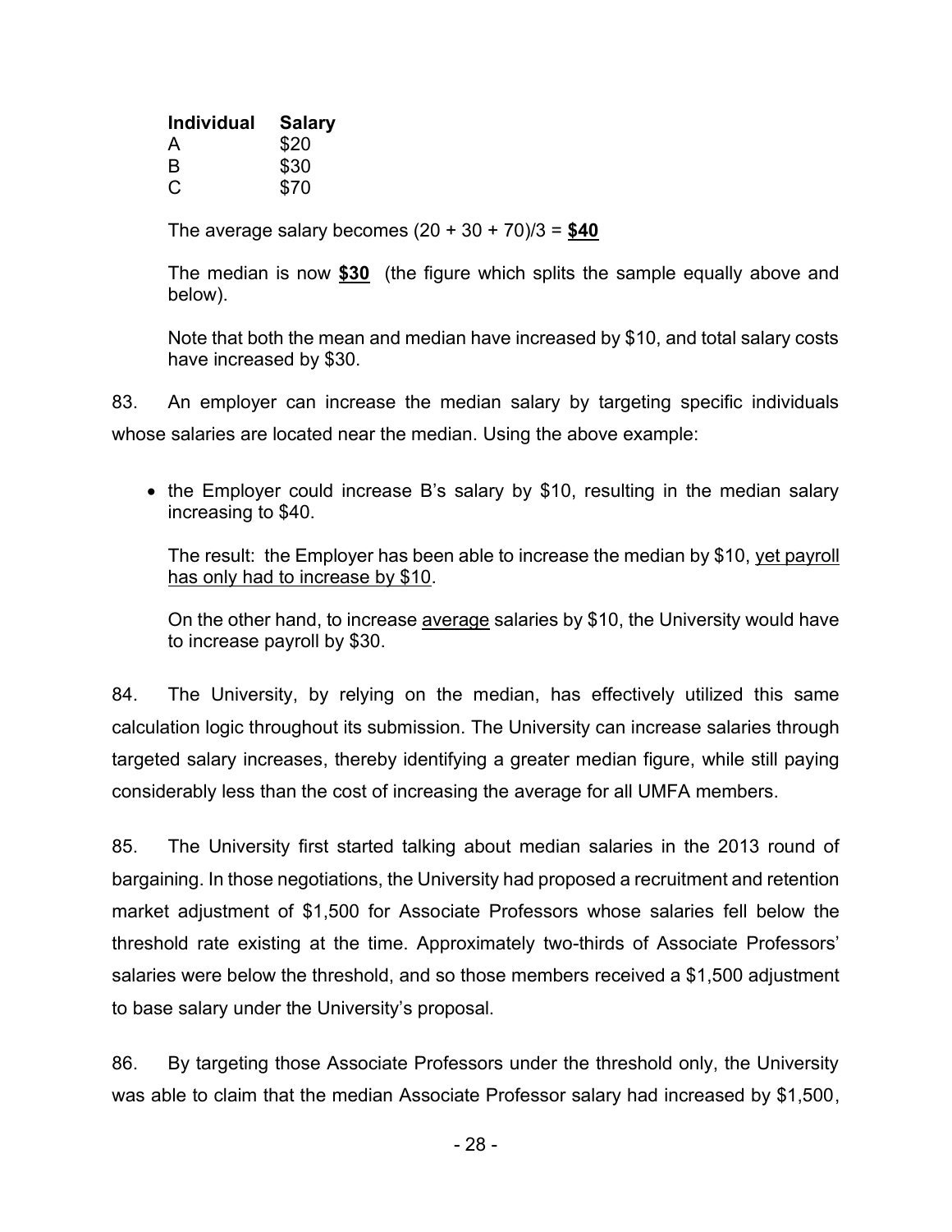| **Individual** | **Salary** |
|---|---|
| A | $20 |
| B | $30 |
| C | $70 |

The average salary becomes (20 + 30 + 70)/3 = **<u>$40</u>**

The median is now **<u>$30</u>** (the figure which splits the sample equally above and below).

Note that both the mean and median have increased by $10, and total salary costs have increased by $30.

83. An employer can increase the median salary by targeting specific individuals whose salaries are located near the median. Using the above example:

- the Employer could increase B's salary by $10, resulting in the median salary increasing to $40.

  The result: the Employer has been able to increase the median by $10, <u>yet payroll has only had to increase by $10</u>.

  On the other hand, to increase <u>average</u> salaries by $10, the University would have to increase payroll by $30.

84. The University, by relying on the median, has effectively utilized this same calculation logic throughout its submission. The University can increase salaries through targeted salary increases, thereby identifying a greater median figure, while still paying considerably less than the cost of increasing the average for all UMFA members.

85. The University first started talking about median salaries in the 2013 round of bargaining. In those negotiations, the University had proposed a recruitment and retention market adjustment of $1,500 for Associate Professors whose salaries fell below the threshold rate existing at the time. Approximately two-thirds of Associate Professors' salaries were below the threshold, and so those members received a $1,500 adjustment to base salary under the University's proposal.

86. By targeting those Associate Professors under the threshold only, the University was able to claim that the median Associate Professor salary had increased by $1,500,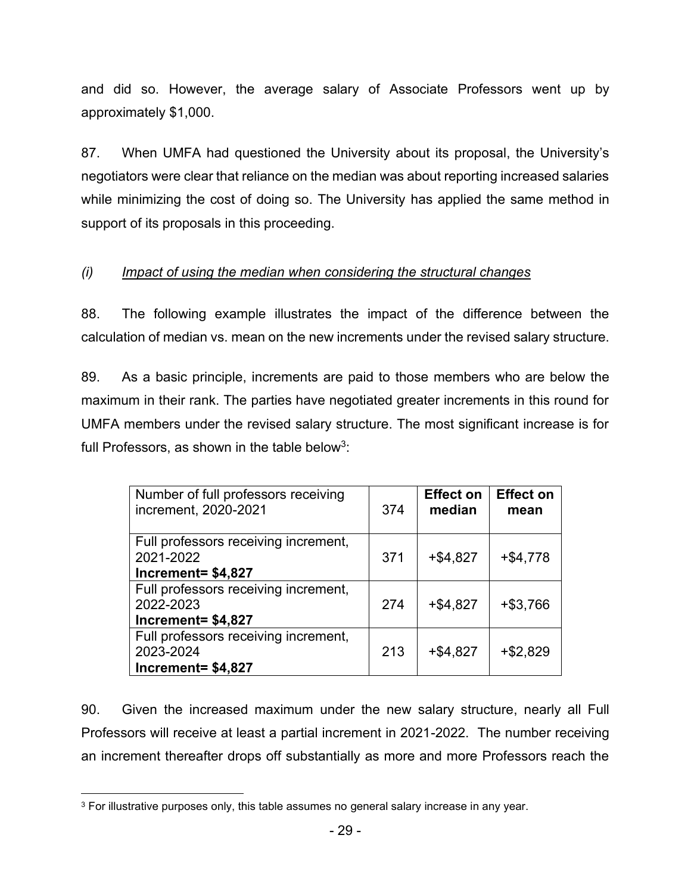and did so. However, the average salary of Associate Professors went up by approximately $1,000.

87. When UMFA had questioned the University about its proposal, the University's negotiators were clear that reliance on the median was about reporting increased salaries while minimizing the cost of doing so. The University has applied the same method in support of its proposals in this proceeding.

*(i) Impact of using the median when considering the structural changes*

88. The following example illustrates the impact of the difference between the calculation of median vs. mean on the new increments under the revised salary structure.

89. As a basic principle, increments are paid to those members who are below the maximum in their rank. The parties have negotiated greater increments in this round for UMFA members under the revised salary structure. The most significant increase is for full Professors, as shown in the table below[3]:

| Number of full professors receiving increment, 2020-2021 | 374 | **Effect on median** | **Effect on mean** |
|---|---|---|---|
| Full professors receiving increment, 2021-2022 **Increment= $4,827** | 371 | +$4,827 | +$4,778 |
| Full professors receiving increment, 2022-2023 **Increment= $4,827** | 274 | +$4,827 | +$3,766 |
| Full professors receiving increment, 2023-2024 **Increment= $4,827** | 213 | +$4,827 | +$2,829 |

90. Given the increased maximum under the new salary structure, nearly all Full Professors will receive at least a partial increment in 2021-2022. The number receiving an increment thereafter drops off substantially as more and more Professors reach the

[3] For illustrative purposes only, this table assumes no general salary increase in any year.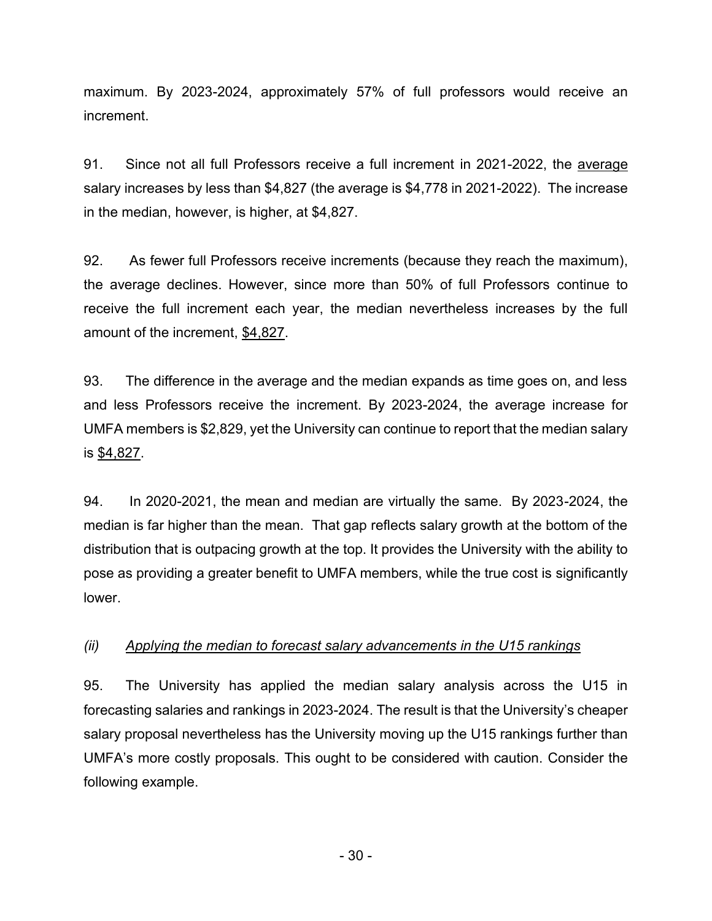maximum. By 2023-2024, approximately 57% of full professors would receive an increment.

91. Since not all full Professors receive a full increment in 2021-2022, the <u>average</u> salary increases by less than $4,827 (the average is $4,778 in 2021-2022). The increase in the median, however, is higher, at $4,827.

92. As fewer full Professors receive increments (because they reach the maximum), the average declines. However, since more than 50% of full Professors continue to receive the full increment each year, the median nevertheless increases by the full amount of the increment, <u>$4,827</u>.

93. The difference in the average and the median expands as time goes on, and less and less Professors receive the increment. By 2023-2024, the average increase for UMFA members is $2,829, yet the University can continue to report that the median salary is <u>$4,827</u>.

94. In 2020-2021, the mean and median are virtually the same. By 2023-2024, the median is far higher than the mean. That gap reflects salary growth at the bottom of the distribution that is outpacing growth at the top. It provides the University with the ability to pose as providing a greater benefit to UMFA members, while the true cost is significantly lower.

*(ii) <u>Applying the median to forecast salary advancements in the U15 rankings</u>*

95. The University has applied the median salary analysis across the U15 in forecasting salaries and rankings in 2023-2024. The result is that the University's cheaper salary proposal nevertheless has the University moving up the U15 rankings further than UMFA's more costly proposals. This ought to be considered with caution. Consider the following example.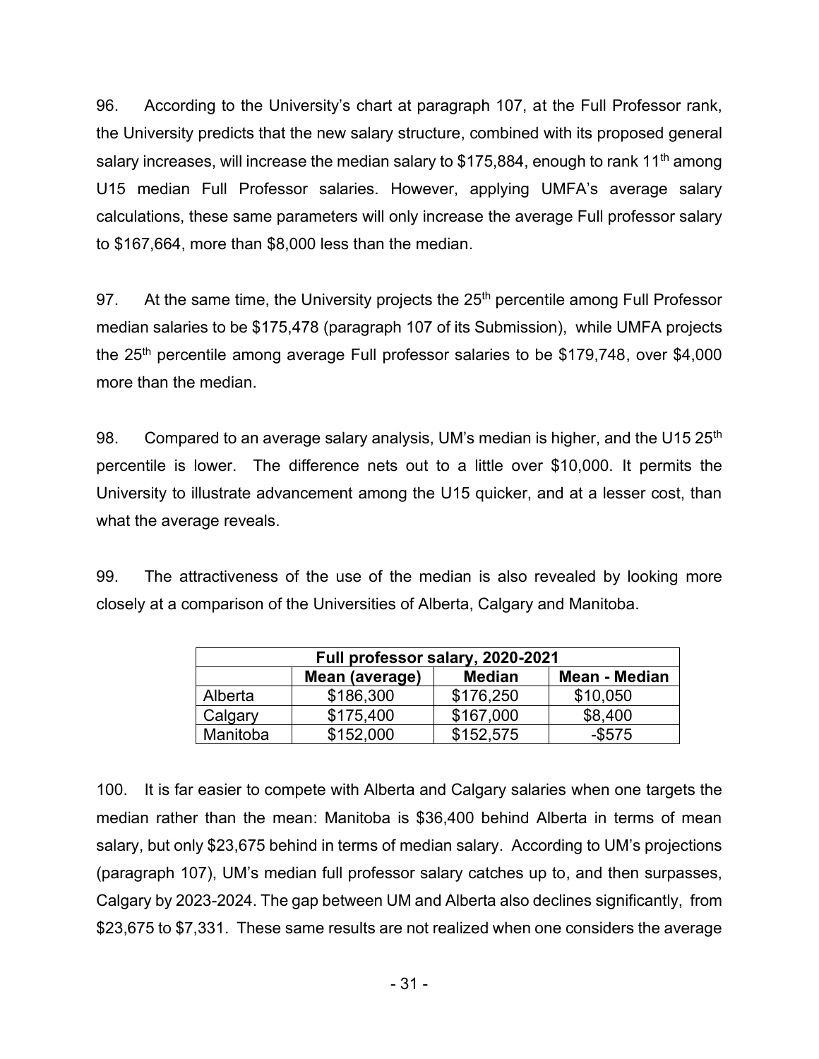96. According to the University's chart at paragraph 107, at the Full Professor rank, the University predicts that the new salary structure, combined with its proposed general salary increases, will increase the median salary to $175,884, enough to rank 11th among U15 median Full Professor salaries. However, applying UMFA's average salary calculations, these same parameters will only increase the average Full professor salary to $167,664, more than $8,000 less than the median.

97. At the same time, the University projects the 25th percentile among Full Professor median salaries to be $175,478 (paragraph 107 of its Submission), while UMFA projects the 25th percentile among average Full professor salaries to be $179,748, over $4,000 more than the median.

98. Compared to an average salary analysis, UM's median is higher, and the U15 25th percentile is lower. The difference nets out to a little over $10,000. It permits the University to illustrate advancement among the U15 quicker, and at a lesser cost, than what the average reveals.

99. The attractiveness of the use of the median is also revealed by looking more closely at a comparison of the Universities of Alberta, Calgary and Manitoba.

| Full professor salary, 2020-2021 | | | |
|---|---|---|---|
| | **Mean (average)** | **Median** | **Mean - Median** |
| Alberta | $186,300 | $176,250 | $10,050 |
| Calgary | $175,400 | $167,000 | $8,400 |
| Manitoba | $152,000 | $152,575 | -$575 |

100. It is far easier to compete with Alberta and Calgary salaries when one targets the median rather than the mean: Manitoba is $36,400 behind Alberta in terms of mean salary, but only $23,675 behind in terms of median salary. According to UM's projections (paragraph 107), UM's median full professor salary catches up to, and then surpasses, Calgary by 2023-2024. The gap between UM and Alberta also declines significantly, from $23,675 to $7,331. These same results are not realized when one considers the average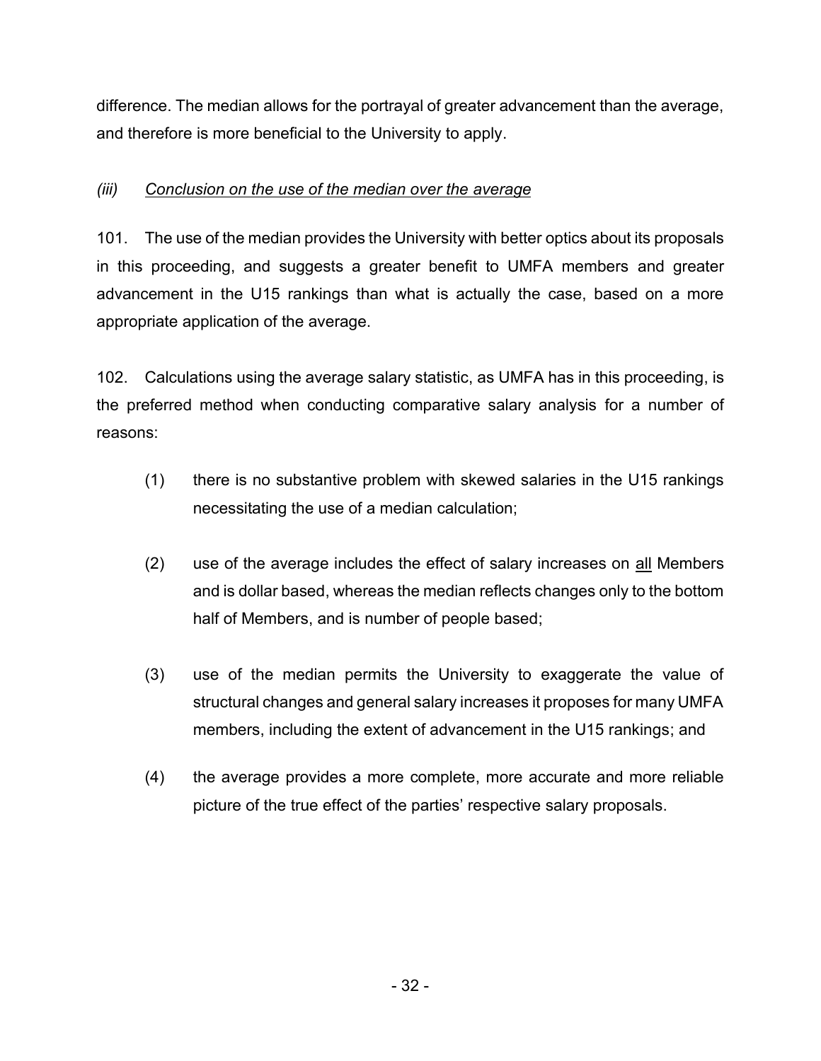difference. The median allows for the portrayal of greater advancement than the average, and therefore is more beneficial to the University to apply.

### *(iii) Conclusion on the use of the median over the average*

101. The use of the median provides the University with better optics about its proposals in this proceeding, and suggests a greater benefit to UMFA members and greater advancement in the U15 rankings than what is actually the case, based on a more appropriate application of the average.

102. Calculations using the average salary statistic, as UMFA has in this proceeding, is the preferred method when conducting comparative salary analysis for a number of reasons:

(1) there is no substantive problem with skewed salaries in the U15 rankings necessitating the use of a median calculation;

(2) use of the average includes the effect of salary increases on all Members and is dollar based, whereas the median reflects changes only to the bottom half of Members, and is number of people based;

(3) use of the median permits the University to exaggerate the value of structural changes and general salary increases it proposes for many UMFA members, including the extent of advancement in the U15 rankings; and

(4) the average provides a more complete, more accurate and more reliable picture of the true effect of the parties' respective salary proposals.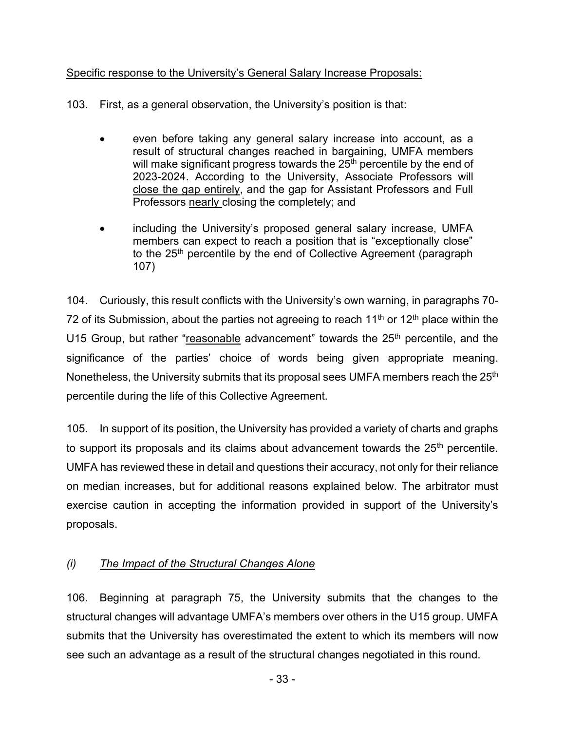<u>Specific response to the University's General Salary Increase Proposals:</u>

103. First, as a general observation, the University's position is that:

- even before taking any general salary increase into account, as a result of structural changes reached in bargaining, UMFA members will make significant progress towards the 25th percentile by the end of 2023-2024. According to the University, Associate Professors will <u>close the gap entirely</u>, and the gap for Assistant Professors and Full Professors <u>nearly</u> closing the completely; and

- including the University's proposed general salary increase, UMFA members can expect to reach a position that is "exceptionally close" to the 25th percentile by the end of Collective Agreement (paragraph 107)

104. Curiously, this result conflicts with the University's own warning, in paragraphs 70-72 of its Submission, about the parties not agreeing to reach 11th or 12th place within the U15 Group, but rather "<u>reasonable</u> advancement" towards the 25th percentile, and the significance of the parties' choice of words being given appropriate meaning. Nonetheless, the University submits that its proposal sees UMFA members reach the 25th percentile during the life of this Collective Agreement.

105. In support of its position, the University has provided a variety of charts and graphs to support its proposals and its claims about advancement towards the 25th percentile. UMFA has reviewed these in detail and questions their accuracy, not only for their reliance on median increases, but for additional reasons explained below. The arbitrator must exercise caution in accepting the information provided in support of the University's proposals.

### *(i) <u>The Impact of the Structural Changes Alone</u>*

106. Beginning at paragraph 75, the University submits that the changes to the structural changes will advantage UMFA's members over others in the U15 group. UMFA submits that the University has overestimated the extent to which its members will now see such an advantage as a result of the structural changes negotiated in this round.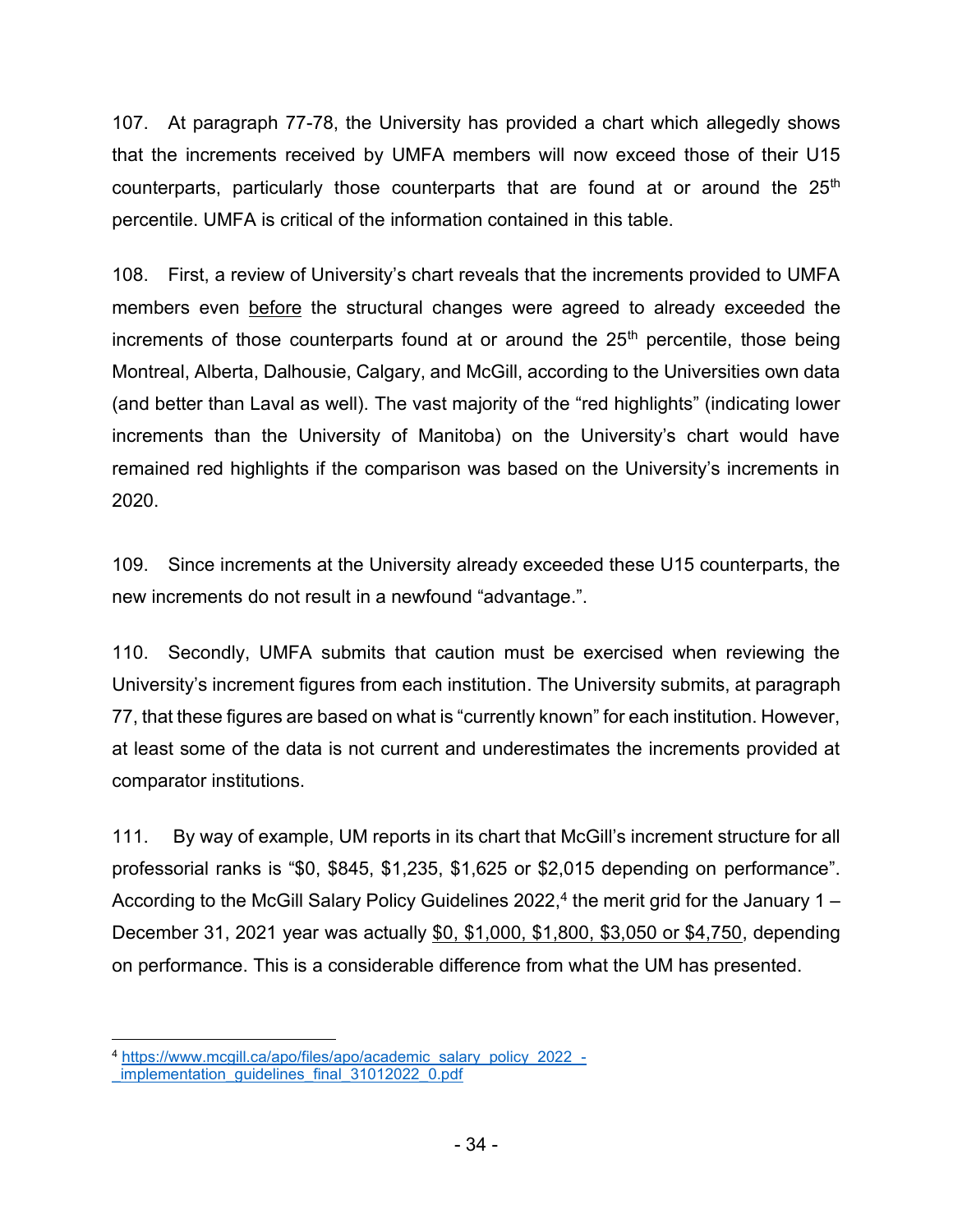107. At paragraph 77-78, the University has provided a chart which allegedly shows that the increments received by UMFA members will now exceed those of their U15 counterparts, particularly those counterparts that are found at or around the 25th percentile. UMFA is critical of the information contained in this table.

108. First, a review of University's chart reveals that the increments provided to UMFA members even <u>before</u> the structural changes were agreed to already exceeded the increments of those counterparts found at or around the 25th percentile, those being Montreal, Alberta, Dalhousie, Calgary, and McGill, according to the Universities own data (and better than Laval as well). The vast majority of the "red highlights" (indicating lower increments than the University of Manitoba) on the University's chart would have remained red highlights if the comparison was based on the University's increments in 2020.

109. Since increments at the University already exceeded these U15 counterparts, the new increments do not result in a newfound "advantage.".

110. Secondly, UMFA submits that caution must be exercised when reviewing the University's increment figures from each institution. The University submits, at paragraph 77, that these figures are based on what is "currently known" for each institution. However, at least some of the data is not current and underestimates the increments provided at comparator institutions.

111. By way of example, UM reports in its chart that McGill's increment structure for all professorial ranks is "$0, $845, $1,235, $1,625 or $2,015 depending on performance". According to the McGill Salary Policy Guidelines 2022,[4] the merit grid for the January 1 – December 31, 2021 year was actually <u>$0, $1,000, $1,800, $3,050 or $4,750</u>, depending on performance. This is a considerable difference from what the UM has presented.

---

[4] https://www.mcgill.ca/apo/files/apo/academic_salary_policy_2022_-_implementation_guidelines_final_31012022_0.pdf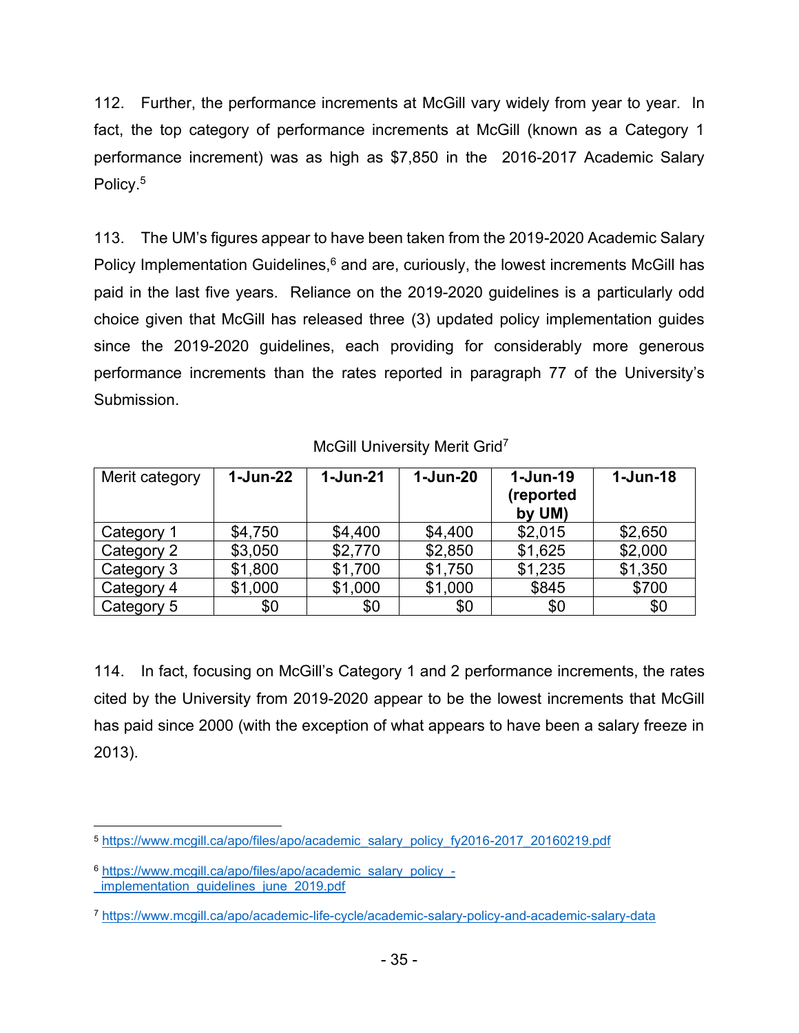112. Further, the performance increments at McGill vary widely from year to year. In fact, the top category of performance increments at McGill (known as a Category 1 performance increment) was as high as $7,850 in the 2016-2017 Academic Salary Policy.[5]

113. The UM's figures appear to have been taken from the 2019-2020 Academic Salary Policy Implementation Guidelines,[6] and are, curiously, the lowest increments McGill has paid in the last five years. Reliance on the 2019-2020 guidelines is a particularly odd choice given that McGill has released three (3) updated policy implementation guides since the 2019-2020 guidelines, each providing for considerably more generous performance increments than the rates reported in paragraph 77 of the University's Submission.

McGill University Merit Grid[7]

| Merit category | 1-Jun-22 | 1-Jun-21 | 1-Jun-20 | 1-Jun-19 (reported by UM) | 1-Jun-18 |
|---|---|---|---|---|---|
| Category 1 | $4,750 | $4,400 | $4,400 | $2,015 | $2,650 |
| Category 2 | $3,050 | $2,770 | $2,850 | $1,625 | $2,000 |
| Category 3 | $1,800 | $1,700 | $1,750 | $1,235 | $1,350 |
| Category 4 | $1,000 | $1,000 | $1,000 | $845 | $700 |
| Category 5 | $0 | $0 | $0 | $0 | $0 |

114. In fact, focusing on McGill's Category 1 and 2 performance increments, the rates cited by the University from 2019-2020 appear to be the lowest increments that McGill has paid since 2000 (with the exception of what appears to have been a salary freeze in 2013).

---

[5] https://www.mcgill.ca/apo/files/apo/academic_salary_policy_fy2016-2017_20160219.pdf

[6] https://www.mcgill.ca/apo/files/apo/academic_salary_policy_-_implementation_guidelines_june_2019.pdf

[7] https://www.mcgill.ca/apo/academic-life-cycle/academic-salary-policy-and-academic-salary-data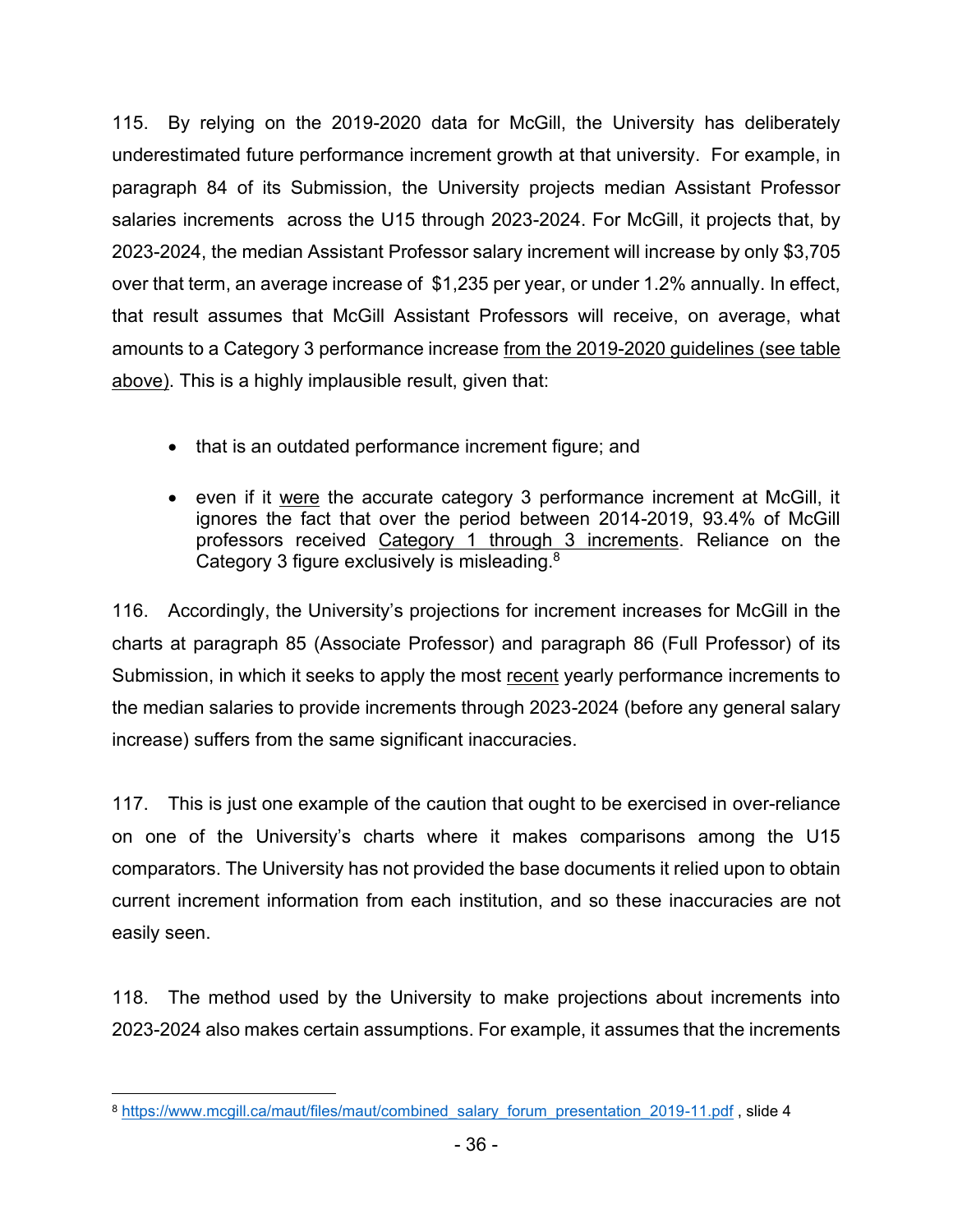115. By relying on the 2019-2020 data for McGill, the University has deliberately underestimated future performance increment growth at that university. For example, in paragraph 84 of its Submission, the University projects median Assistant Professor salaries increments across the U15 through 2023-2024. For McGill, it projects that, by 2023-2024, the median Assistant Professor salary increment will increase by only $3,705 over that term, an average increase of $1,235 per year, or under 1.2% annually. In effect, that result assumes that McGill Assistant Professors will receive, on average, what amounts to a Category 3 performance increase <u>from the 2019-2020 guidelines (see table above)</u>. This is a highly implausible result, given that:

- that is an outdated performance increment figure; and
- even if it <u>were</u> the accurate category 3 performance increment at McGill, it ignores the fact that over the period between 2014-2019, 93.4% of McGill professors received <u>Category 1 through 3 increments</u>. Reliance on the Category 3 figure exclusively is misleading.[8]

116. Accordingly, the University's projections for increment increases for McGill in the charts at paragraph 85 (Associate Professor) and paragraph 86 (Full Professor) of its Submission, in which it seeks to apply the most <u>recent</u> yearly performance increments to the median salaries to provide increments through 2023-2024 (before any general salary increase) suffers from the same significant inaccuracies.

117. This is just one example of the caution that ought to be exercised in over-reliance on one of the University's charts where it makes comparisons among the U15 comparators. The University has not provided the base documents it relied upon to obtain current increment information from each institution, and so these inaccuracies are not easily seen.

118. The method used by the University to make projections about increments into 2023-2024 also makes certain assumptions. For example, it assumes that the increments

---

[8] https://www.mcgill.ca/maut/files/maut/combined_salary_forum_presentation_2019-11.pdf , slide 4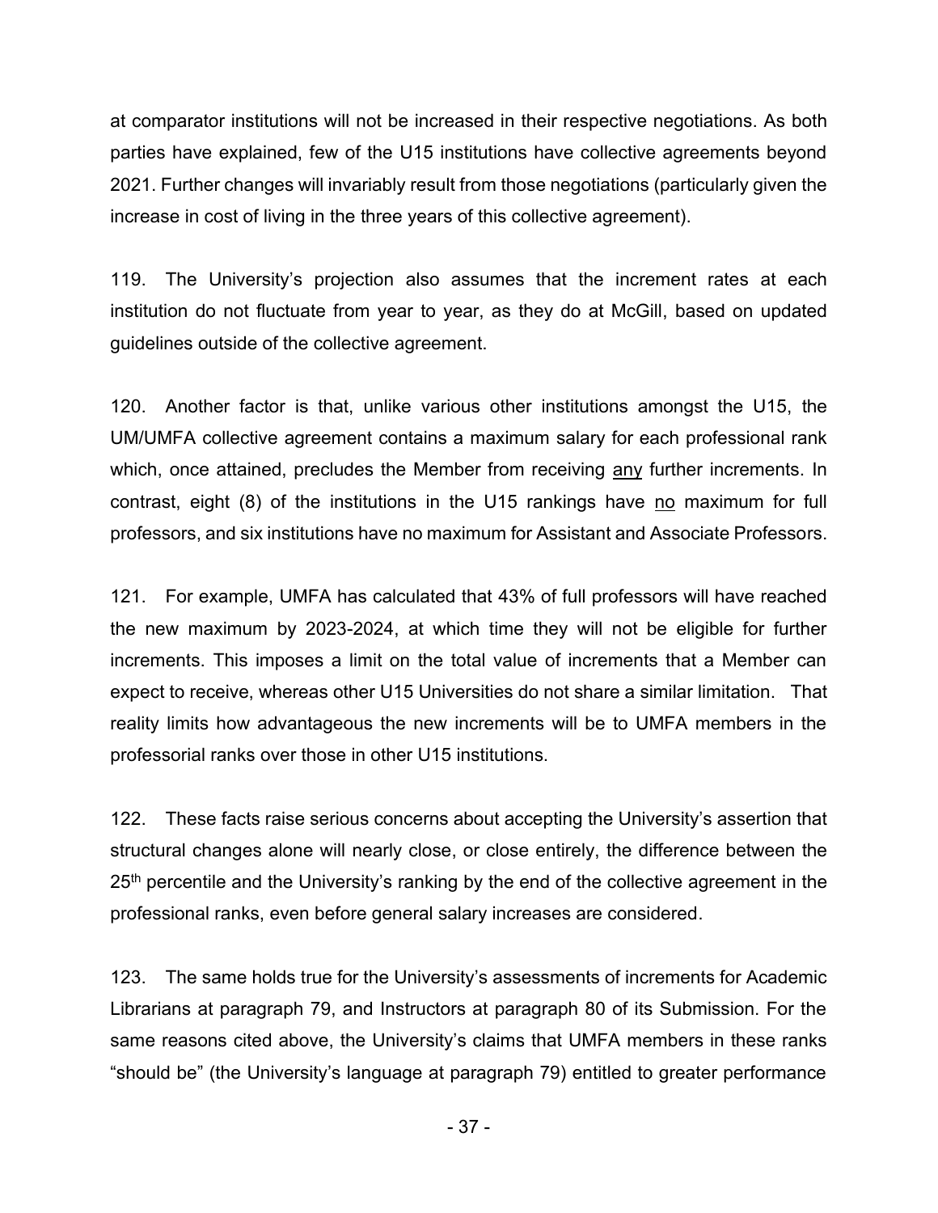at comparator institutions will not be increased in their respective negotiations. As both parties have explained, few of the U15 institutions have collective agreements beyond 2021. Further changes will invariably result from those negotiations (particularly given the increase in cost of living in the three years of this collective agreement).

119. The University's projection also assumes that the increment rates at each institution do not fluctuate from year to year, as they do at McGill, based on updated guidelines outside of the collective agreement.

120. Another factor is that, unlike various other institutions amongst the U15, the UM/UMFA collective agreement contains a maximum salary for each professional rank which, once attained, precludes the Member from receiving <u>any</u> further increments. In contrast, eight (8) of the institutions in the U15 rankings have <u>no</u> maximum for full professors, and six institutions have no maximum for Assistant and Associate Professors.

121. For example, UMFA has calculated that 43% of full professors will have reached the new maximum by 2023-2024, at which time they will not be eligible for further increments. This imposes a limit on the total value of increments that a Member can expect to receive, whereas other U15 Universities do not share a similar limitation. That reality limits how advantageous the new increments will be to UMFA members in the professorial ranks over those in other U15 institutions.

122. These facts raise serious concerns about accepting the University's assertion that structural changes alone will nearly close, or close entirely, the difference between the 25th percentile and the University's ranking by the end of the collective agreement in the professional ranks, even before general salary increases are considered.

123. The same holds true for the University's assessments of increments for Academic Librarians at paragraph 79, and Instructors at paragraph 80 of its Submission. For the same reasons cited above, the University's claims that UMFA members in these ranks "should be" (the University's language at paragraph 79) entitled to greater performance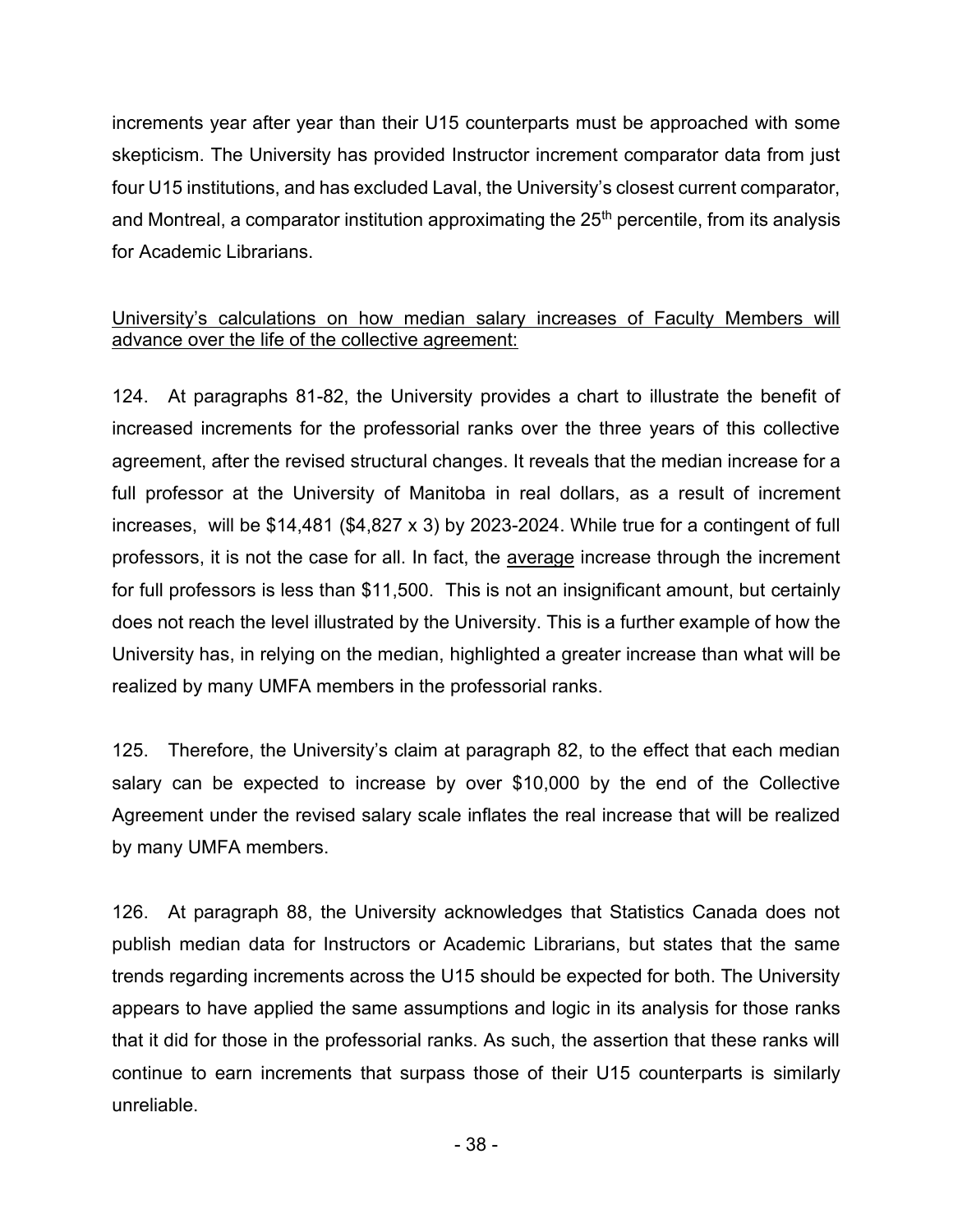increments year after year than their U15 counterparts must be approached with some skepticism. The University has provided Instructor increment comparator data from just four U15 institutions, and has excluded Laval, the University's closest current comparator, and Montreal, a comparator institution approximating the 25th percentile, from its analysis for Academic Librarians.

<u>University's calculations on how median salary increases of Faculty Members will advance over the life of the collective agreement:</u>

124. At paragraphs 81-82, the University provides a chart to illustrate the benefit of increased increments for the professorial ranks over the three years of this collective agreement, after the revised structural changes. It reveals that the median increase for a full professor at the University of Manitoba in real dollars, as a result of increment increases, will be $14,481 ($4,827 x 3) by 2023-2024. While true for a contingent of full professors, it is not the case for all. In fact, the <u>average</u> increase through the increment for full professors is less than $11,500. This is not an insignificant amount, but certainly does not reach the level illustrated by the University. This is a further example of how the University has, in relying on the median, highlighted a greater increase than what will be realized by many UMFA members in the professorial ranks.

125. Therefore, the University's claim at paragraph 82, to the effect that each median salary can be expected to increase by over $10,000 by the end of the Collective Agreement under the revised salary scale inflates the real increase that will be realized by many UMFA members.

126. At paragraph 88, the University acknowledges that Statistics Canada does not publish median data for Instructors or Academic Librarians, but states that the same trends regarding increments across the U15 should be expected for both. The University appears to have applied the same assumptions and logic in its analysis for those ranks that it did for those in the professorial ranks. As such, the assertion that these ranks will continue to earn increments that surpass those of their U15 counterparts is similarly unreliable.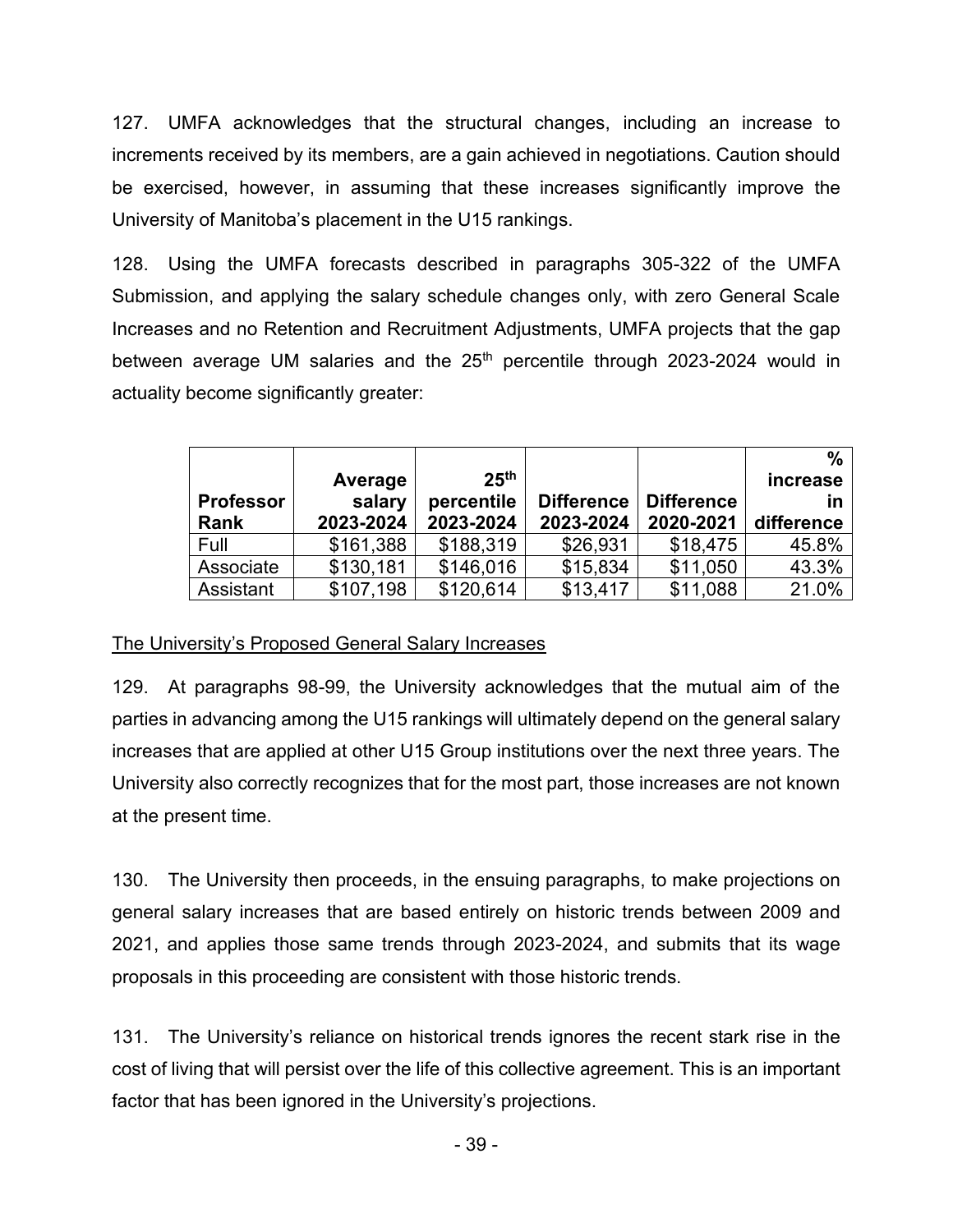127. UMFA acknowledges that the structural changes, including an increase to increments received by its members, are a gain achieved in negotiations. Caution should be exercised, however, in assuming that these increases significantly improve the University of Manitoba's placement in the U15 rankings.

128. Using the UMFA forecasts described in paragraphs 305-322 of the UMFA Submission, and applying the salary schedule changes only, with zero General Scale Increases and no Retention and Recruitment Adjustments, UMFA projects that the gap between average UM salaries and the 25th percentile through 2023-2024 would in actuality become significantly greater:

| Professor Rank | Average salary 2023-2024 | 25th percentile 2023-2024 | Difference 2023-2024 | Difference 2020-2021 | % increase in difference |
|---|---|---|---|---|---|
| Full | $161,388 | $188,319 | $26,931 | $18,475 | 45.8% |
| Associate | $130,181 | $146,016 | $15,834 | $11,050 | 43.3% |
| Assistant | $107,198 | $120,614 | $13,417 | $11,088 | 21.0% |

<u>The University's Proposed General Salary Increases</u>

129. At paragraphs 98-99, the University acknowledges that the mutual aim of the parties in advancing among the U15 rankings will ultimately depend on the general salary increases that are applied at other U15 Group institutions over the next three years. The University also correctly recognizes that for the most part, those increases are not known at the present time.

130. The University then proceeds, in the ensuing paragraphs, to make projections on general salary increases that are based entirely on historic trends between 2009 and 2021, and applies those same trends through 2023-2024, and submits that its wage proposals in this proceeding are consistent with those historic trends.

131. The University's reliance on historical trends ignores the recent stark rise in the cost of living that will persist over the life of this collective agreement. This is an important factor that has been ignored in the University's projections.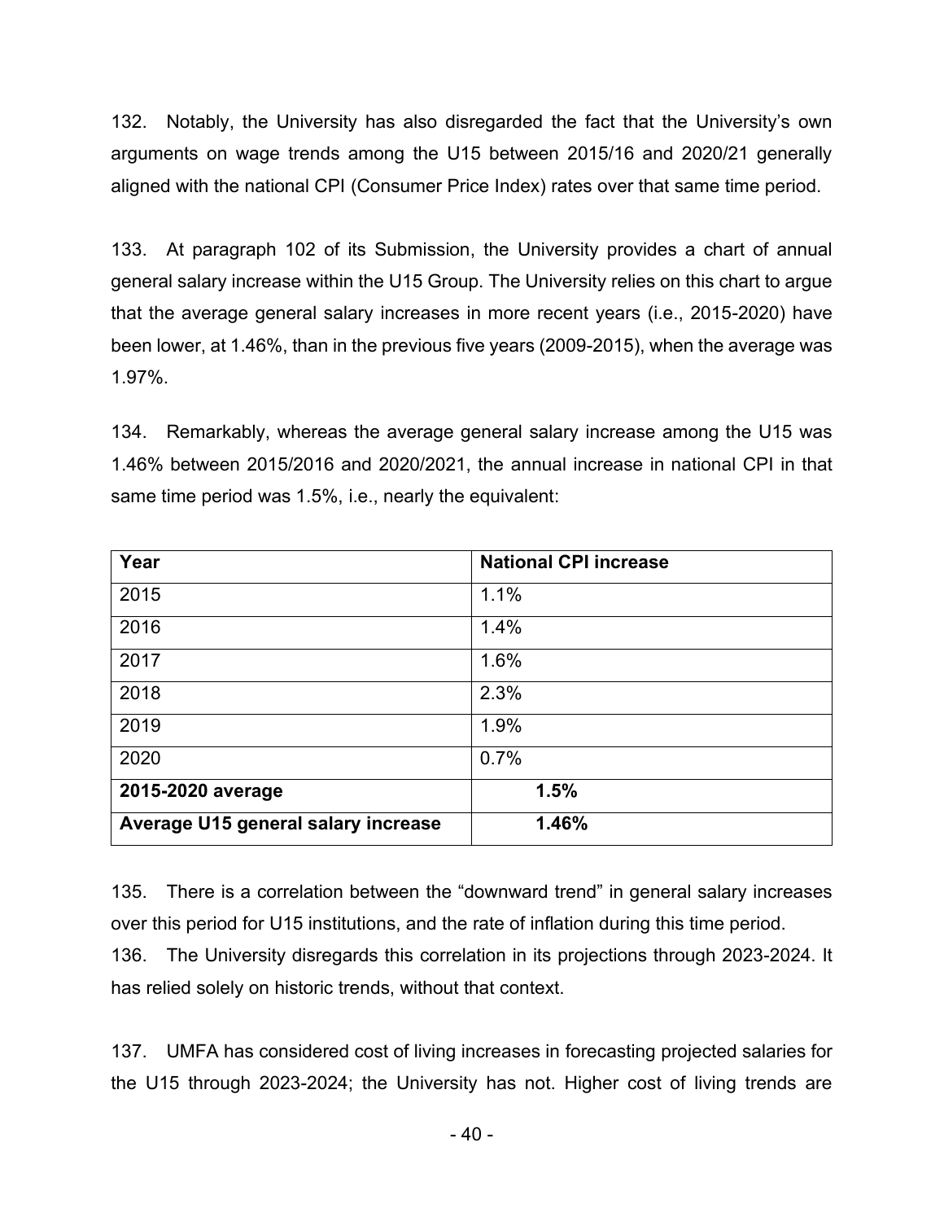132. Notably, the University has also disregarded the fact that the University's own arguments on wage trends among the U15 between 2015/16 and 2020/21 generally aligned with the national CPI (Consumer Price Index) rates over that same time period.

133. At paragraph 102 of its Submission, the University provides a chart of annual general salary increase within the U15 Group. The University relies on this chart to argue that the average general salary increases in more recent years (i.e., 2015-2020) have been lower, at 1.46%, than in the previous five years (2009-2015), when the average was 1.97%.

134. Remarkably, whereas the average general salary increase among the U15 was 1.46% between 2015/2016 and 2020/2021, the annual increase in national CPI in that same time period was 1.5%, i.e., nearly the equivalent:

| Year | National CPI increase |
|---|---|
| 2015 | 1.1% |
| 2016 | 1.4% |
| 2017 | 1.6% |
| 2018 | 2.3% |
| 2019 | 1.9% |
| 2020 | 0.7% |
| **2015-2020 average** | **1.5%** |
| **Average U15 general salary increase** | **1.46%** |

135. There is a correlation between the "downward trend" in general salary increases over this period for U15 institutions, and the rate of inflation during this time period.

136. The University disregards this correlation in its projections through 2023-2024. It has relied solely on historic trends, without that context.

137. UMFA has considered cost of living increases in forecasting projected salaries for the U15 through 2023-2024; the University has not. Higher cost of living trends are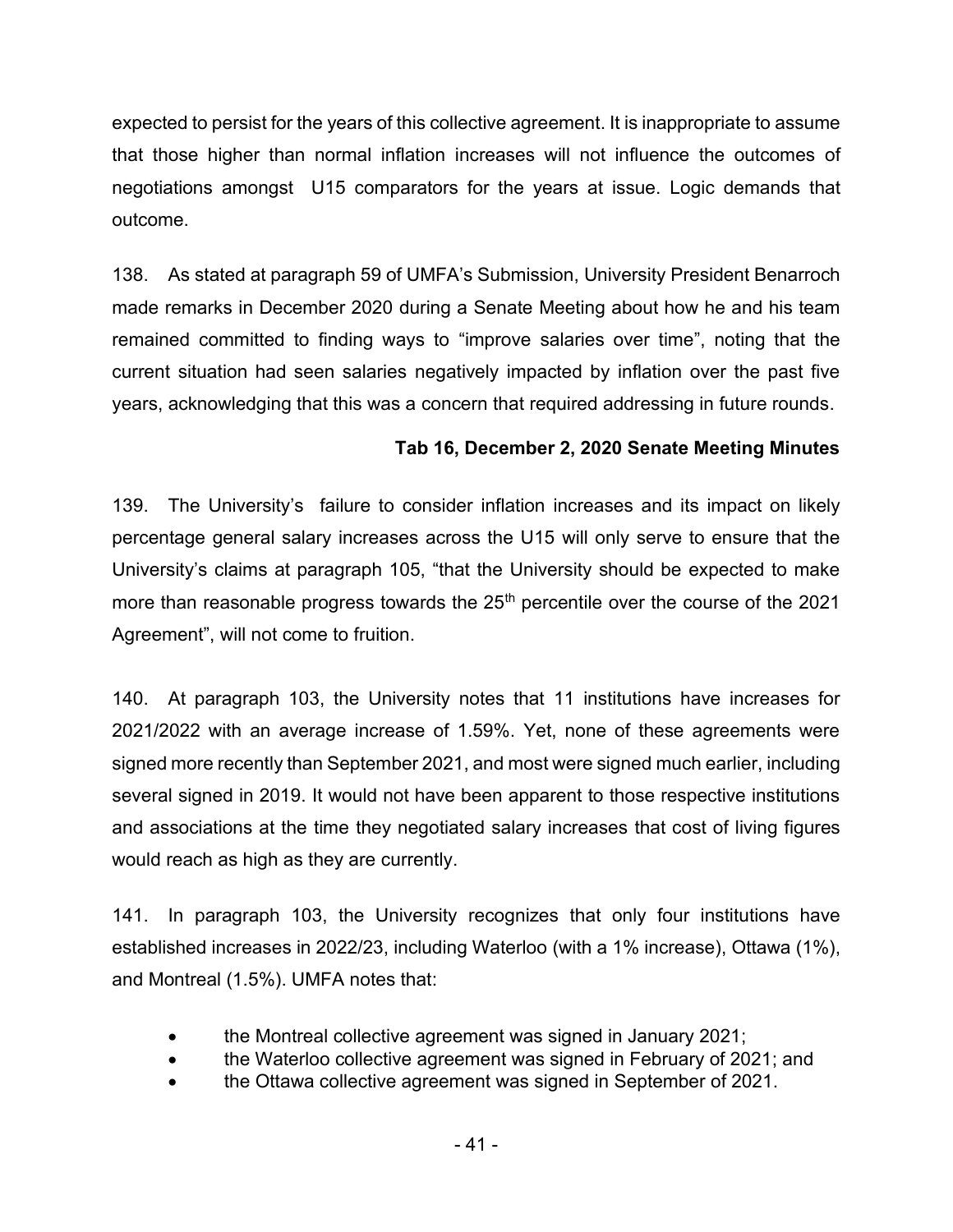expected to persist for the years of this collective agreement. It is inappropriate to assume that those higher than normal inflation increases will not influence the outcomes of negotiations amongst U15 comparators for the years at issue. Logic demands that outcome.

138. As stated at paragraph 59 of UMFA's Submission, University President Benarroch made remarks in December 2020 during a Senate Meeting about how he and his team remained committed to finding ways to "improve salaries over time", noting that the current situation had seen salaries negatively impacted by inflation over the past five years, acknowledging that this was a concern that required addressing in future rounds.

**Tab 16, December 2, 2020 Senate Meeting Minutes**

139. The University's failure to consider inflation increases and its impact on likely percentage general salary increases across the U15 will only serve to ensure that the University's claims at paragraph 105, "that the University should be expected to make more than reasonable progress towards the 25th percentile over the course of the 2021 Agreement", will not come to fruition.

140. At paragraph 103, the University notes that 11 institutions have increases for 2021/2022 with an average increase of 1.59%. Yet, none of these agreements were signed more recently than September 2021, and most were signed much earlier, including several signed in 2019. It would not have been apparent to those respective institutions and associations at the time they negotiated salary increases that cost of living figures would reach as high as they are currently.

141. In paragraph 103, the University recognizes that only four institutions have established increases in 2022/23, including Waterloo (with a 1% increase), Ottawa (1%), and Montreal (1.5%). UMFA notes that:

- the Montreal collective agreement was signed in January 2021;
- the Waterloo collective agreement was signed in February of 2021; and
- the Ottawa collective agreement was signed in September of 2021.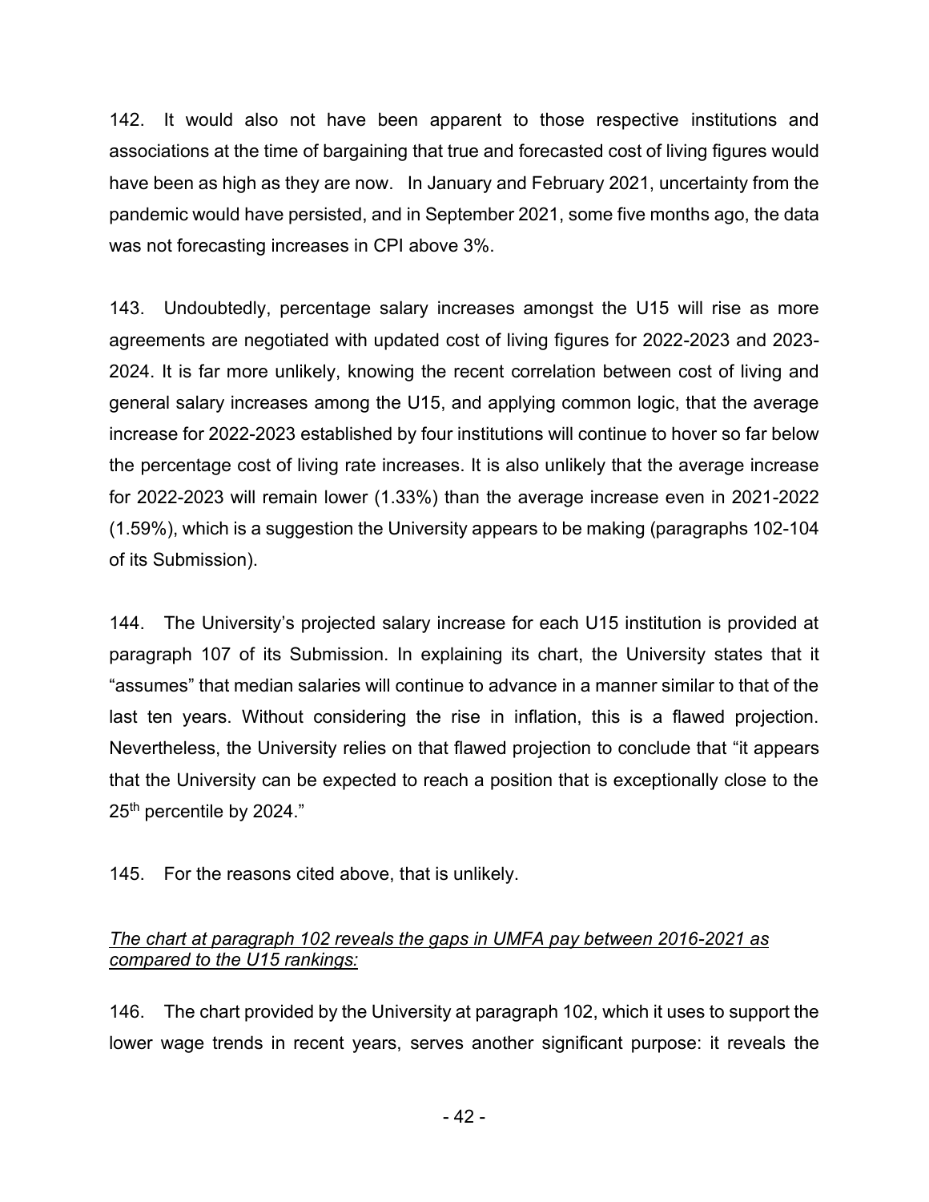142. It would also not have been apparent to those respective institutions and associations at the time of bargaining that true and forecasted cost of living figures would have been as high as they are now. In January and February 2021, uncertainty from the pandemic would have persisted, and in September 2021, some five months ago, the data was not forecasting increases in CPI above 3%.

143. Undoubtedly, percentage salary increases amongst the U15 will rise as more agreements are negotiated with updated cost of living figures for 2022-2023 and 2023-2024. It is far more unlikely, knowing the recent correlation between cost of living and general salary increases among the U15, and applying common logic, that the average increase for 2022-2023 established by four institutions will continue to hover so far below the percentage cost of living rate increases. It is also unlikely that the average increase for 2022-2023 will remain lower (1.33%) than the average increase even in 2021-2022 (1.59%), which is a suggestion the University appears to be making (paragraphs 102-104 of its Submission).

144. The University's projected salary increase for each U15 institution is provided at paragraph 107 of its Submission. In explaining its chart, the University states that it "assumes" that median salaries will continue to advance in a manner similar to that of the last ten years. Without considering the rise in inflation, this is a flawed projection. Nevertheless, the University relies on that flawed projection to conclude that "it appears that the University can be expected to reach a position that is exceptionally close to the 25th percentile by 2024."

145. For the reasons cited above, that is unlikely.

*The chart at paragraph 102 reveals the gaps in UMFA pay between 2016-2021 as compared to the U15 rankings:*

146. The chart provided by the University at paragraph 102, which it uses to support the lower wage trends in recent years, serves another significant purpose: it reveals the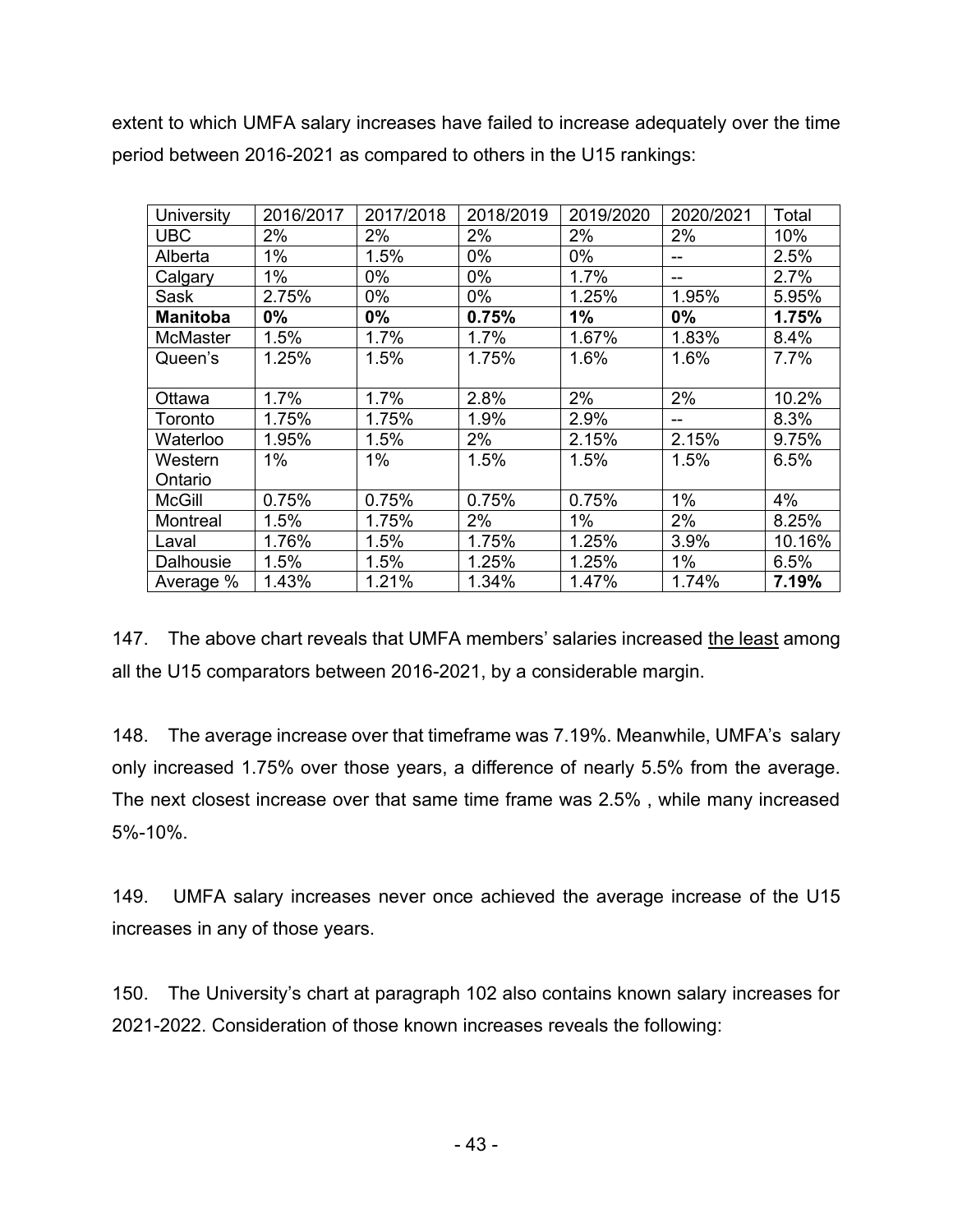extent to which UMFA salary increases have failed to increase adequately over the time period between 2016-2021 as compared to others in the U15 rankings:

| University | 2016/2017 | 2017/2018 | 2018/2019 | 2019/2020 | 2020/2021 | Total |
|---|---|---|---|---|---|---|
| UBC | 2% | 2% | 2% | 2% | 2% | 10% |
| Alberta | 1% | 1.5% | 0% | 0% | -- | 2.5% |
| Calgary | 1% | 0% | 0% | 1.7% | -- | 2.7% |
| Sask | 2.75% | 0% | 0% | 1.25% | 1.95% | 5.95% |
| **Manitoba** | **0%** | **0%** | **0.75%** | **1%** | **0%** | **1.75%** |
| McMaster | 1.5% | 1.7% | 1.7% | 1.67% | 1.83% | 8.4% |
| Queen's | 1.25% | 1.5% | 1.75% | 1.6% | 1.6% | 7.7% |
| Ottawa | 1.7% | 1.7% | 2.8% | 2% | 2% | 10.2% |
| Toronto | 1.75% | 1.75% | 1.9% | 2.9% | -- | 8.3% |
| Waterloo | 1.95% | 1.5% | 2% | 2.15% | 2.15% | 9.75% |
| Western Ontario | 1% | 1% | 1.5% | 1.5% | 1.5% | 6.5% |
| McGill | 0.75% | 0.75% | 0.75% | 0.75% | 1% | 4% |
| Montreal | 1.5% | 1.75% | 2% | 1% | 2% | 8.25% |
| Laval | 1.76% | 1.5% | 1.75% | 1.25% | 3.9% | 10.16% |
| Dalhousie | 1.5% | 1.5% | 1.25% | 1.25% | 1% | 6.5% |
| Average % | 1.43% | 1.21% | 1.34% | 1.47% | 1.74% | **7.19%** |

147. The above chart reveals that UMFA members' salaries increased <u>the least</u> among all the U15 comparators between 2016-2021, by a considerable margin.

148. The average increase over that timeframe was 7.19%. Meanwhile, UMFA's salary only increased 1.75% over those years, a difference of nearly 5.5% from the average. The next closest increase over that same time frame was 2.5% , while many increased 5%-10%.

149. UMFA salary increases never once achieved the average increase of the U15 increases in any of those years.

150. The University's chart at paragraph 102 also contains known salary increases for 2021-2022. Consideration of those known increases reveals the following: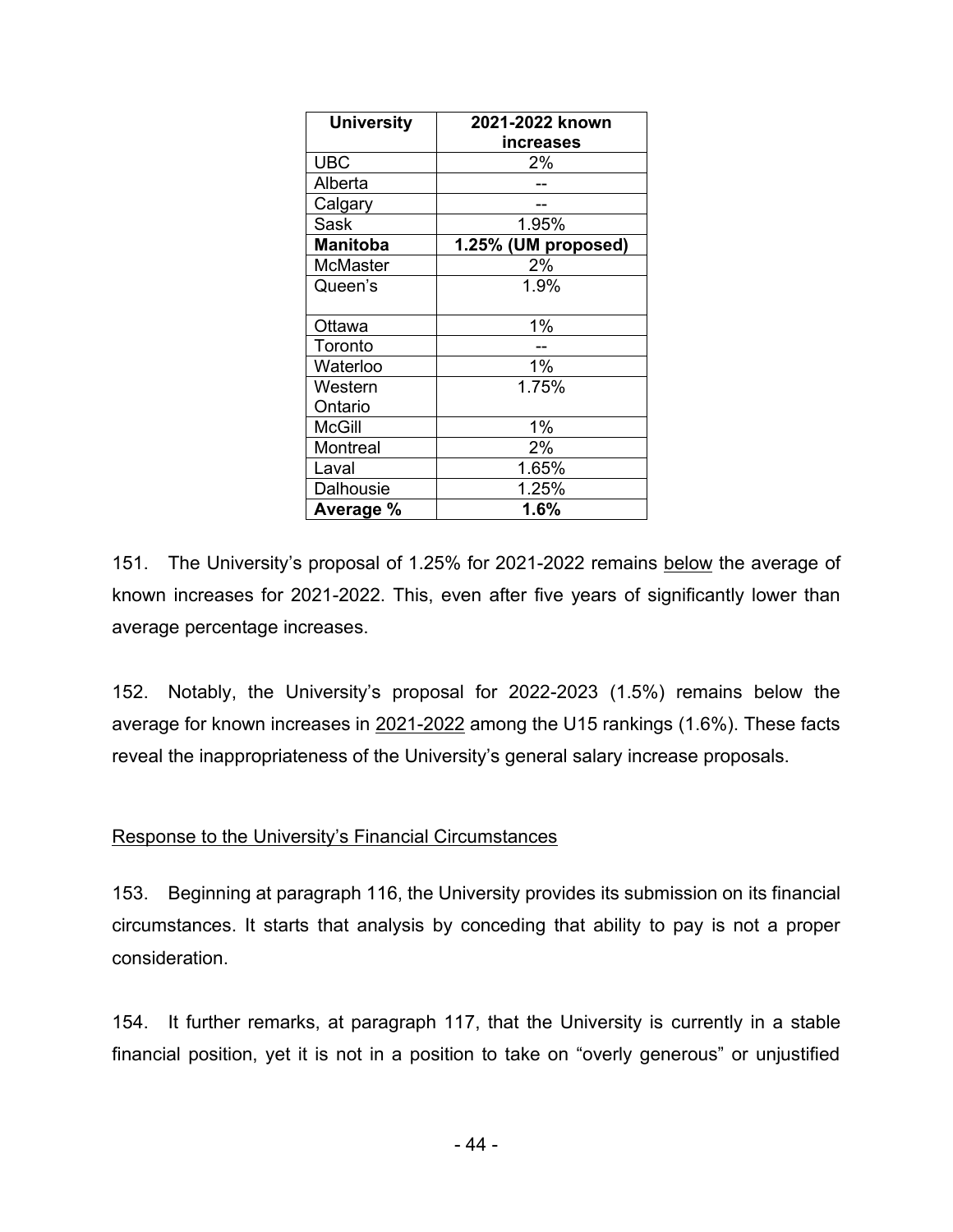| University | 2021-2022 known increases |
|---|---|
| UBC | 2% |
| Alberta | -- |
| Calgary | -- |
| Sask | 1.95% |
| **Manitoba** | **1.25% (UM proposed)** |
| McMaster | 2% |
| Queen's | 1.9% |
| Ottawa | 1% |
| Toronto | -- |
| Waterloo | 1% |
| Western Ontario | 1.75% |
| McGill | 1% |
| Montreal | 2% |
| Laval | 1.65% |
| Dalhousie | 1.25% |
| **Average %** | **1.6%** |

151. The University's proposal of 1.25% for 2021-2022 remains below the average of known increases for 2021-2022. This, even after five years of significantly lower than average percentage increases.

152. Notably, the University's proposal for 2022-2023 (1.5%) remains below the average for known increases in 2021-2022 among the U15 rankings (1.6%). These facts reveal the inappropriateness of the University's general salary increase proposals.

Response to the University's Financial Circumstances

153. Beginning at paragraph 116, the University provides its submission on its financial circumstances. It starts that analysis by conceding that ability to pay is not a proper consideration.

154. It further remarks, at paragraph 117, that the University is currently in a stable financial position, yet it is not in a position to take on "overly generous" or unjustified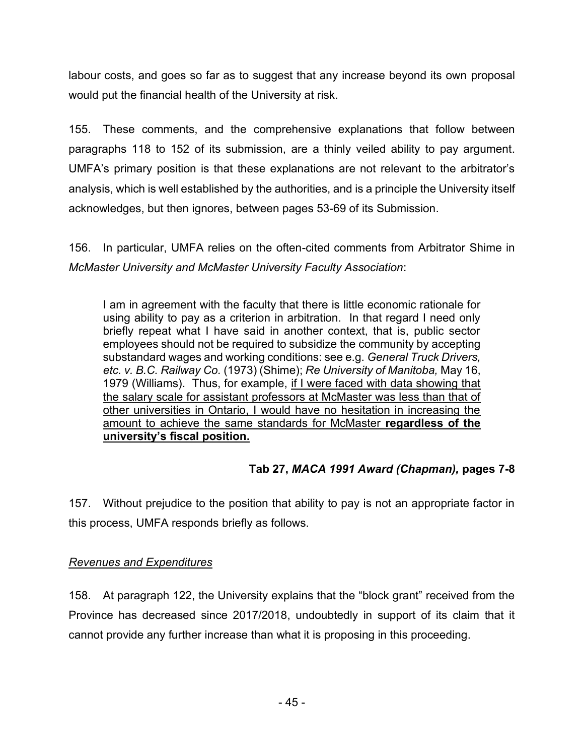labour costs, and goes so far as to suggest that any increase beyond its own proposal would put the financial health of the University at risk.

155. These comments, and the comprehensive explanations that follow between paragraphs 118 to 152 of its submission, are a thinly veiled ability to pay argument. UMFA's primary position is that these explanations are not relevant to the arbitrator's analysis, which is well established by the authorities, and is a principle the University itself acknowledges, but then ignores, between pages 53-69 of its Submission.

156. In particular, UMFA relies on the often-cited comments from Arbitrator Shime in *McMaster University and McMaster University Faculty Association*:

> I am in agreement with the faculty that there is little economic rationale for using ability to pay as a criterion in arbitration. In that regard I need only briefly repeat what I have said in another context, that is, public sector employees should not be required to subsidize the community by accepting substandard wages and working conditions: see e.g. *General Truck Drivers, etc. v. B.C. Railway Co.* (1973) (Shime); *Re University of Manitoba,* May 16, 1979 (Williams). Thus, for example, <u>if I were faced with data showing that the salary scale for assistant professors at McMaster was less than that of other universities in Ontario, I would have no hesitation in increasing the amount to achieve the same standards for McMaster **regardless of the university's fiscal position.**</u>

**Tab 27, *MACA 1991 Award (Chapman),* pages 7-8**

157. Without prejudice to the position that ability to pay is not an appropriate factor in this process, UMFA responds briefly as follows.

*<u>Revenues and Expenditures</u>*

158. At paragraph 122, the University explains that the "block grant" received from the Province has decreased since 2017/2018, undoubtedly in support of its claim that it cannot provide any further increase than what it is proposing in this proceeding.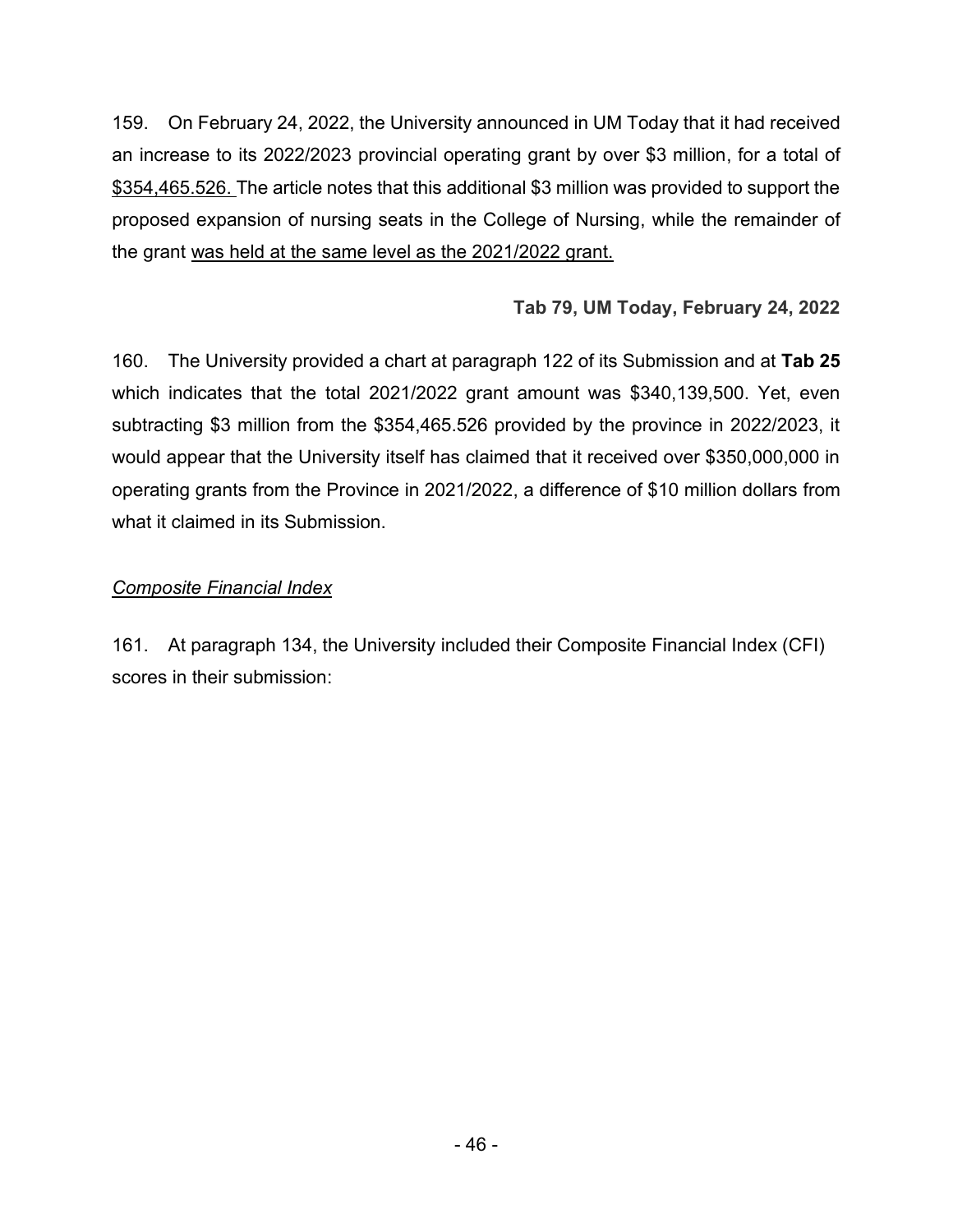159. On February 24, 2022, the University announced in UM Today that it had received an increase to its 2022/2023 provincial operating grant by over $3 million, for a total of <u>$354,465.526.</u> The article notes that this additional $3 million was provided to support the proposed expansion of nursing seats in the College of Nursing, while the remainder of the grant <u>was held at the same level as the 2021/2022 grant.</u>

**Tab 79, UM Today, February 24, 2022**

160. The University provided a chart at paragraph 122 of its Submission and at **Tab 25** which indicates that the total 2021/2022 grant amount was $340,139,500. Yet, even subtracting $3 million from the $354,465.526 provided by the province in 2022/2023, it would appear that the University itself has claimed that it received over $350,000,000 in operating grants from the Province in 2021/2022, a difference of $10 million dollars from what it claimed in its Submission.

*<u>Composite Financial Index</u>*

161. At paragraph 134, the University included their Composite Financial Index (CFI) scores in their submission: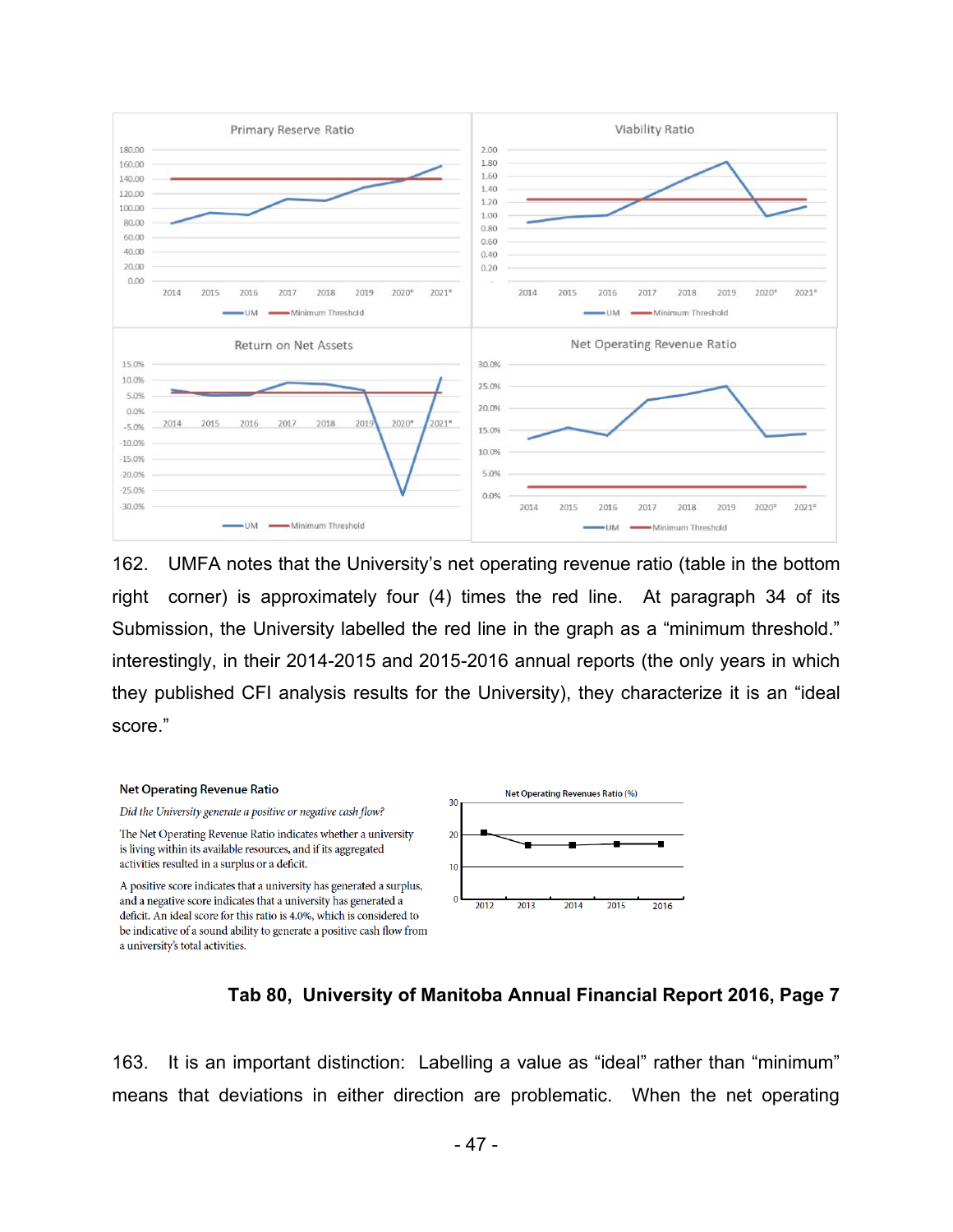162. UMFA notes that the University's net operating revenue ratio (table in the bottom right corner) is approximately four (4) times the red line. At paragraph 34 of its Submission, the University labelled the red line in the graph as a "minimum threshold." interestingly, in their 2014-2015 and 2015-2016 annual reports (the only years in which they published CFI analysis results for the University), they characterize it is an "ideal score."

**Net Operating Revenue Ratio**

*Did the University generate a positive or negative cash flow?*

The Net Operating Revenue Ratio indicates whether a university is living within its available resources, and if its aggregated activities resulted in a surplus or a deficit.

A positive score indicates that a university has generated a surplus, and a negative score indicates that a university has generated a deficit. An ideal score for this ratio is 4.0%, which is considered to be indicative of a sound ability to generate a positive cash flow from a university's total activities.

**Tab 80, University of Manitoba Annual Financial Report 2016, Page 7**

163. It is an important distinction: Labelling a value as "ideal" rather than "minimum" means that deviations in either direction are problematic. When the net operating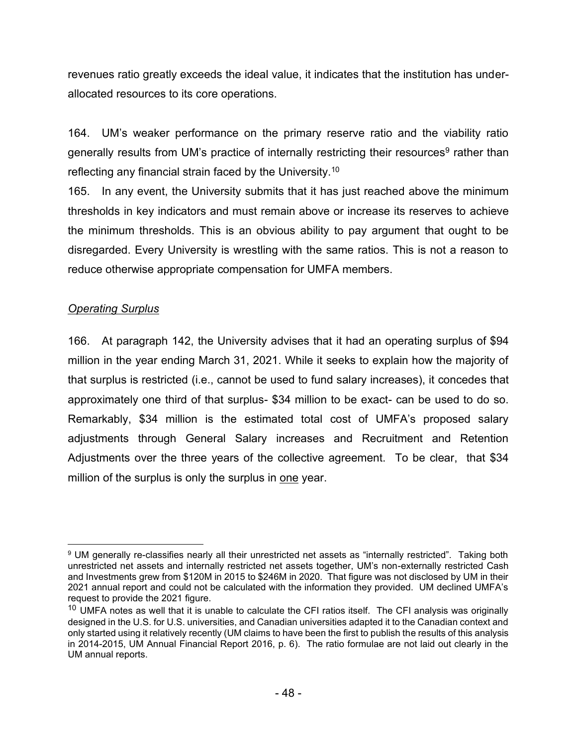revenues ratio greatly exceeds the ideal value, it indicates that the institution has under-allocated resources to its core operations.

164. UM's weaker performance on the primary reserve ratio and the viability ratio generally results from UM's practice of internally restricting their resources[9] rather than reflecting any financial strain faced by the University.[10]

165. In any event, the University submits that it has just reached above the minimum thresholds in key indicators and must remain above or increase its reserves to achieve the minimum thresholds. This is an obvious ability to pay argument that ought to be disregarded. Every University is wrestling with the same ratios. This is not a reason to reduce otherwise appropriate compensation for UMFA members.

*Operating Surplus*

166. At paragraph 142, the University advises that it had an operating surplus of $94 million in the year ending March 31, 2021. While it seeks to explain how the majority of that surplus is restricted (i.e., cannot be used to fund salary increases), it concedes that approximately one third of that surplus- $34 million to be exact- can be used to do so. Remarkably, $34 million is the estimated total cost of UMFA's proposed salary adjustments through General Salary increases and Recruitment and Retention Adjustments over the three years of the collective agreement. To be clear, that $34 million of the surplus is only the surplus in <u>one</u> year.

---

[9] UM generally re-classifies nearly all their unrestricted net assets as "internally restricted". Taking both unrestricted net assets and internally restricted net assets together, UM's non-externally restricted Cash and Investments grew from $120M in 2015 to $246M in 2020. That figure was not disclosed by UM in their 2021 annual report and could not be calculated with the information they provided. UM declined UMFA's request to provide the 2021 figure.

[10] UMFA notes as well that it is unable to calculate the CFI ratios itself. The CFI analysis was originally designed in the U.S. for U.S. universities, and Canadian universities adapted it to the Canadian context and only started using it relatively recently (UM claims to have been the first to publish the results of this analysis in 2014-2015, UM Annual Financial Report 2016, p. 6). The ratio formulae are not laid out clearly in the UM annual reports.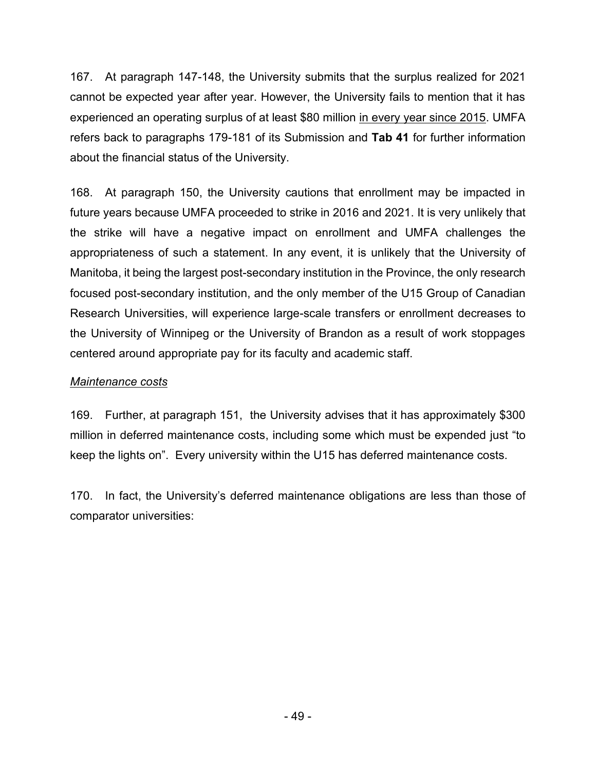167. At paragraph 147-148, the University submits that the surplus realized for 2021 cannot be expected year after year. However, the University fails to mention that it has experienced an operating surplus of at least $80 million <u>in every year since 2015</u>. UMFA refers back to paragraphs 179-181 of its Submission and **Tab 41** for further information about the financial status of the University.

168. At paragraph 150, the University cautions that enrollment may be impacted in future years because UMFA proceeded to strike in 2016 and 2021. It is very unlikely that the strike will have a negative impact on enrollment and UMFA challenges the appropriateness of such a statement. In any event, it is unlikely that the University of Manitoba, it being the largest post-secondary institution in the Province, the only research focused post-secondary institution, and the only member of the U15 Group of Canadian Research Universities, will experience large-scale transfers or enrollment decreases to the University of Winnipeg or the University of Brandon as a result of work stoppages centered around appropriate pay for its faculty and academic staff.

*<u>Maintenance costs</u>*

169. Further, at paragraph 151, the University advises that it has approximately $300 million in deferred maintenance costs, including some which must be expended just "to keep the lights on". Every university within the U15 has deferred maintenance costs.

170. In fact, the University's deferred maintenance obligations are less than those of comparator universities: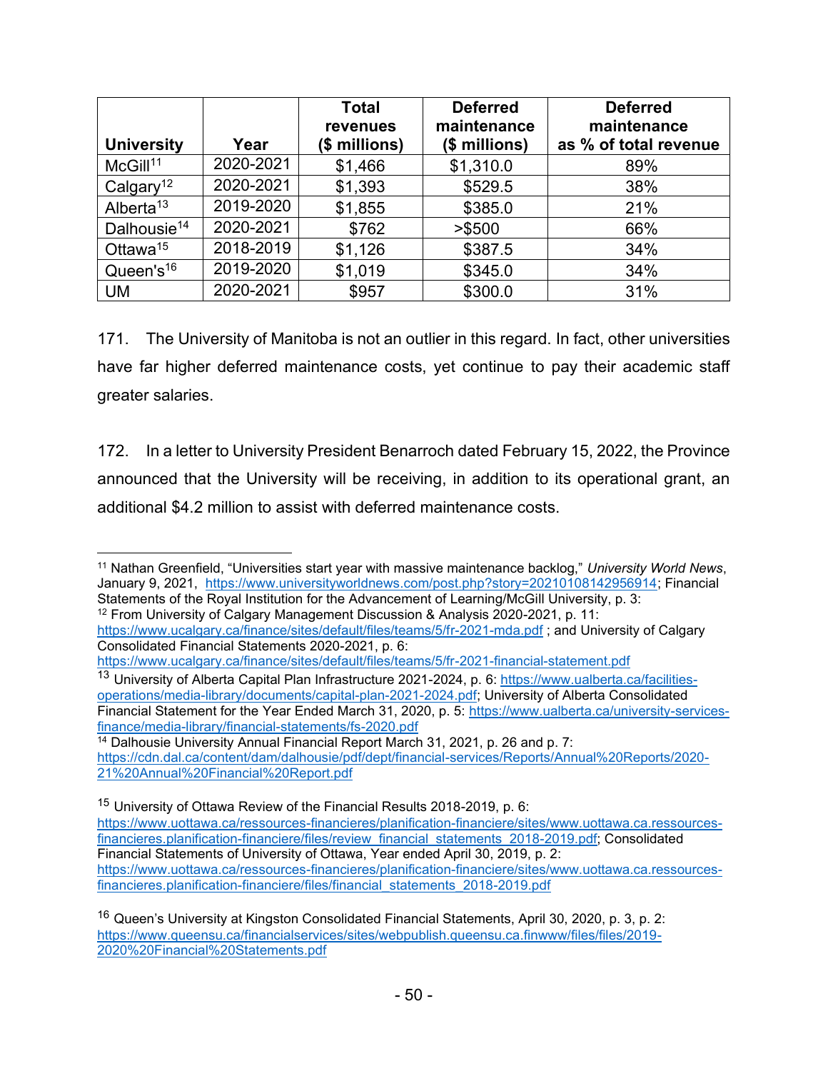| University | Year | Total revenues ($ millions) | Deferred maintenance ($ millions) | Deferred maintenance as % of total revenue |
|---|---|---|---|---|
| McGill[11] | 2020-2021 | $1,466 | $1,310.0 | 89% |
| Calgary[12] | 2020-2021 | $1,393 | $529.5 | 38% |
| Alberta[13] | 2019-2020 | $1,855 | $385.0 | 21% |
| Dalhousie[14] | 2020-2021 | $762 | >$500 | 66% |
| Ottawa[15] | 2018-2019 | $1,126 | $387.5 | 34% |
| Queen's[16] | 2019-2020 | $1,019 | $345.0 | 34% |
| UM | 2020-2021 | $957 | $300.0 | 31% |

171. The University of Manitoba is not an outlier in this regard. In fact, other universities have far higher deferred maintenance costs, yet continue to pay their academic staff greater salaries.

172. In a letter to University President Benarroch dated February 15, 2022, the Province announced that the University will be receiving, in addition to its operational grant, an additional $4.2 million to assist with deferred maintenance costs.

---

[11] Nathan Greenfield, "Universities start year with massive maintenance backlog," *University World News*, January 9, 2021, https://www.universityworldnews.com/post.php?story=20210108142956914; Financial Statements of the Royal Institution for the Advancement of Learning/McGill University, p. 3:

[12] From University of Calgary Management Discussion & Analysis 2020-2021, p. 11: https://www.ucalgary.ca/finance/sites/default/files/teams/5/fr-2021-mda.pdf ; and University of Calgary Consolidated Financial Statements 2020-2021, p. 6: https://www.ucalgary.ca/finance/sites/default/files/teams/5/fr-2021-financial-statement.pdf

[13] University of Alberta Capital Plan Infrastructure 2021-2024, p. 6: https://www.ualberta.ca/facilities-operations/media-library/documents/capital-plan-2021-2024.pdf; University of Alberta Consolidated Financial Statement for the Year Ended March 31, 2020, p. 5: https://www.ualberta.ca/university-services-finance/media-library/financial-statements/fs-2020.pdf

[14] Dalhousie University Annual Financial Report March 31, 2021, p. 26 and p. 7: https://cdn.dal.ca/content/dam/dalhousie/pdf/dept/financial-services/Reports/Annual%20Reports/2020-21%20Annual%20Financial%20Report.pdf

[15] University of Ottawa Review of the Financial Results 2018-2019, p. 6: https://www.uottawa.ca/ressources-financieres/planification-financiere/sites/www.uottawa.ca.ressources-financieres.planification-financiere/files/review_financial_statements_2018-2019.pdf; Consolidated Financial Statements of University of Ottawa, Year ended April 30, 2019, p. 2: https://www.uottawa.ca/ressources-financieres/planification-financiere/sites/www.uottawa.ca.ressources-financieres.planification-financiere/files/financial_statements_2018-2019.pdf

[16] Queen's University at Kingston Consolidated Financial Statements, April 30, 2020, p. 3, p. 2: https://www.queensu.ca/financialservices/sites/webpublish.queensu.ca.finwww/files/files/2019-2020%20Financial%20Statements.pdf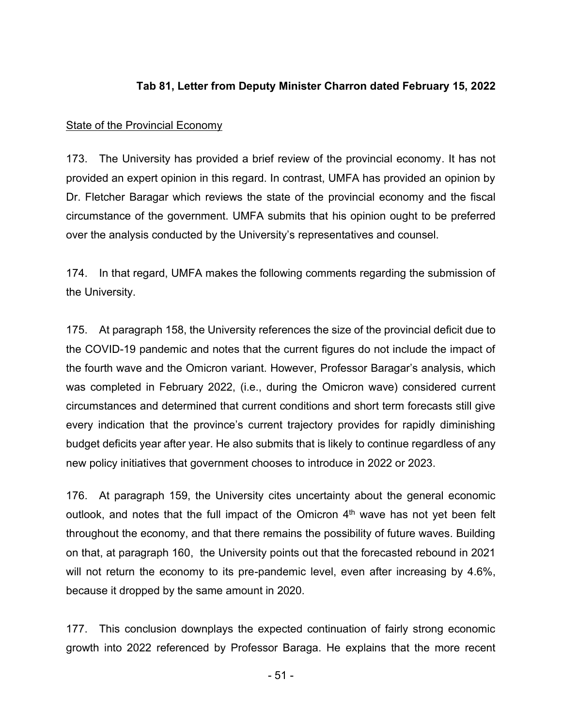**Tab 81, Letter from Deputy Minister Charron dated February 15, 2022**

State of the Provincial Economy

173. The University has provided a brief review of the provincial economy. It has not provided an expert opinion in this regard. In contrast, UMFA has provided an opinion by Dr. Fletcher Baragar which reviews the state of the provincial economy and the fiscal circumstance of the government. UMFA submits that his opinion ought to be preferred over the analysis conducted by the University's representatives and counsel.

174. In that regard, UMFA makes the following comments regarding the submission of the University.

175. At paragraph 158, the University references the size of the provincial deficit due to the COVID-19 pandemic and notes that the current figures do not include the impact of the fourth wave and the Omicron variant. However, Professor Baragar's analysis, which was completed in February 2022, (i.e., during the Omicron wave) considered current circumstances and determined that current conditions and short term forecasts still give every indication that the province's current trajectory provides for rapidly diminishing budget deficits year after year. He also submits that is likely to continue regardless of any new policy initiatives that government chooses to introduce in 2022 or 2023.

176. At paragraph 159, the University cites uncertainty about the general economic outlook, and notes that the full impact of the Omicron 4th wave has not yet been felt throughout the economy, and that there remains the possibility of future waves. Building on that, at paragraph 160, the University points out that the forecasted rebound in 2021 will not return the economy to its pre-pandemic level, even after increasing by 4.6%, because it dropped by the same amount in 2020.

177. This conclusion downplays the expected continuation of fairly strong economic growth into 2022 referenced by Professor Baraga. He explains that the more recent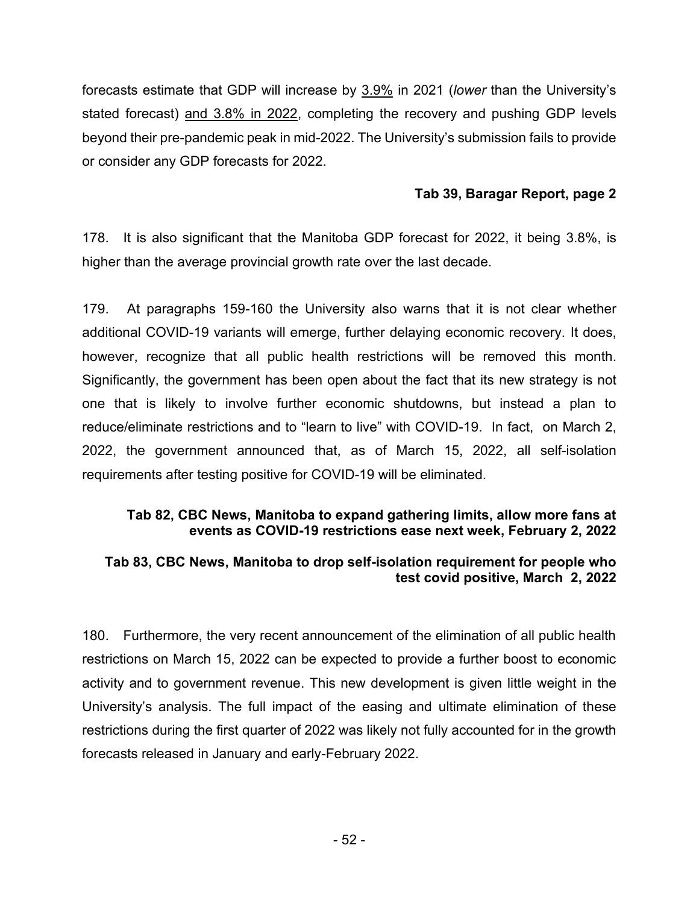forecasts estimate that GDP will increase by 3.9% in 2021 (*lower* than the University's stated forecast) and 3.8% in 2022, completing the recovery and pushing GDP levels beyond their pre-pandemic peak in mid-2022. The University's submission fails to provide or consider any GDP forecasts for 2022.

**Tab 39, Baragar Report, page 2**

178. It is also significant that the Manitoba GDP forecast for 2022, it being 3.8%, is higher than the average provincial growth rate over the last decade.

179. At paragraphs 159-160 the University also warns that it is not clear whether additional COVID-19 variants will emerge, further delaying economic recovery. It does, however, recognize that all public health restrictions will be removed this month. Significantly, the government has been open about the fact that its new strategy is not one that is likely to involve further economic shutdowns, but instead a plan to reduce/eliminate restrictions and to "learn to live" with COVID-19. In fact, on March 2, 2022, the government announced that, as of March 15, 2022, all self-isolation requirements after testing positive for COVID-19 will be eliminated.

**Tab 82, CBC News, Manitoba to expand gathering limits, allow more fans at events as COVID-19 restrictions ease next week, February 2, 2022**

**Tab 83, CBC News, Manitoba to drop self-isolation requirement for people who test covid positive, March 2, 2022**

180. Furthermore, the very recent announcement of the elimination of all public health restrictions on March 15, 2022 can be expected to provide a further boost to economic activity and to government revenue. This new development is given little weight in the University's analysis. The full impact of the easing and ultimate elimination of these restrictions during the first quarter of 2022 was likely not fully accounted for in the growth forecasts released in January and early-February 2022.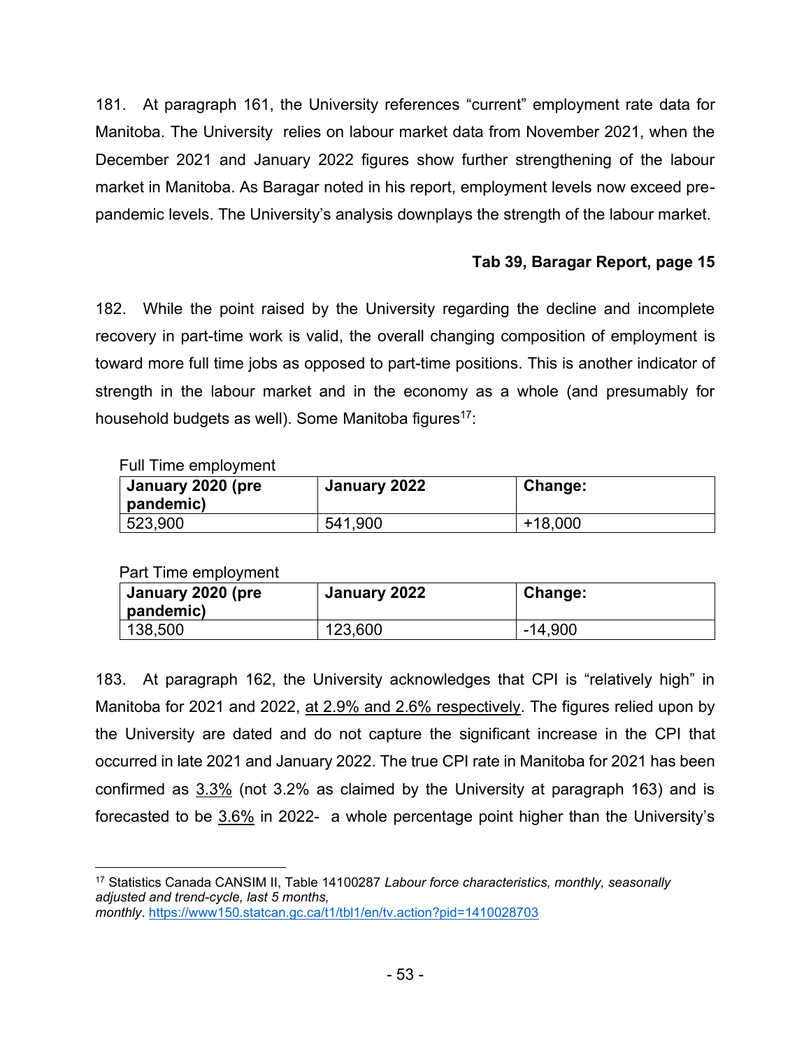181. At paragraph 161, the University references "current" employment rate data for Manitoba. The University relies on labour market data from November 2021, when the December 2021 and January 2022 figures show further strengthening of the labour market in Manitoba. As Baragar noted in his report, employment levels now exceed pre-pandemic levels. The University's analysis downplays the strength of the labour market.

**Tab 39, Baragar Report, page 15**

182. While the point raised by the University regarding the decline and incomplete recovery in part-time work is valid, the overall changing composition of employment is toward more full time jobs as opposed to part-time positions. This is another indicator of strength in the labour market and in the economy as a whole (and presumably for household budgets as well). Some Manitoba figures[17]:

Full Time employment

| January 2020 (pre pandemic) | January 2022 | Change: |
|---|---|---|
| 523,900 | 541,900 | +18,000 |

Part Time employment

| January 2020 (pre pandemic) | January 2022 | Change: |
|---|---|---|
| 138,500 | 123,600 | -14,900 |

183. At paragraph 162, the University acknowledges that CPI is "relatively high" in Manitoba for 2021 and 2022, <u>at 2.9% and 2.6% respectively</u>. The figures relied upon by the University are dated and do not capture the significant increase in the CPI that occurred in late 2021 and January 2022. The true CPI rate in Manitoba for 2021 has been confirmed as <u>3.3%</u> (not 3.2% as claimed by the University at paragraph 163) and is forecasted to be <u>3.6%</u> in 2022- a whole percentage point higher than the University's

---

[17] Statistics Canada CANSIM II, Table 14100287 *Labour force characteristics, monthly, seasonally adjusted and trend-cycle, last 5 months, monthly*. https://www150.statcan.gc.ca/t1/tbl1/en/tv.action?pid=1410028703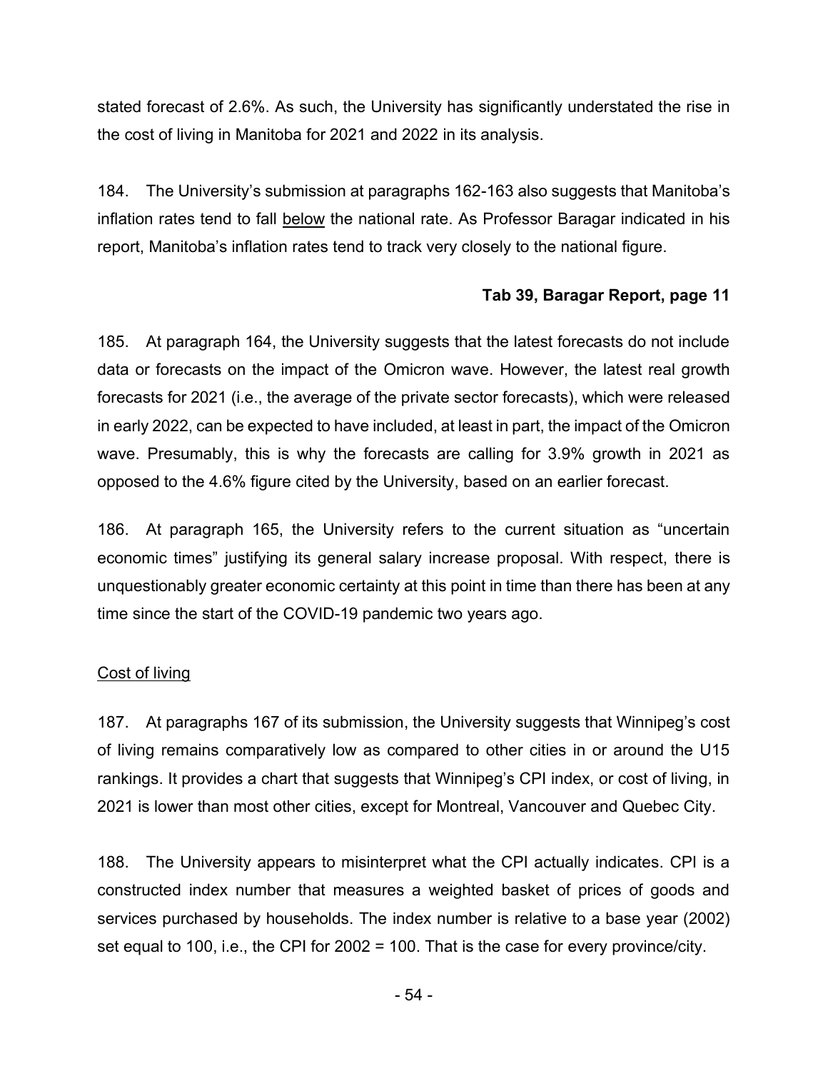stated forecast of 2.6%. As such, the University has significantly understated the rise in the cost of living in Manitoba for 2021 and 2022 in its analysis.

184. The University's submission at paragraphs 162-163 also suggests that Manitoba's inflation rates tend to fall <u>below</u> the national rate. As Professor Baragar indicated in his report, Manitoba's inflation rates tend to track very closely to the national figure.

**Tab 39, Baragar Report, page 11**

185. At paragraph 164, the University suggests that the latest forecasts do not include data or forecasts on the impact of the Omicron wave. However, the latest real growth forecasts for 2021 (i.e., the average of the private sector forecasts), which were released in early 2022, can be expected to have included, at least in part, the impact of the Omicron wave. Presumably, this is why the forecasts are calling for 3.9% growth in 2021 as opposed to the 4.6% figure cited by the University, based on an earlier forecast.

186. At paragraph 165, the University refers to the current situation as "uncertain economic times" justifying its general salary increase proposal. With respect, there is unquestionably greater economic certainty at this point in time than there has been at any time since the start of the COVID-19 pandemic two years ago.

<u>Cost of living</u>

187. At paragraphs 167 of its submission, the University suggests that Winnipeg's cost of living remains comparatively low as compared to other cities in or around the U15 rankings. It provides a chart that suggests that Winnipeg's CPI index, or cost of living, in 2021 is lower than most other cities, except for Montreal, Vancouver and Quebec City.

188. The University appears to misinterpret what the CPI actually indicates. CPI is a constructed index number that measures a weighted basket of prices of goods and services purchased by households. The index number is relative to a base year (2002) set equal to 100, i.e., the CPI for 2002 = 100. That is the case for every province/city.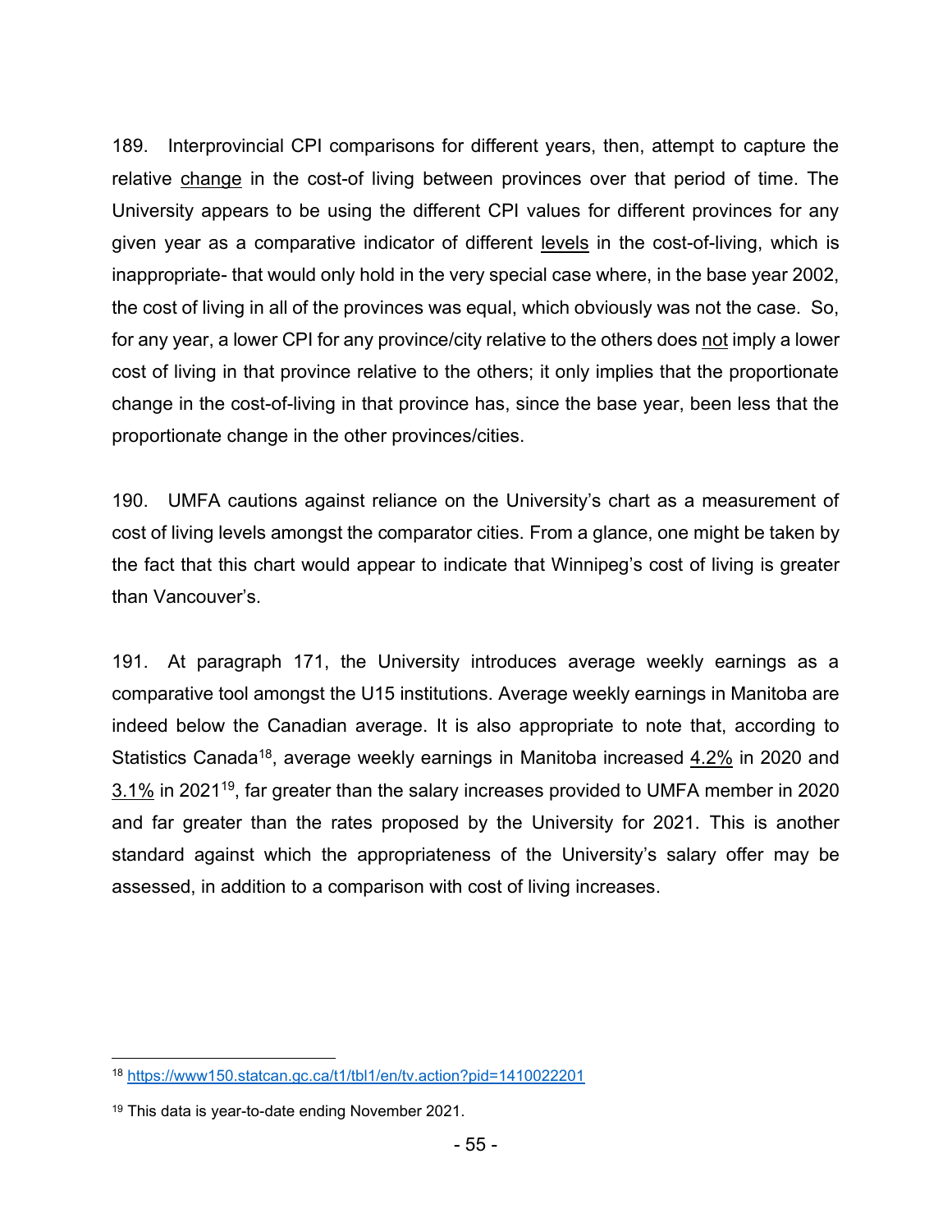189. Interprovincial CPI comparisons for different years, then, attempt to capture the relative <u>change</u> in the cost-of living between provinces over that period of time. The University appears to be using the different CPI values for different provinces for any given year as a comparative indicator of different <u>levels</u> in the cost-of-living, which is inappropriate- that would only hold in the very special case where, in the base year 2002, the cost of living in all of the provinces was equal, which obviously was not the case. So, for any year, a lower CPI for any province/city relative to the others does <u>not</u> imply a lower cost of living in that province relative to the others; it only implies that the proportionate change in the cost-of-living in that province has, since the base year, been less that the proportionate change in the other provinces/cities.

190. UMFA cautions against reliance on the University's chart as a measurement of cost of living levels amongst the comparator cities. From a glance, one might be taken by the fact that this chart would appear to indicate that Winnipeg's cost of living is greater than Vancouver's.

191. At paragraph 171, the University introduces average weekly earnings as a comparative tool amongst the U15 institutions. Average weekly earnings in Manitoba are indeed below the Canadian average. It is also appropriate to note that, according to Statistics Canada[18], average weekly earnings in Manitoba increased <u>4.2%</u> in 2020 and <u>3.1%</u> in 2021[19], far greater than the salary increases provided to UMFA member in 2020 and far greater than the rates proposed by the University for 2021. This is another standard against which the appropriateness of the University's salary offer may be assessed, in addition to a comparison with cost of living increases.

---

[18] https://www150.statcan.gc.ca/t1/tbl1/en/tv.action?pid=1410022201

[19] This data is year-to-date ending November 2021.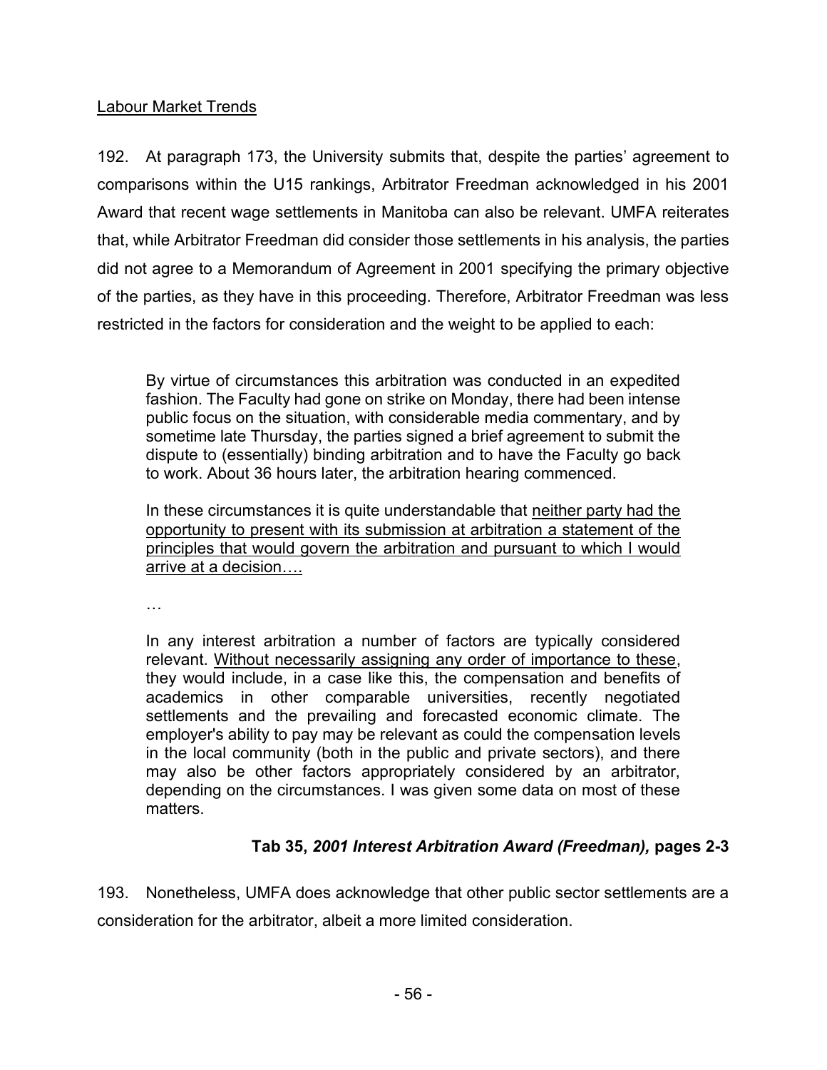<u>Labour Market Trends</u>

192. At paragraph 173, the University submits that, despite the parties' agreement to comparisons within the U15 rankings, Arbitrator Freedman acknowledged in his 2001 Award that recent wage settlements in Manitoba can also be relevant. UMFA reiterates that, while Arbitrator Freedman did consider those settlements in his analysis, the parties did not agree to a Memorandum of Agreement in 2001 specifying the primary objective of the parties, as they have in this proceeding. Therefore, Arbitrator Freedman was less restricted in the factors for consideration and the weight to be applied to each:

> By virtue of circumstances this arbitration was conducted in an expedited fashion. The Faculty had gone on strike on Monday, there had been intense public focus on the situation, with considerable media commentary, and by sometime late Thursday, the parties signed a brief agreement to submit the dispute to (essentially) binding arbitration and to have the Faculty go back to work. About 36 hours later, the arbitration hearing commenced.
>
> In these circumstances it is quite understandable that <u>neither party had the opportunity to present with its submission at arbitration a statement of the principles that would govern the arbitration and pursuant to which I would arrive at a decision….</u>
>
> …
>
> In any interest arbitration a number of factors are typically considered relevant. <u>Without necessarily assigning any order of importance to these</u>, they would include, in a case like this, the compensation and benefits of academics in other comparable universities, recently negotiated settlements and the prevailing and forecasted economic climate. The employer's ability to pay may be relevant as could the compensation levels in the local community (both in the public and private sectors), and there may also be other factors appropriately considered by an arbitrator, depending on the circumstances. I was given some data on most of these matters.

**Tab 35, *2001 Interest Arbitration Award (Freedman),* pages 2-3**

193. Nonetheless, UMFA does acknowledge that other public sector settlements are a consideration for the arbitrator, albeit a more limited consideration.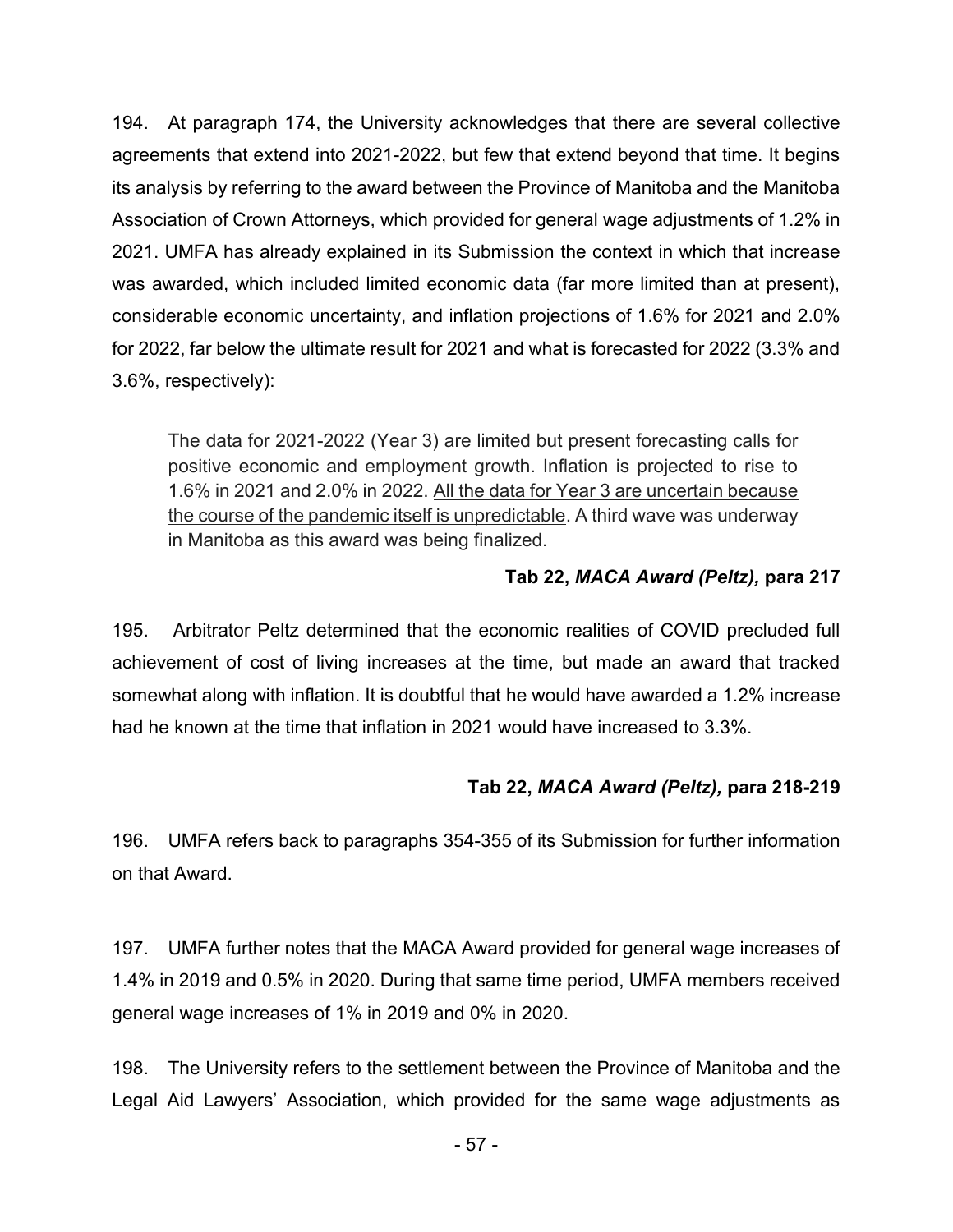194. At paragraph 174, the University acknowledges that there are several collective agreements that extend into 2021-2022, but few that extend beyond that time. It begins its analysis by referring to the award between the Province of Manitoba and the Manitoba Association of Crown Attorneys, which provided for general wage adjustments of 1.2% in 2021. UMFA has already explained in its Submission the context in which that increase was awarded, which included limited economic data (far more limited than at present), considerable economic uncertainty, and inflation projections of 1.6% for 2021 and 2.0% for 2022, far below the ultimate result for 2021 and what is forecasted for 2022 (3.3% and 3.6%, respectively):

> The data for 2021-2022 (Year 3) are limited but present forecasting calls for positive economic and employment growth. Inflation is projected to rise to 1.6% in 2021 and 2.0% in 2022. <u>All the data for Year 3 are uncertain because the course of the pandemic itself is unpredictable</u>. A third wave was underway in Manitoba as this award was being finalized.

**Tab 22, *MACA Award (Peltz),* para 217**

195. Arbitrator Peltz determined that the economic realities of COVID precluded full achievement of cost of living increases at the time, but made an award that tracked somewhat along with inflation. It is doubtful that he would have awarded a 1.2% increase had he known at the time that inflation in 2021 would have increased to 3.3%.

**Tab 22, *MACA Award (Peltz),* para 218-219**

196. UMFA refers back to paragraphs 354-355 of its Submission for further information on that Award.

197. UMFA further notes that the MACA Award provided for general wage increases of 1.4% in 2019 and 0.5% in 2020. During that same time period, UMFA members received general wage increases of 1% in 2019 and 0% in 2020.

198. The University refers to the settlement between the Province of Manitoba and the Legal Aid Lawyers' Association, which provided for the same wage adjustments as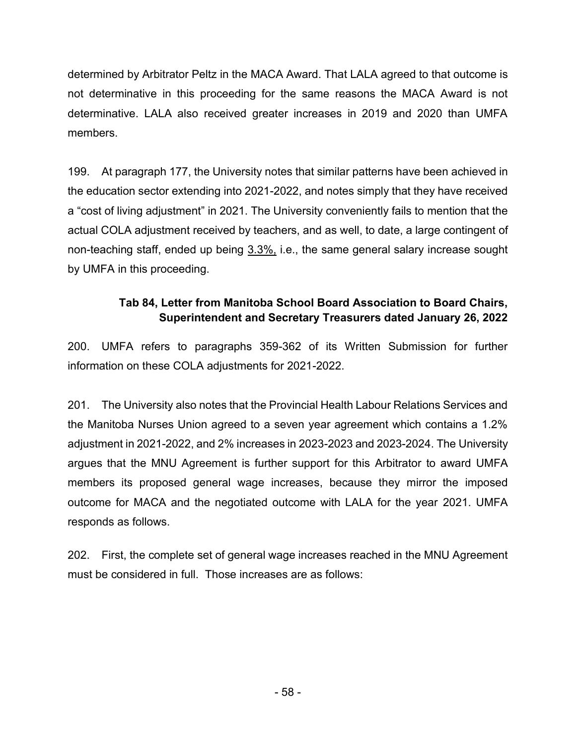determined by Arbitrator Peltz in the MACA Award. That LALA agreed to that outcome is not determinative in this proceeding for the same reasons the MACA Award is not determinative. LALA also received greater increases in 2019 and 2020 than UMFA members.

199. At paragraph 177, the University notes that similar patterns have been achieved in the education sector extending into 2021-2022, and notes simply that they have received a "cost of living adjustment" in 2021. The University conveniently fails to mention that the actual COLA adjustment received by teachers, and as well, to date, a large contingent of non-teaching staff, ended up being <u>3.3%,</u> i.e., the same general salary increase sought by UMFA in this proceeding.

**Tab 84, Letter from Manitoba School Board Association to Board Chairs, Superintendent and Secretary Treasurers dated January 26, 2022**

200. UMFA refers to paragraphs 359-362 of its Written Submission for further information on these COLA adjustments for 2021-2022.

201. The University also notes that the Provincial Health Labour Relations Services and the Manitoba Nurses Union agreed to a seven year agreement which contains a 1.2% adjustment in 2021-2022, and 2% increases in 2023-2023 and 2023-2024. The University argues that the MNU Agreement is further support for this Arbitrator to award UMFA members its proposed general wage increases, because they mirror the imposed outcome for MACA and the negotiated outcome with LALA for the year 2021. UMFA responds as follows.

202. First, the complete set of general wage increases reached in the MNU Agreement must be considered in full. Those increases are as follows: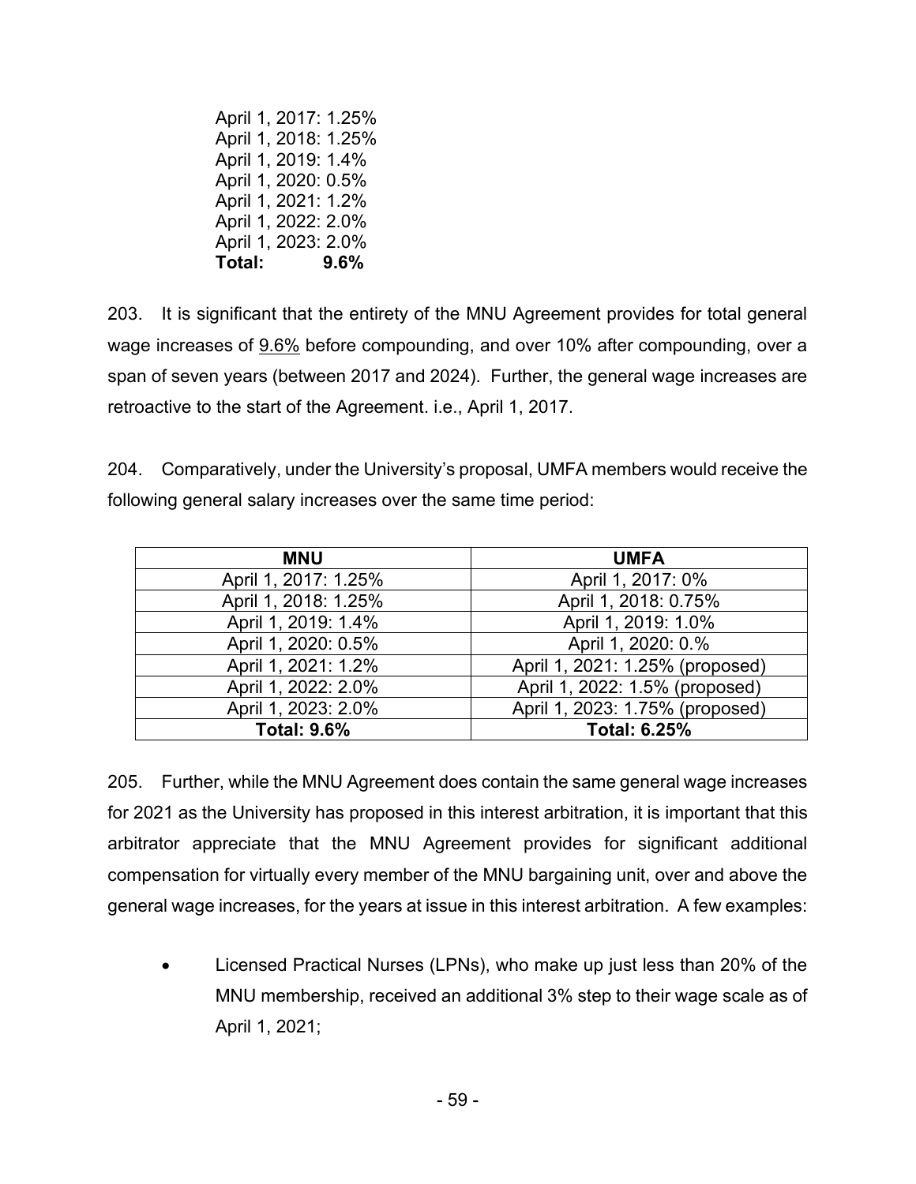April 1, 2017: 1.25%
April 1, 2018: 1.25%
April 1, 2019: 1.4%
April 1, 2020: 0.5%
April 1, 2021: 1.2%
April 1, 2022: 2.0%
April 1, 2023: 2.0%
**Total: 9.6%**

203. It is significant that the entirety of the MNU Agreement provides for total general wage increases of 9.6% before compounding, and over 10% after compounding, over a span of seven years (between 2017 and 2024). Further, the general wage increases are retroactive to the start of the Agreement. i.e., April 1, 2017.

204. Comparatively, under the University's proposal, UMFA members would receive the following general salary increases over the same time period:

| MNU | UMFA |
|---|---|
| April 1, 2017: 1.25% | April 1, 2017: 0% |
| April 1, 2018: 1.25% | April 1, 2018: 0.75% |
| April 1, 2019: 1.4% | April 1, 2019: 1.0% |
| April 1, 2020: 0.5% | April 1, 2020: 0.% |
| April 1, 2021: 1.2% | April 1, 2021: 1.25% (proposed) |
| April 1, 2022: 2.0% | April 1, 2022: 1.5% (proposed) |
| April 1, 2023: 2.0% | April 1, 2023: 1.75% (proposed) |
| **Total: 9.6%** | **Total: 6.25%** |

205. Further, while the MNU Agreement does contain the same general wage increases for 2021 as the University has proposed in this interest arbitration, it is important that this arbitrator appreciate that the MNU Agreement provides for significant additional compensation for virtually every member of the MNU bargaining unit, over and above the general wage increases, for the years at issue in this interest arbitration. A few examples:

- Licensed Practical Nurses (LPNs), who make up just less than 20% of the MNU membership, received an additional 3% step to their wage scale as of April 1, 2021;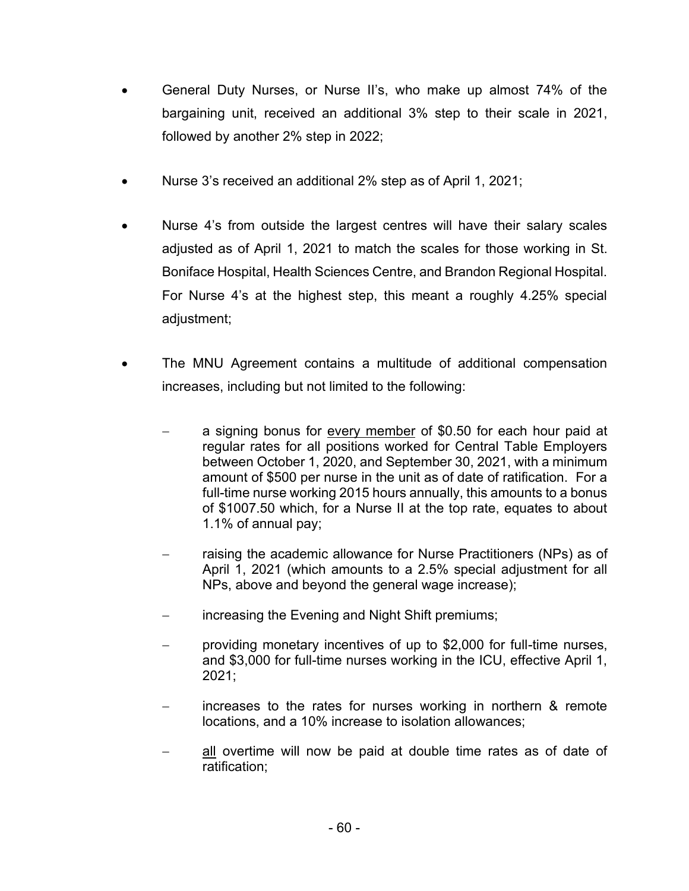- General Duty Nurses, or Nurse II's, who make up almost 74% of the bargaining unit, received an additional 3% step to their scale in 2021, followed by another 2% step in 2022;

- Nurse 3's received an additional 2% step as of April 1, 2021;

- Nurse 4's from outside the largest centres will have their salary scales adjusted as of April 1, 2021 to match the scales for those working in St. Boniface Hospital, Health Sciences Centre, and Brandon Regional Hospital. For Nurse 4's at the highest step, this meant a roughly 4.25% special adjustment;

- The MNU Agreement contains a multitude of additional compensation increases, including but not limited to the following:

  - a signing bonus for <u>every member</u> of $0.50 for each hour paid at regular rates for all positions worked for Central Table Employers between October 1, 2020, and September 30, 2021, with a minimum amount of $500 per nurse in the unit as of date of ratification. For a full-time nurse working 2015 hours annually, this amounts to a bonus of $1007.50 which, for a Nurse II at the top rate, equates to about 1.1% of annual pay;

  - raising the academic allowance for Nurse Practitioners (NPs) as of April 1, 2021 (which amounts to a 2.5% special adjustment for all NPs, above and beyond the general wage increase);

  - increasing the Evening and Night Shift premiums;

  - providing monetary incentives of up to $2,000 for full-time nurses, and $3,000 for full-time nurses working in the ICU, effective April 1, 2021;

  - increases to the rates for nurses working in northern & remote locations, and a 10% increase to isolation allowances;

  - <u>all</u> overtime will now be paid at double time rates as of date of ratification;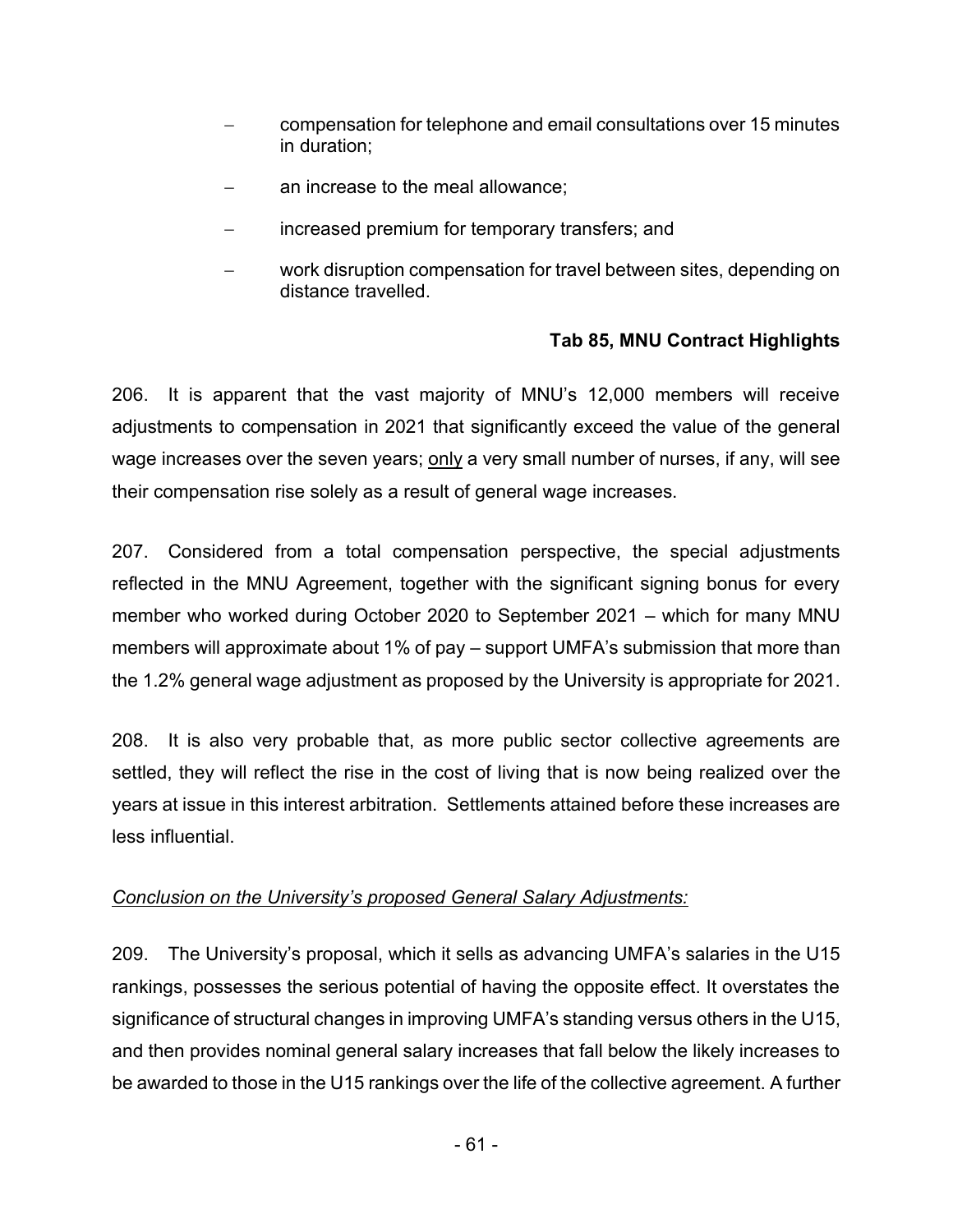- compensation for telephone and email consultations over 15 minutes in duration;
- an increase to the meal allowance;
- increased premium for temporary transfers; and
- work disruption compensation for travel between sites, depending on distance travelled.

**Tab 85, MNU Contract Highlights**

206. It is apparent that the vast majority of MNU's 12,000 members will receive adjustments to compensation in 2021 that significantly exceed the value of the general wage increases over the seven years; only a very small number of nurses, if any, will see their compensation rise solely as a result of general wage increases.

207. Considered from a total compensation perspective, the special adjustments reflected in the MNU Agreement, together with the significant signing bonus for every member who worked during October 2020 to September 2021 – which for many MNU members will approximate about 1% of pay – support UMFA's submission that more than the 1.2% general wage adjustment as proposed by the University is appropriate for 2021.

208. It is also very probable that, as more public sector collective agreements are settled, they will reflect the rise in the cost of living that is now being realized over the years at issue in this interest arbitration. Settlements attained before these increases are less influential.

*Conclusion on the University's proposed General Salary Adjustments:*

209. The University's proposal, which it sells as advancing UMFA's salaries in the U15 rankings, possesses the serious potential of having the opposite effect. It overstates the significance of structural changes in improving UMFA's standing versus others in the U15, and then provides nominal general salary increases that fall below the likely increases to be awarded to those in the U15 rankings over the life of the collective agreement. A further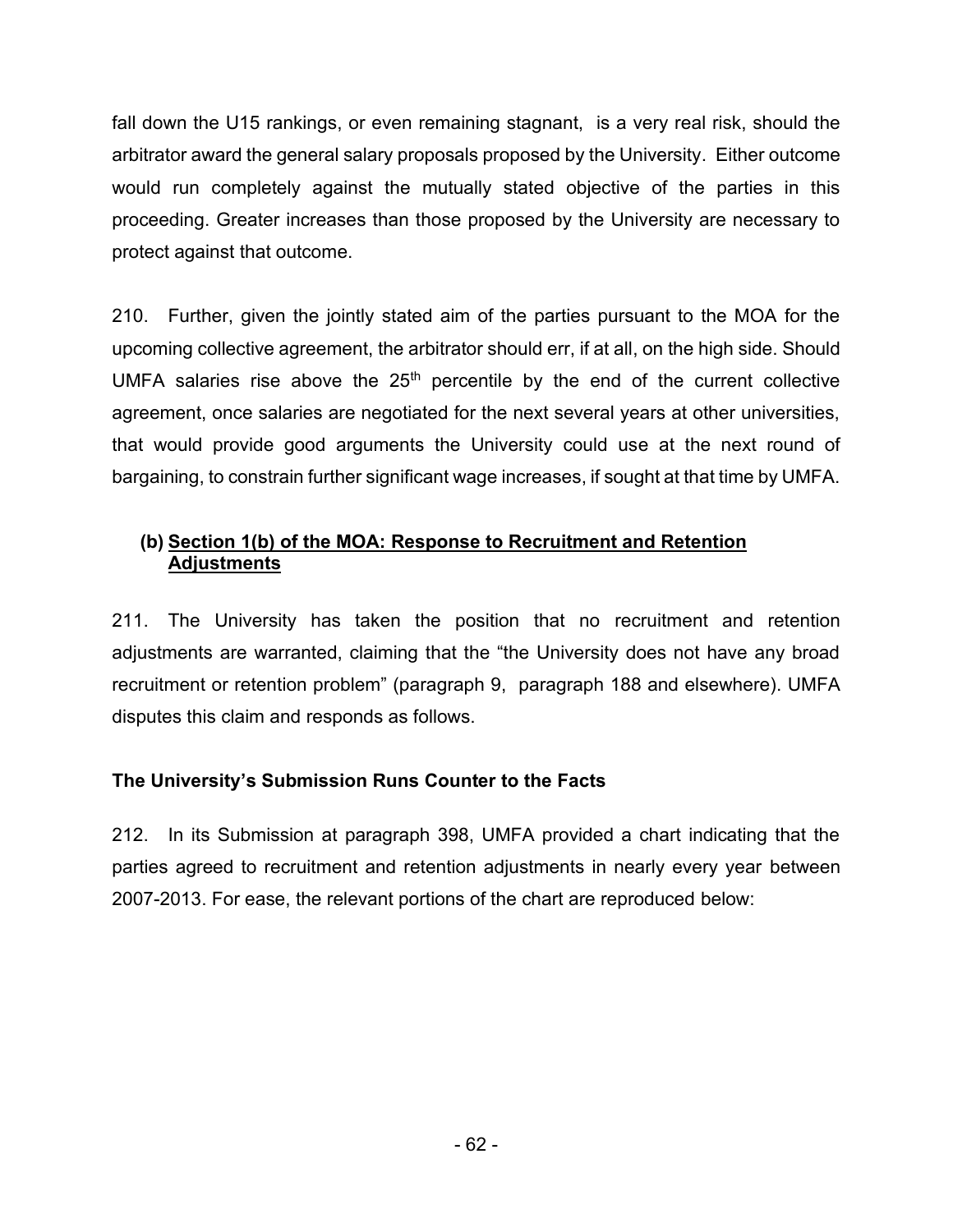fall down the U15 rankings, or even remaining stagnant, is a very real risk, should the arbitrator award the general salary proposals proposed by the University. Either outcome would run completely against the mutually stated objective of the parties in this proceeding. Greater increases than those proposed by the University are necessary to protect against that outcome.

210. Further, given the jointly stated aim of the parties pursuant to the MOA for the upcoming collective agreement, the arbitrator should err, if at all, on the high side. Should UMFA salaries rise above the 25th percentile by the end of the current collective agreement, once salaries are negotiated for the next several years at other universities, that would provide good arguments the University could use at the next round of bargaining, to constrain further significant wage increases, if sought at that time by UMFA.

### (b) <u>Section 1(b) of the MOA: Response to Recruitment and Retention Adjustments</u>

211. The University has taken the position that no recruitment and retention adjustments are warranted, claiming that the "the University does not have any broad recruitment or retention problem" (paragraph 9, paragraph 188 and elsewhere). UMFA disputes this claim and responds as follows.

**The University's Submission Runs Counter to the Facts**

212. In its Submission at paragraph 398, UMFA provided a chart indicating that the parties agreed to recruitment and retention adjustments in nearly every year between 2007-2013. For ease, the relevant portions of the chart are reproduced below: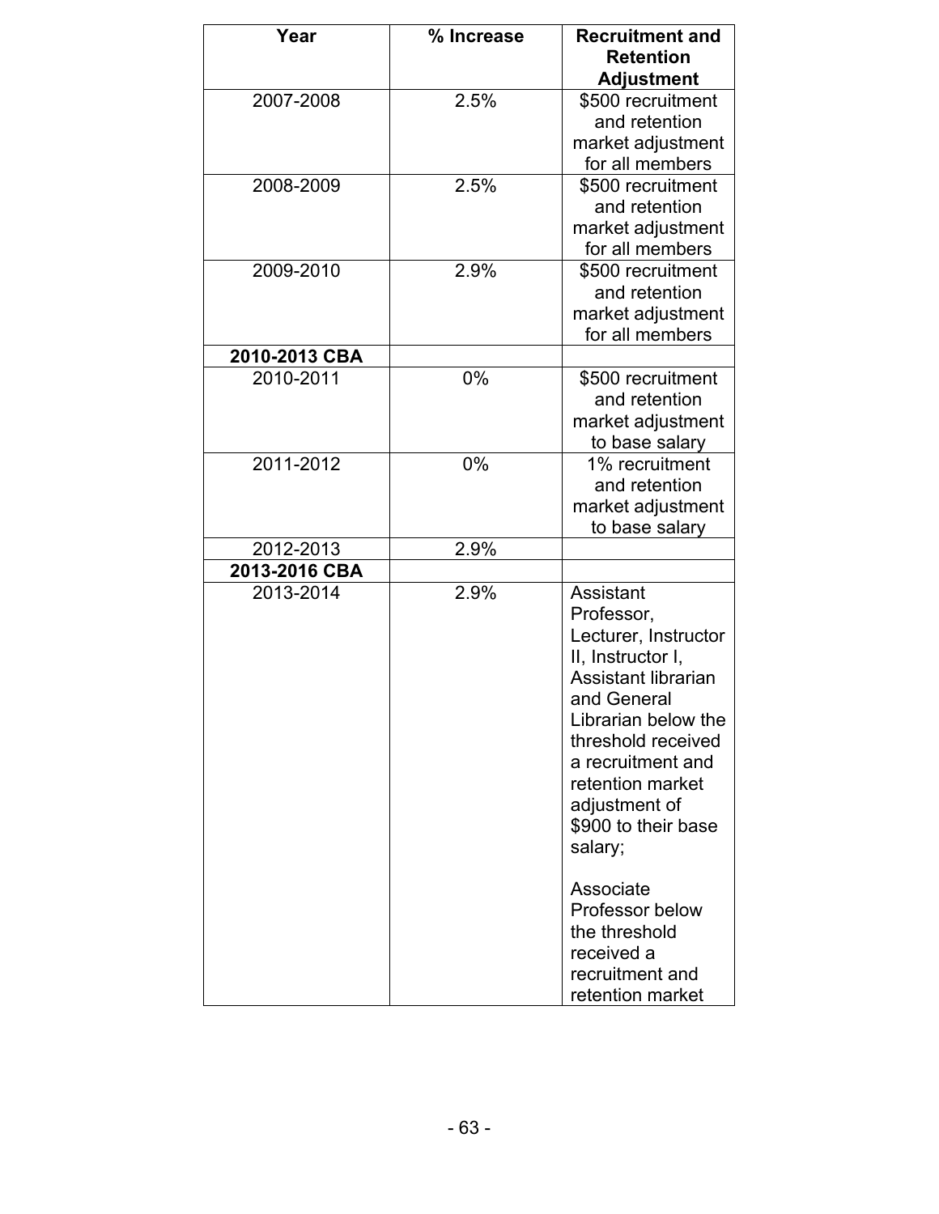| Year | % Increase | Recruitment and Retention Adjustment |
|---|---|---|
| 2007-2008 | 2.5% | $500 recruitment and retention market adjustment for all members |
| 2008-2009 | 2.5% | $500 recruitment and retention market adjustment for all members |
| 2009-2010 | 2.9% | $500 recruitment and retention market adjustment for all members |
| **2010-2013 CBA** | | |
| 2010-2011 | 0% | $500 recruitment and retention market adjustment to base salary |
| 2011-2012 | 0% | 1% recruitment and retention market adjustment to base salary |
| 2012-2013 | 2.9% | |
| **2013-2016 CBA** | | |
| 2013-2014 | 2.9% | Assistant Professor, Lecturer, Instructor II, Instructor I, Assistant librarian and General Librarian below the threshold received a recruitment and retention market adjustment of $900 to their base salary;<br><br>Associate Professor below the threshold received a recruitment and retention market |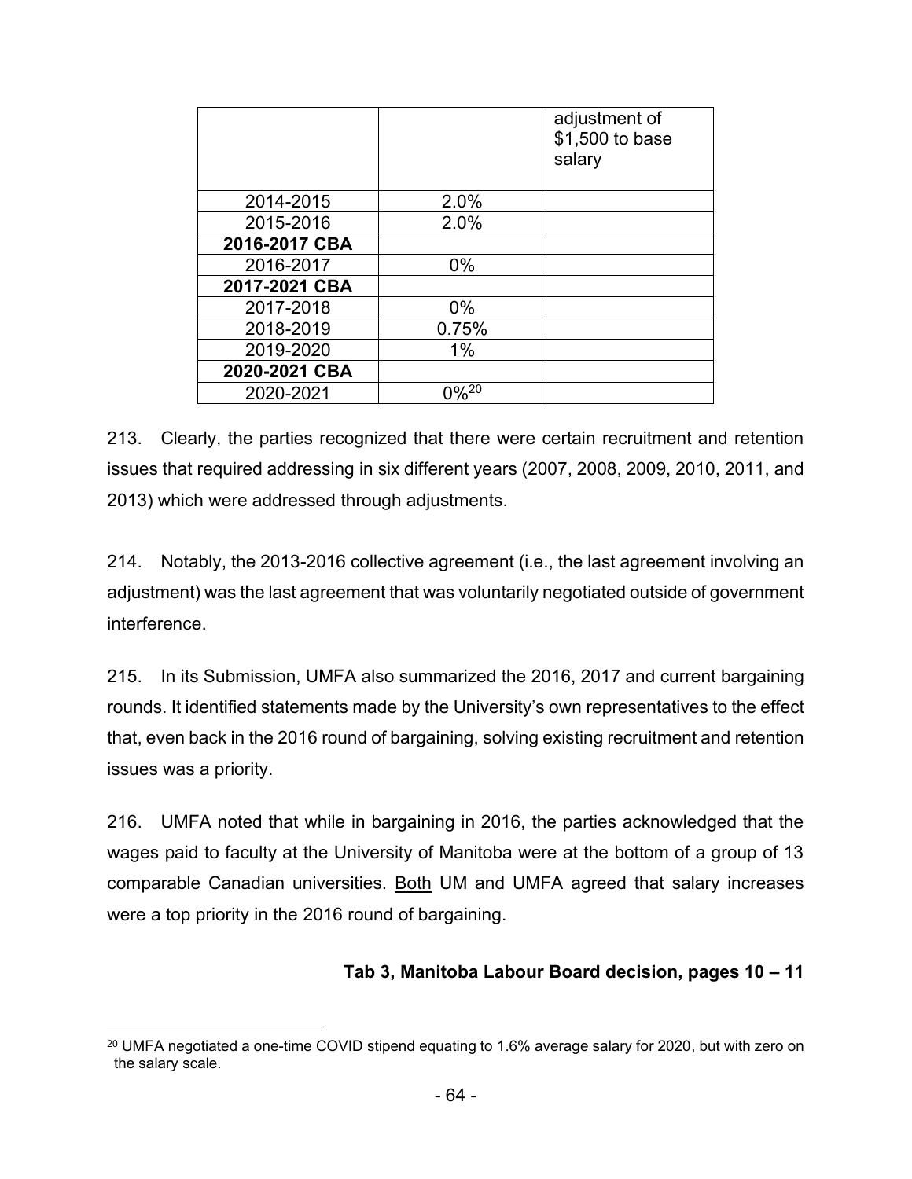| | | adjustment of $1,500 to base salary |
|---|---|---|
| 2014-2015 | 2.0% | |
| 2015-2016 | 2.0% | |
| **2016-2017 CBA** | | |
| 2016-2017 | 0% | |
| **2017-2021 CBA** | | |
| 2017-2018 | 0% | |
| 2018-2019 | 0.75% | |
| 2019-2020 | 1% | |
| **2020-2021 CBA** | | |
| 2020-2021 | 0%[20] | |

213. Clearly, the parties recognized that there were certain recruitment and retention issues that required addressing in six different years (2007, 2008, 2009, 2010, 2011, and 2013) which were addressed through adjustments.

214. Notably, the 2013-2016 collective agreement (i.e., the last agreement involving an adjustment) was the last agreement that was voluntarily negotiated outside of government interference.

215. In its Submission, UMFA also summarized the 2016, 2017 and current bargaining rounds. It identified statements made by the University's own representatives to the effect that, even back in the 2016 round of bargaining, solving existing recruitment and retention issues was a priority.

216. UMFA noted that while in bargaining in 2016, the parties acknowledged that the wages paid to faculty at the University of Manitoba were at the bottom of a group of 13 comparable Canadian universities. Both UM and UMFA agreed that salary increases were a top priority in the 2016 round of bargaining.

**Tab 3, Manitoba Labour Board decision, pages 10 – 11**

[20] UMFA negotiated a one-time COVID stipend equating to 1.6% average salary for 2020, but with zero on the salary scale.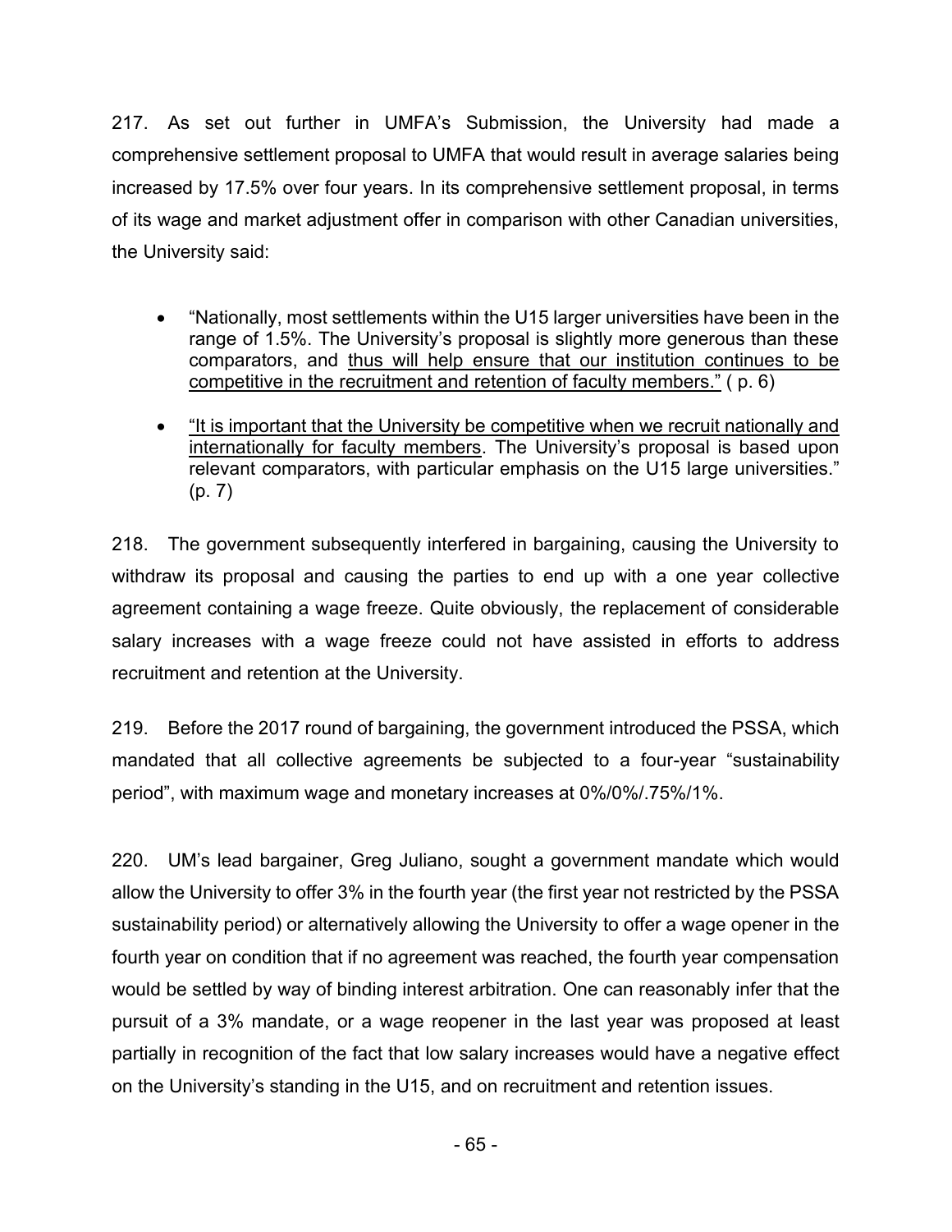217. As set out further in UMFA's Submission, the University had made a comprehensive settlement proposal to UMFA that would result in average salaries being increased by 17.5% over four years. In its comprehensive settlement proposal, in terms of its wage and market adjustment offer in comparison with other Canadian universities, the University said:

- "Nationally, most settlements within the U15 larger universities have been in the range of 1.5%. The University's proposal is slightly more generous than these comparators, and <u>thus will help ensure that our institution continues to be competitive in the recruitment and retention of faculty members."</u> ( p. 6)
- <u>"It is important that the University be competitive when we recruit nationally and internationally for faculty members</u>. The University's proposal is based upon relevant comparators, with particular emphasis on the U15 large universities." (p. 7)

218. The government subsequently interfered in bargaining, causing the University to withdraw its proposal and causing the parties to end up with a one year collective agreement containing a wage freeze. Quite obviously, the replacement of considerable salary increases with a wage freeze could not have assisted in efforts to address recruitment and retention at the University.

219. Before the 2017 round of bargaining, the government introduced the PSSA, which mandated that all collective agreements be subjected to a four-year "sustainability period", with maximum wage and monetary increases at 0%/0%/.75%/1%.

220. UM's lead bargainer, Greg Juliano, sought a government mandate which would allow the University to offer 3% in the fourth year (the first year not restricted by the PSSA sustainability period) or alternatively allowing the University to offer a wage opener in the fourth year on condition that if no agreement was reached, the fourth year compensation would be settled by way of binding interest arbitration. One can reasonably infer that the pursuit of a 3% mandate, or a wage reopener in the last year was proposed at least partially in recognition of the fact that low salary increases would have a negative effect on the University's standing in the U15, and on recruitment and retention issues.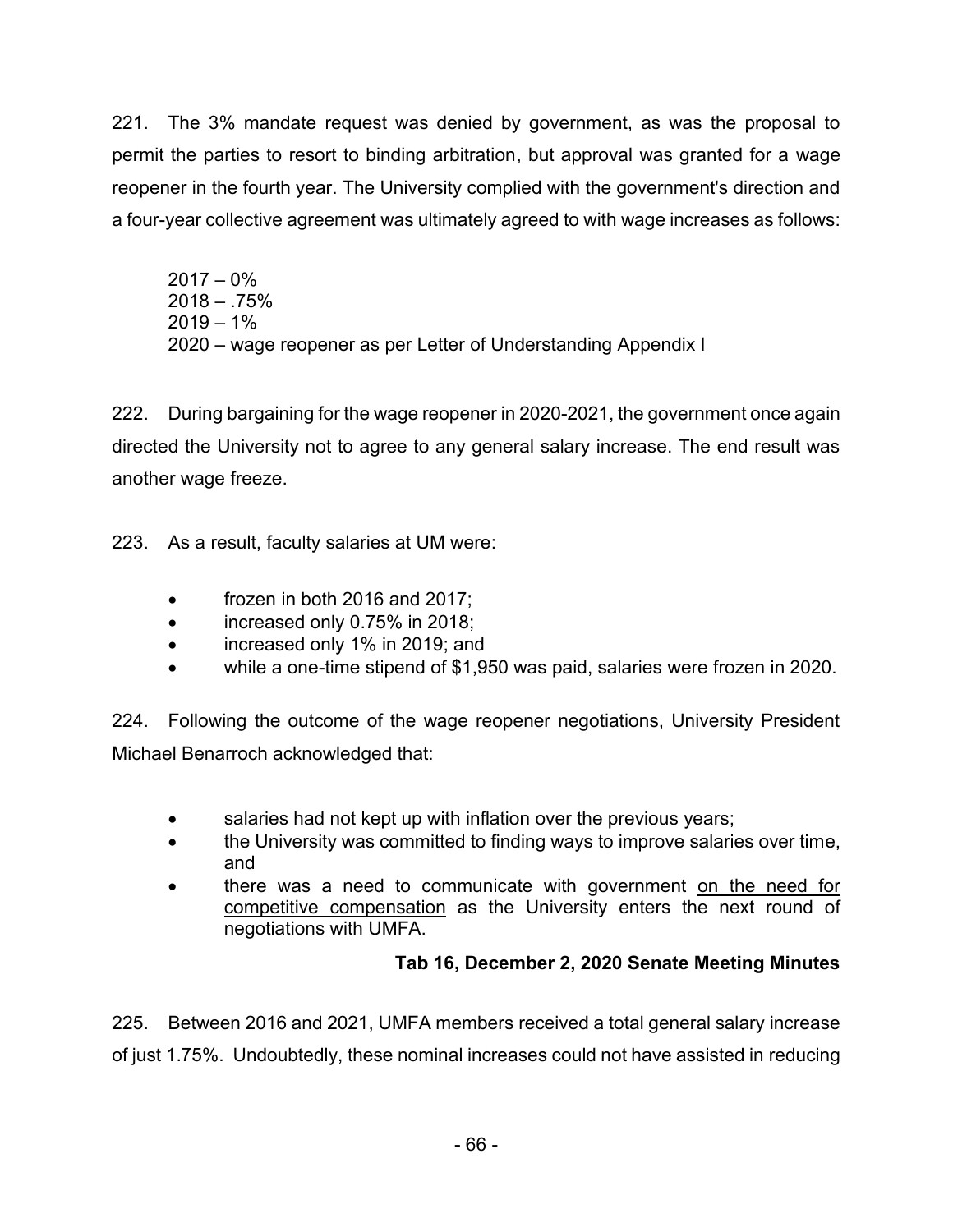221. The 3% mandate request was denied by government, as was the proposal to permit the parties to resort to binding arbitration, but approval was granted for a wage reopener in the fourth year. The University complied with the government's direction and a four-year collective agreement was ultimately agreed to with wage increases as follows:

2017 – 0%
2018 – .75%
2019 – 1%
2020 – wage reopener as per Letter of Understanding Appendix I

222. During bargaining for the wage reopener in 2020-2021, the government once again directed the University not to agree to any general salary increase. The end result was another wage freeze.

223. As a result, faculty salaries at UM were:

- frozen in both 2016 and 2017;
- increased only 0.75% in 2018;
- increased only 1% in 2019; and
- while a one-time stipend of $1,950 was paid, salaries were frozen in 2020.

224. Following the outcome of the wage reopener negotiations, University President Michael Benarroch acknowledged that:

- salaries had not kept up with inflation over the previous years;
- the University was committed to finding ways to improve salaries over time, and
- there was a need to communicate with government <u>on the need for competitive compensation</u> as the University enters the next round of negotiations with UMFA.

**Tab 16, December 2, 2020 Senate Meeting Minutes**

225. Between 2016 and 2021, UMFA members received a total general salary increase of just 1.75%. Undoubtedly, these nominal increases could not have assisted in reducing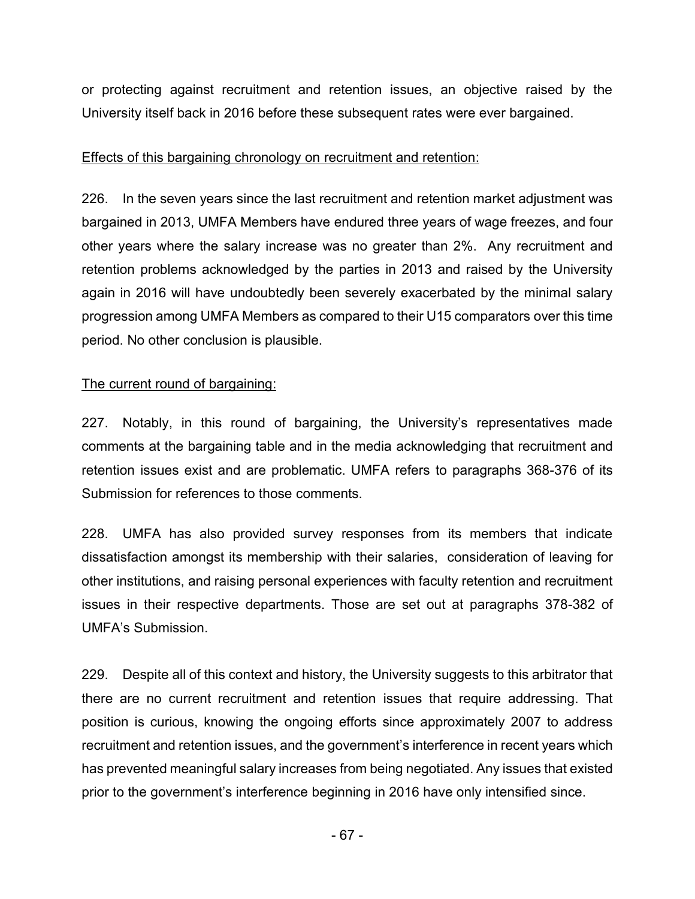or protecting against recruitment and retention issues, an objective raised by the University itself back in 2016 before these subsequent rates were ever bargained.

Effects of this bargaining chronology on recruitment and retention:

226. In the seven years since the last recruitment and retention market adjustment was bargained in 2013, UMFA Members have endured three years of wage freezes, and four other years where the salary increase was no greater than 2%. Any recruitment and retention problems acknowledged by the parties in 2013 and raised by the University again in 2016 will have undoubtedly been severely exacerbated by the minimal salary progression among UMFA Members as compared to their U15 comparators over this time period. No other conclusion is plausible.

The current round of bargaining:

227. Notably, in this round of bargaining, the University's representatives made comments at the bargaining table and in the media acknowledging that recruitment and retention issues exist and are problematic. UMFA refers to paragraphs 368-376 of its Submission for references to those comments.

228. UMFA has also provided survey responses from its members that indicate dissatisfaction amongst its membership with their salaries, consideration of leaving for other institutions, and raising personal experiences with faculty retention and recruitment issues in their respective departments. Those are set out at paragraphs 378-382 of UMFA's Submission.

229. Despite all of this context and history, the University suggests to this arbitrator that there are no current recruitment and retention issues that require addressing. That position is curious, knowing the ongoing efforts since approximately 2007 to address recruitment and retention issues, and the government's interference in recent years which has prevented meaningful salary increases from being negotiated. Any issues that existed prior to the government's interference beginning in 2016 have only intensified since.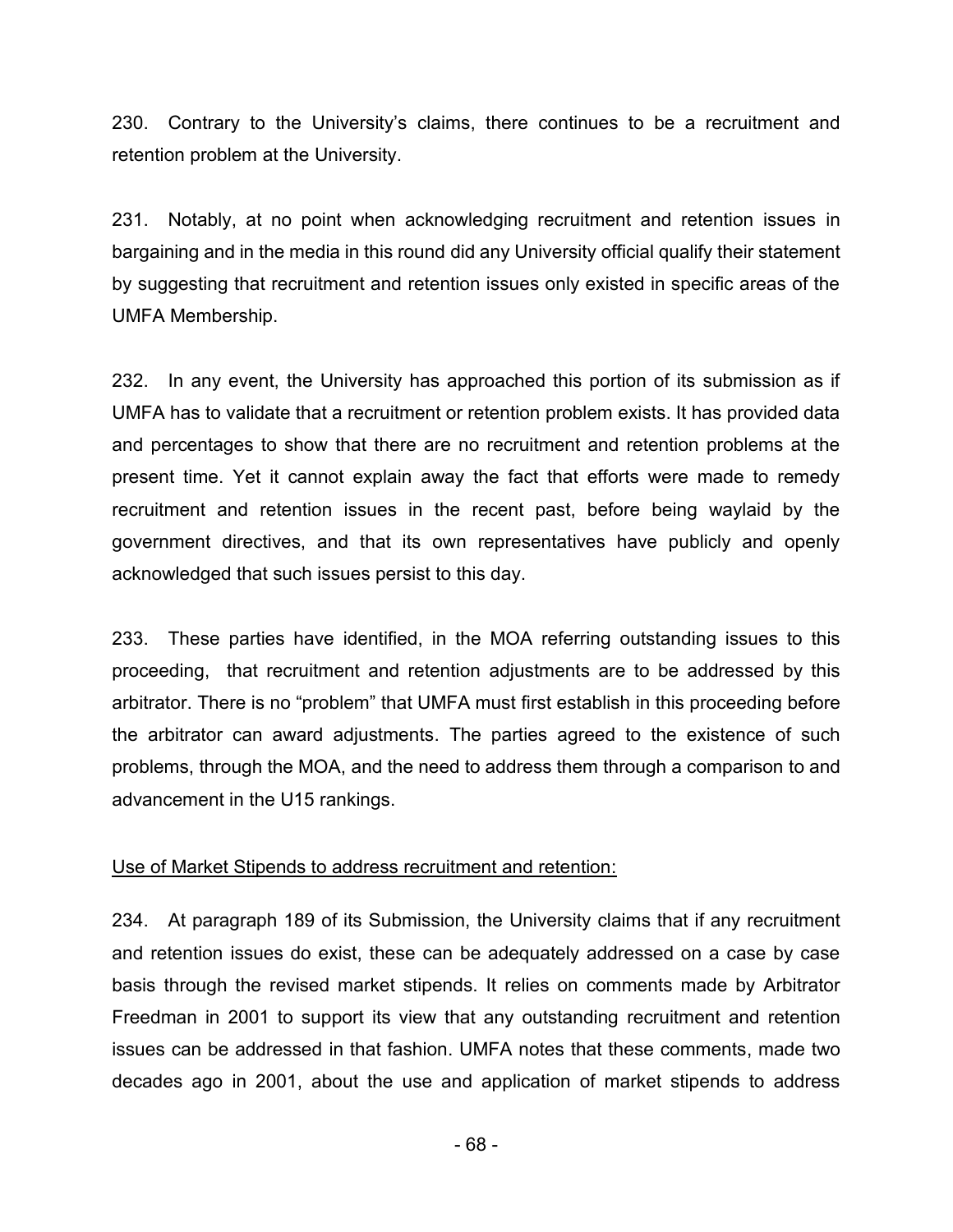230. Contrary to the University's claims, there continues to be a recruitment and retention problem at the University.

231. Notably, at no point when acknowledging recruitment and retention issues in bargaining and in the media in this round did any University official qualify their statement by suggesting that recruitment and retention issues only existed in specific areas of the UMFA Membership.

232. In any event, the University has approached this portion of its submission as if UMFA has to validate that a recruitment or retention problem exists. It has provided data and percentages to show that there are no recruitment and retention problems at the present time. Yet it cannot explain away the fact that efforts were made to remedy recruitment and retention issues in the recent past, before being waylaid by the government directives, and that its own representatives have publicly and openly acknowledged that such issues persist to this day.

233. These parties have identified, in the MOA referring outstanding issues to this proceeding, that recruitment and retention adjustments are to be addressed by this arbitrator. There is no "problem" that UMFA must first establish in this proceeding before the arbitrator can award adjustments. The parties agreed to the existence of such problems, through the MOA, and the need to address them through a comparison to and advancement in the U15 rankings.

<u>Use of Market Stipends to address recruitment and retention:</u>

234. At paragraph 189 of its Submission, the University claims that if any recruitment and retention issues do exist, these can be adequately addressed on a case by case basis through the revised market stipends. It relies on comments made by Arbitrator Freedman in 2001 to support its view that any outstanding recruitment and retention issues can be addressed in that fashion. UMFA notes that these comments, made two decades ago in 2001, about the use and application of market stipends to address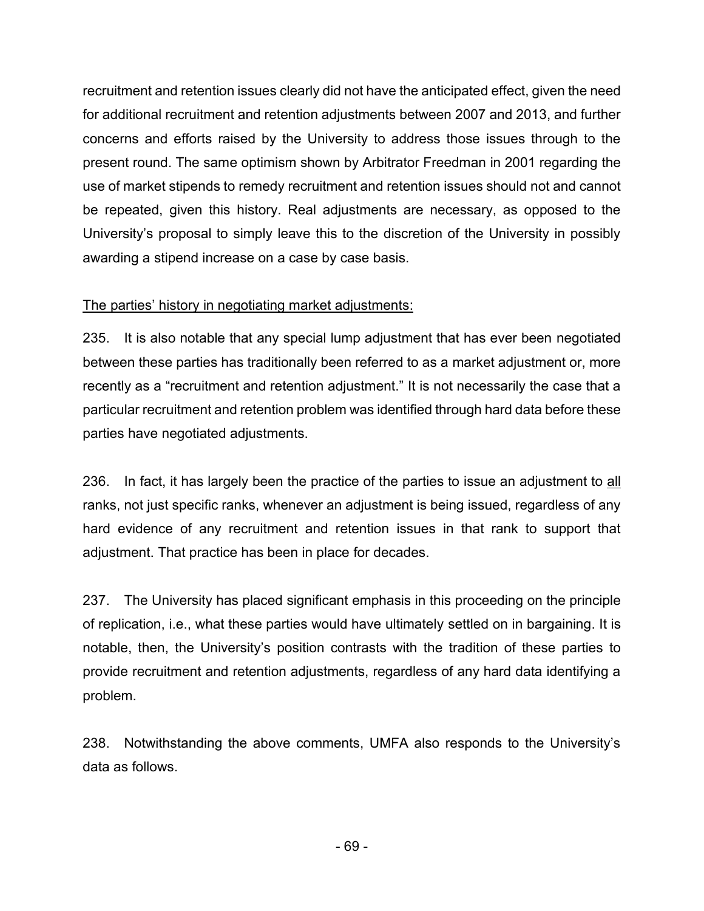recruitment and retention issues clearly did not have the anticipated effect, given the need for additional recruitment and retention adjustments between 2007 and 2013, and further concerns and efforts raised by the University to address those issues through to the present round. The same optimism shown by Arbitrator Freedman in 2001 regarding the use of market stipends to remedy recruitment and retention issues should not and cannot be repeated, given this history. Real adjustments are necessary, as opposed to the University's proposal to simply leave this to the discretion of the University in possibly awarding a stipend increase on a case by case basis.

<u>The parties' history in negotiating market adjustments:</u>

235. It is also notable that any special lump adjustment that has ever been negotiated between these parties has traditionally been referred to as a market adjustment or, more recently as a "recruitment and retention adjustment." It is not necessarily the case that a particular recruitment and retention problem was identified through hard data before these parties have negotiated adjustments.

236. In fact, it has largely been the practice of the parties to issue an adjustment to <u>all</u> ranks, not just specific ranks, whenever an adjustment is being issued, regardless of any hard evidence of any recruitment and retention issues in that rank to support that adjustment. That practice has been in place for decades.

237. The University has placed significant emphasis in this proceeding on the principle of replication, i.e., what these parties would have ultimately settled on in bargaining. It is notable, then, the University's position contrasts with the tradition of these parties to provide recruitment and retention adjustments, regardless of any hard data identifying a problem.

238. Notwithstanding the above comments, UMFA also responds to the University's data as follows.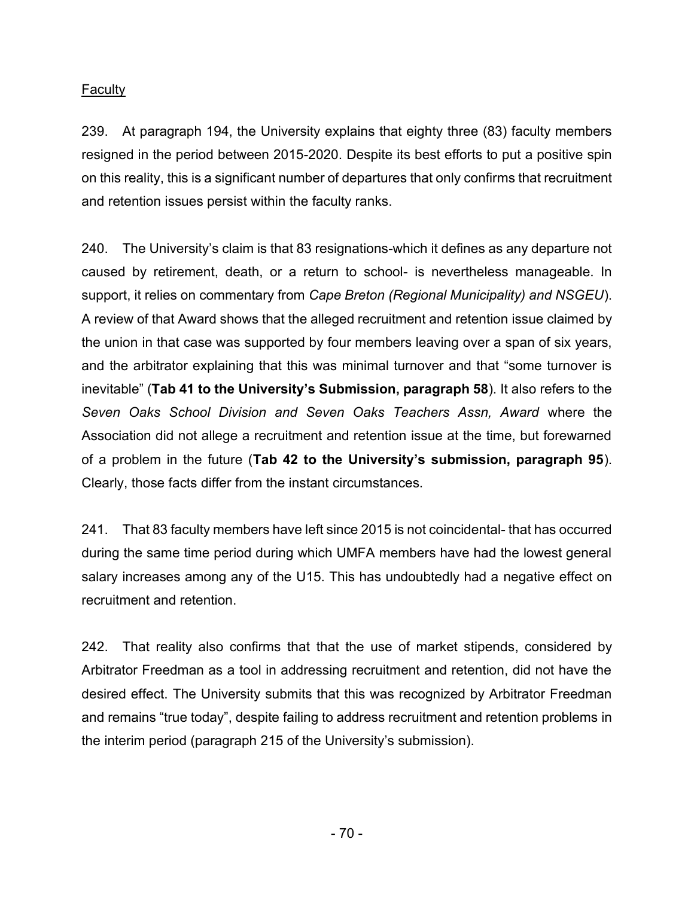Faculty

239. At paragraph 194, the University explains that eighty three (83) faculty members resigned in the period between 2015-2020. Despite its best efforts to put a positive spin on this reality, this is a significant number of departures that only confirms that recruitment and retention issues persist within the faculty ranks.

240. The University's claim is that 83 resignations-which it defines as any departure not caused by retirement, death, or a return to school- is nevertheless manageable. In support, it relies on commentary from *Cape Breton (Regional Municipality) and NSGEU*). A review of that Award shows that the alleged recruitment and retention issue claimed by the union in that case was supported by four members leaving over a span of six years, and the arbitrator explaining that this was minimal turnover and that "some turnover is inevitable" (**Tab 41 to the University's Submission, paragraph 58**). It also refers to the *Seven Oaks School Division and Seven Oaks Teachers Assn, Award* where the Association did not allege a recruitment and retention issue at the time, but forewarned of a problem in the future (**Tab 42 to the University's submission, paragraph 95**). Clearly, those facts differ from the instant circumstances.

241. That 83 faculty members have left since 2015 is not coincidental- that has occurred during the same time period during which UMFA members have had the lowest general salary increases among any of the U15. This has undoubtedly had a negative effect on recruitment and retention.

242. That reality also confirms that that the use of market stipends, considered by Arbitrator Freedman as a tool in addressing recruitment and retention, did not have the desired effect. The University submits that this was recognized by Arbitrator Freedman and remains "true today", despite failing to address recruitment and retention problems in the interim period (paragraph 215 of the University's submission).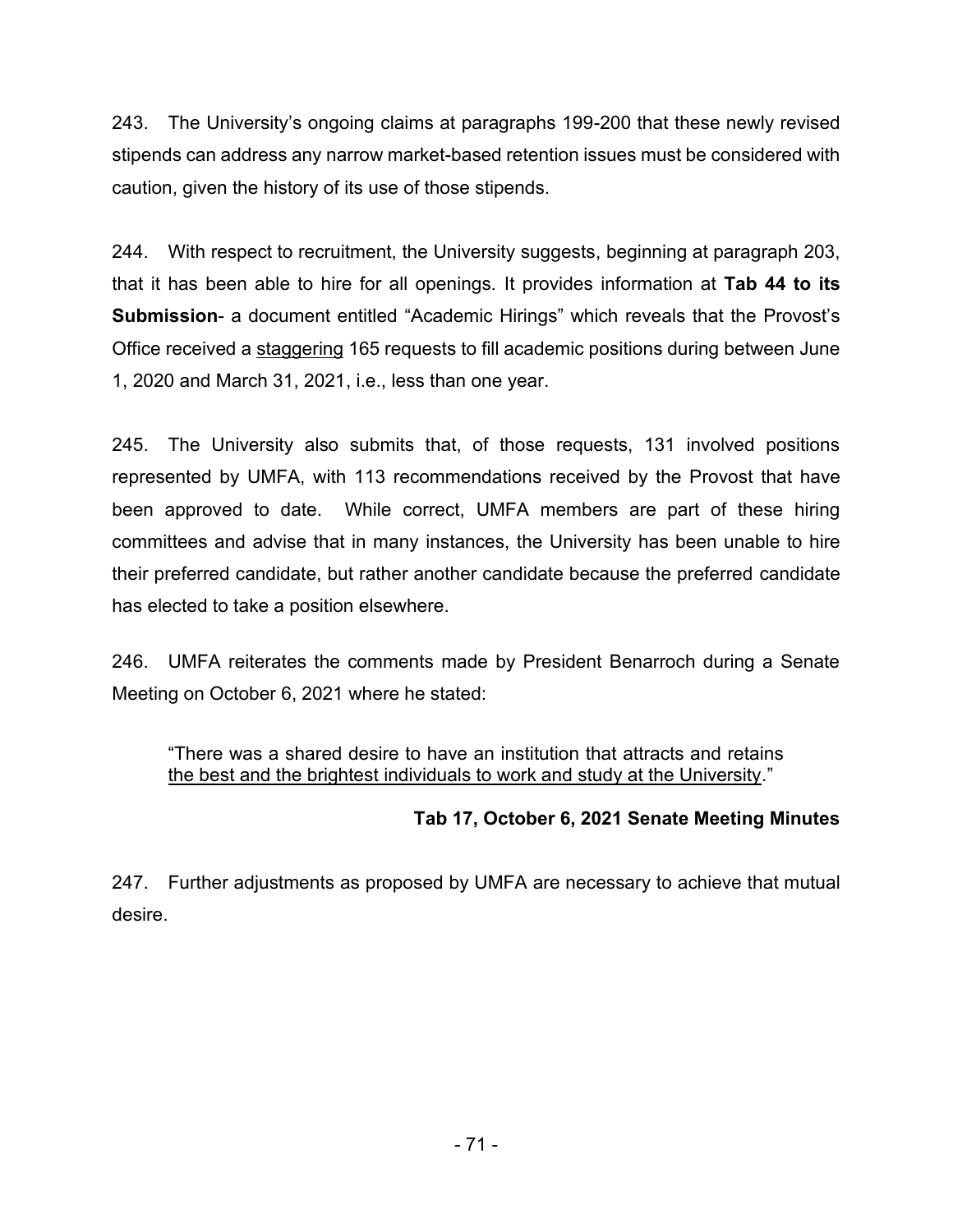243. The University's ongoing claims at paragraphs 199-200 that these newly revised stipends can address any narrow market-based retention issues must be considered with caution, given the history of its use of those stipends.

244. With respect to recruitment, the University suggests, beginning at paragraph 203, that it has able to hire for all openings. It provides information at **Tab 44 to its Submission**- a document entitled "Academic Hirings" which reveals that the Provost's Office received a <u>staggering</u> 165 requests to fill academic positions during between June 1, 2020 and March 31, 2021, i.e., less than one year.

245. The University also submits that, of those requests, 131 involved positions represented by UMFA, with 113 recommendations received by the Provost that have been approved to date. While correct, UMFA members are part of these hiring committees and advise that in many instances, the University has been unable to hire their preferred candidate, but rather another candidate because the preferred candidate has elected to take a position elsewhere.

246. UMFA reiterates the comments made by President Benarroch during a Senate Meeting on October 6, 2021 where he stated:

> "There was a shared desire to have an institution that attracts and retains <u>the best and the brightest individuals to work and study at the University</u>."

**Tab 17, October 6, 2021 Senate Meeting Minutes**

247. Further adjustments as proposed by UMFA are necessary to achieve that mutual desire.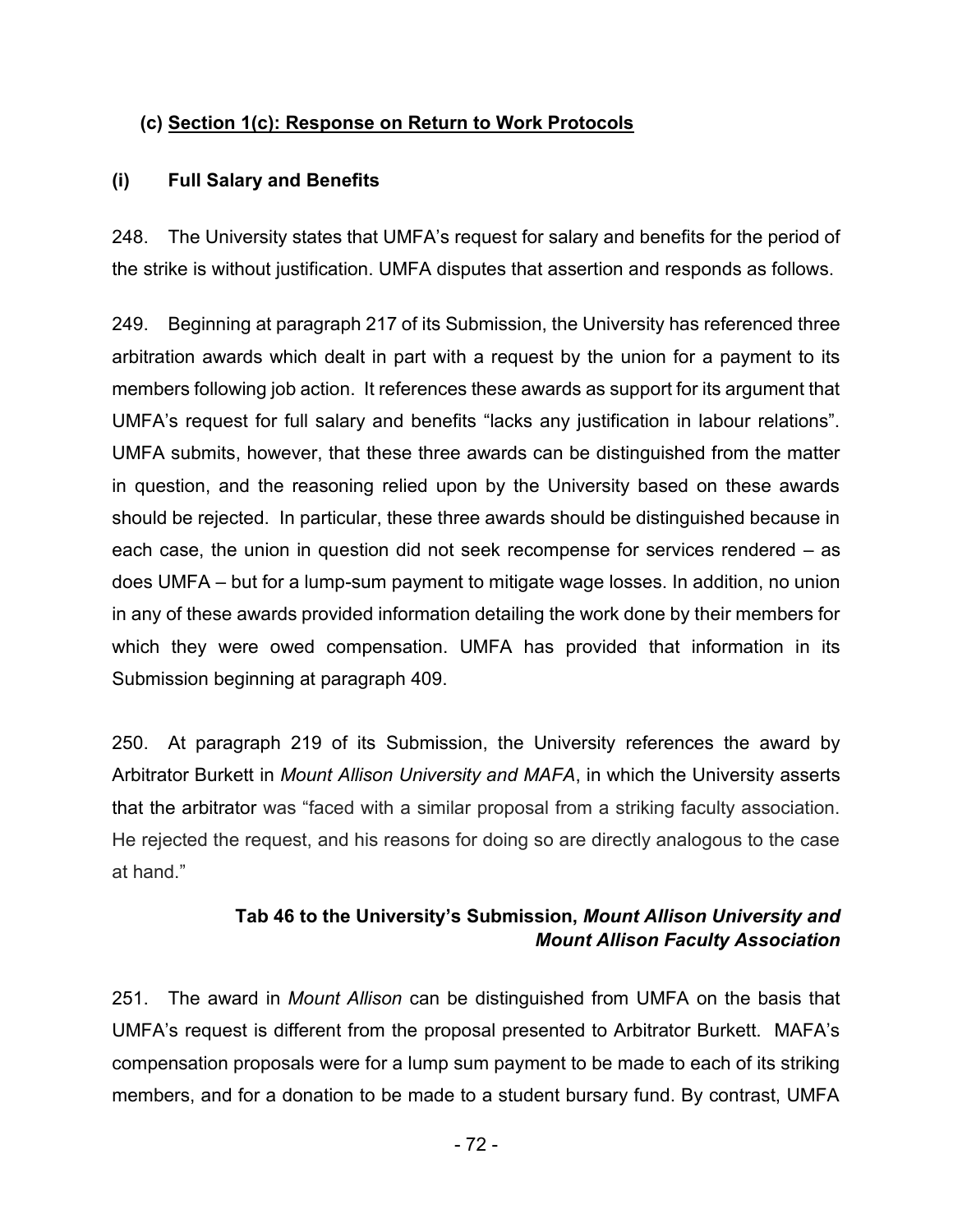### (c) <u>Section 1(c): Response on Return to Work Protocols</u>

#### (i) Full Salary and Benefits

248. The University states that UMFA's request for salary and benefits for the period of the strike is without justification. UMFA disputes that assertion and responds as follows.

249. Beginning at paragraph 217 of its Submission, the University has referenced three arbitration awards which dealt in part with a request by the union for a payment to its members following job action. It references these awards as support for its argument that UMFA's request for full salary and benefits "lacks any justification in labour relations". UMFA submits, however, that these three awards can be distinguished from the matter in question, and the reasoning relied upon by the University based on these awards should be rejected. In particular, these three awards should be distinguished because in each case, the union in question did not seek recompense for services rendered – as does UMFA – but for a lump-sum payment to mitigate wage losses. In addition, no union in any of these awards provided information detailing the work done by their members for which they were owed compensation. UMFA has provided that information in its Submission beginning at paragraph 409.

250. At paragraph 219 of its Submission, the University references the award by Arbitrator Burkett in *Mount Allison University and MAFA*, in which the University asserts that the arbitrator was "faced with a similar proposal from a striking faculty association. He rejected the request, and his reasons for doing so are directly analogous to the case at hand."

**Tab 46 to the University's Submission, *Mount Allison University and Mount Allison Faculty Association***

251. The award in *Mount Allison* can be distinguished from UMFA on the basis that UMFA's request is different from the proposal presented to Arbitrator Burkett. MAFA's compensation proposals were for a lump sum payment to be made to each of its striking members, and for a donation to be made to a student bursary fund. By contrast, UMFA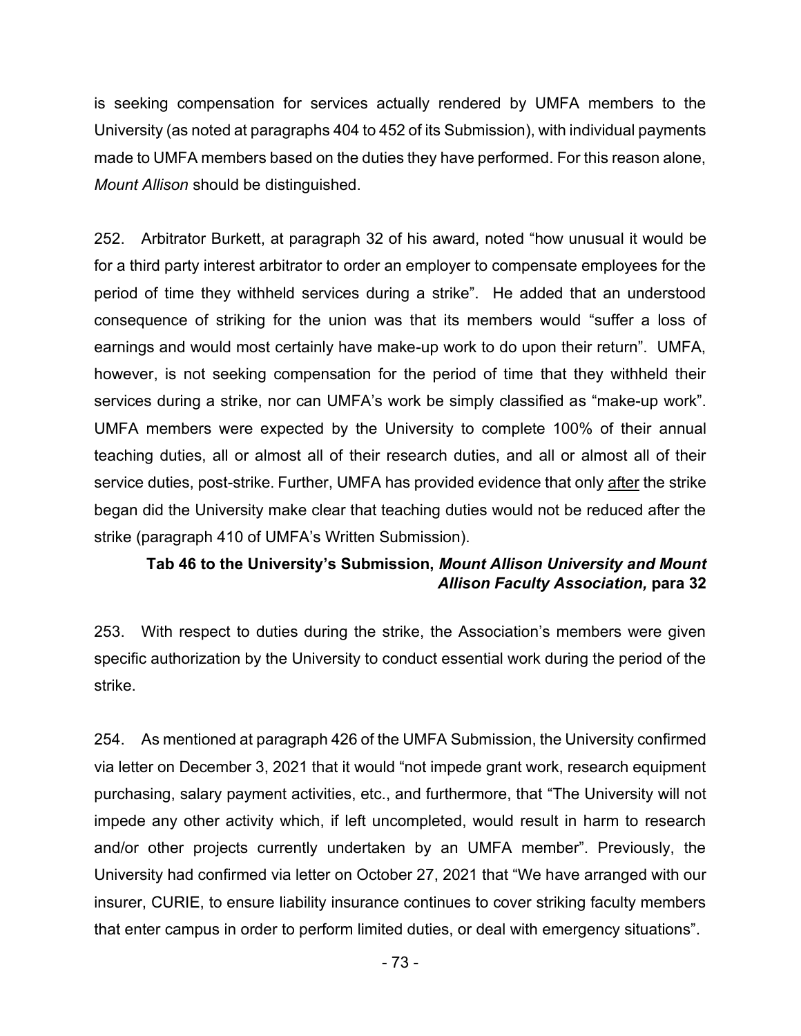is seeking compensation for services actually rendered by UMFA members to the University (as noted at paragraphs 404 to 452 of its Submission), with individual payments made to UMFA members based on the duties they have performed. For this reason alone, *Mount Allison* should be distinguished.

252. Arbitrator Burkett, at paragraph 32 of his award, noted "how unusual it would be for a third party interest arbitrator to order an employer to compensate employees for the period of time they withheld services during a strike". He added that an understood consequence of striking for the union was that its members would "suffer a loss of earnings and would most certainly have make-up work to do upon their return". UMFA, however, is not seeking compensation for the period of time that they withheld their services during a strike, nor can UMFA's work be simply classified as "make-up work". UMFA members were expected by the University to complete 100% of their annual teaching duties, all or almost all of their research duties, and all or almost all of their service duties, post-strike. Further, UMFA has provided evidence that only <u>after</u> the strike began did the University make clear that teaching duties would not be reduced after the strike (paragraph 410 of UMFA's Written Submission).

**Tab 46 to the University's Submission, *Mount Allison University and Mount Allison Faculty Association,* para 32**

253. With respect to duties during the strike, the Association's members were given specific authorization by the University to conduct essential work during the period of the strike.

254. As mentioned at paragraph 426 of the UMFA Submission, the University confirmed via letter on December 3, 2021 that it would "not impede grant work, research equipment purchasing, salary payment activities, etc., and furthermore, that "The University will not impede any other activity which, if left uncompleted, would result in harm to research and/or other projects currently undertaken by an UMFA member". Previously, the University had confirmed via letter on October 27, 2021 that "We have arranged with our insurer, CURIE, to ensure liability insurance continues to cover striking faculty members that enter campus in order to perform limited duties, or deal with emergency situations".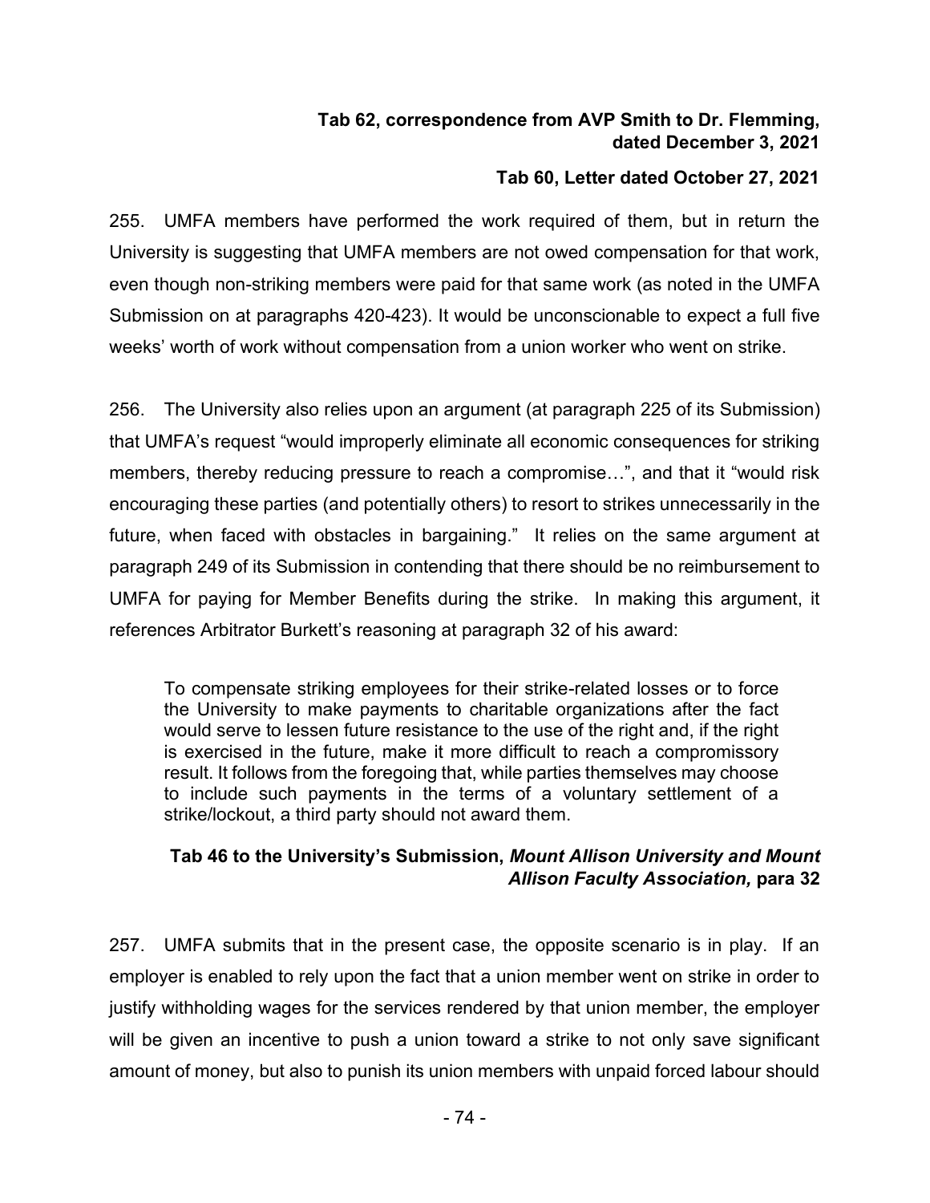**Tab 62, correspondence from AVP Smith to Dr. Flemming, dated December 3, 2021**

**Tab 60, Letter dated October 27, 2021**

255. UMFA members have performed the work required of them, but in return the University is suggesting that UMFA members are not owed compensation for that work, even though non-striking members were paid for that same work (as noted in the UMFA Submission on at paragraphs 420-423). It would be unconscionable to expect a full five weeks' worth of work without compensation from a union worker who went on strike.

256. The University also relies upon an argument (at paragraph 225 of its Submission) that UMFA's request "would improperly eliminate all economic consequences for striking members, thereby reducing pressure to reach a compromise…", and that it "would risk encouraging these parties (and potentially others) to resort to strikes unnecessarily in the future, when faced with obstacles in bargaining." It relies on the same argument at paragraph 249 of its Submission in contending that there should be no reimbursement to UMFA for paying for Member Benefits during the strike. In making this argument, it references Arbitrator Burkett's reasoning at paragraph 32 of his award:

> To compensate striking employees for their strike-related losses or to force the University to make payments to charitable organizations after the fact would serve to lessen future resistance to the use of the right and, if the right is exercised in the future, make it more difficult to reach a compromissory result. It follows from the foregoing that, while parties themselves may choose to include such payments in the terms of a voluntary settlement of a strike/lockout, a third party should not award them.

**Tab 46 to the University's Submission, *Mount Allison University and Mount Allison Faculty Association,* para 32**

257. UMFA submits that in the present case, the opposite scenario is in play. If an employer is enabled to rely upon the fact that a union member went on strike in order to justify withholding wages for the services rendered by that union member, the employer will be given an incentive to push a union toward a strike to not only save significant amount of money, but also to punish its union members with unpaid forced labour should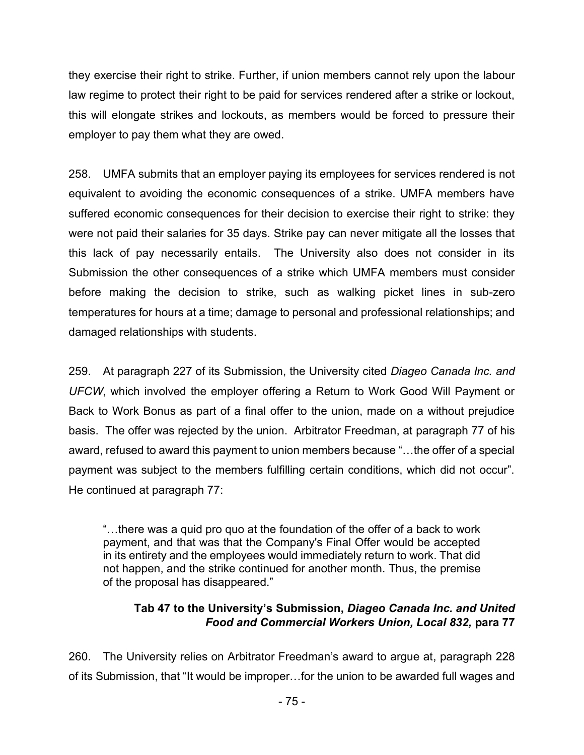they exercise their right to strike. Further, if union members cannot rely upon the labour law regime to protect their right to be paid for services rendered after a strike or lockout, this will elongate strikes and lockouts, as members would be forced to pressure their employer to pay them what they are owed.

258. UMFA submits that an employer paying its employees for services rendered is not equivalent to avoiding the economic consequences of a strike. UMFA members have suffered economic consequences for their decision to exercise their right to strike: they were not paid their salaries for 35 days. Strike pay can never mitigate all the losses that this lack of pay necessarily entails. The University also does not consider in its Submission the other consequences of a strike which UMFA members must consider before making the decision to strike, such as walking picket lines in sub-zero temperatures for hours at a time; damage to personal and professional relationships; and damaged relationships with students.

259. At paragraph 227 of its Submission, the University cited *Diageo Canada Inc. and UFCW*, which involved the employer offering a Return to Work Good Will Payment or Back to Work Bonus as part of a final offer to the union, made on a without prejudice basis. The offer was rejected by the union. Arbitrator Freedman, at paragraph 77 of his award, refused to award this payment to union members because "…the offer of a special payment was subject to the members fulfilling certain conditions, which did not occur". He continued at paragraph 77:

> "…there was a quid pro quo at the foundation of the offer of a back to work payment, and that was that the Company's Final Offer would be accepted in its entirety and the employees would immediately return to work. That did not happen, and the strike continued for another month. Thus, the premise of the proposal has disappeared."
>
> **Tab 47 to the University's Submission, *Diageo Canada Inc. and United Food and Commercial Workers Union, Local 832,* para 77**

260. The University relies on Arbitrator Freedman's award to argue at, paragraph 228 of its Submission, that "It would be improper…for the union to be awarded full wages and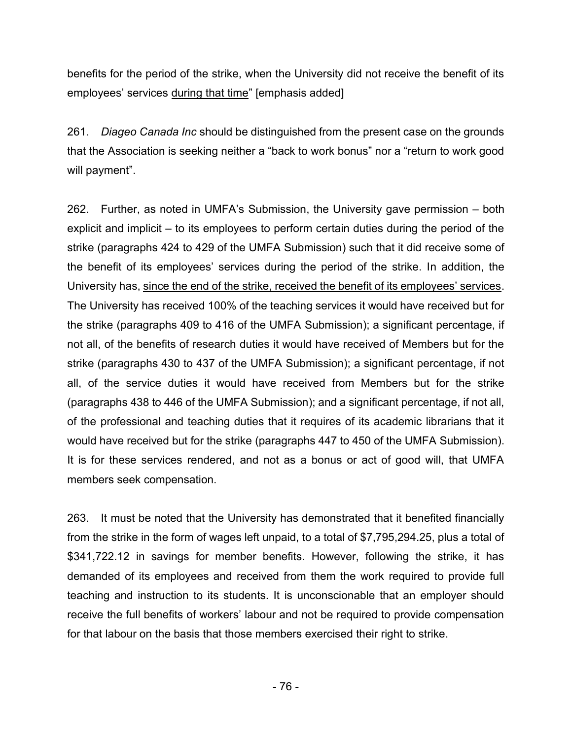benefits for the period of the strike, when the University did not receive the benefit of its employees' services <u>during that time</u>" [emphasis added]

261. *Diageo Canada Inc* should be distinguished from the present case on the grounds that the Association is seeking neither a "back to work bonus" nor a "return to work good will payment".

262. Further, as noted in UMFA's Submission, the University gave permission – both explicit and implicit – to its employees to perform certain duties during the period of the strike (paragraphs 424 to 429 of the UMFA Submission) such that it did receive some of the benefit of its employees' services during the period of the strike. In addition, the University has, <u>since the end of the strike, received the benefit of its employees' services</u>. The University has received 100% of the teaching services it would have received but for the strike (paragraphs 409 to 416 of the UMFA Submission); a significant percentage, if not all, of the benefits of research duties it would have received of Members but for the strike (paragraphs 430 to 437 of the UMFA Submission); a significant percentage, if not all, of the service duties it would have received from Members but for the strike (paragraphs 438 to 446 of the UMFA Submission); and a significant percentage, if not all, of the professional and teaching duties that it requires of its academic librarians that it would have received but for the strike (paragraphs 447 to 450 of the UMFA Submission). It is for these services rendered, and not as a bonus or act of good will, that UMFA members seek compensation.

263. It must be noted that the University has demonstrated that it benefited financially from the strike in the form of wages left unpaid, to a total of $7,795,294.25, plus a total of $341,722.12 in savings for member benefits. However, following the strike, it has demanded of its employees and received from them the work required to provide full teaching and instruction to its students. It is unconscionable that an employer should receive the full benefits of workers' labour and not be required to provide compensation for that labour on the basis that those members exercised their right to strike.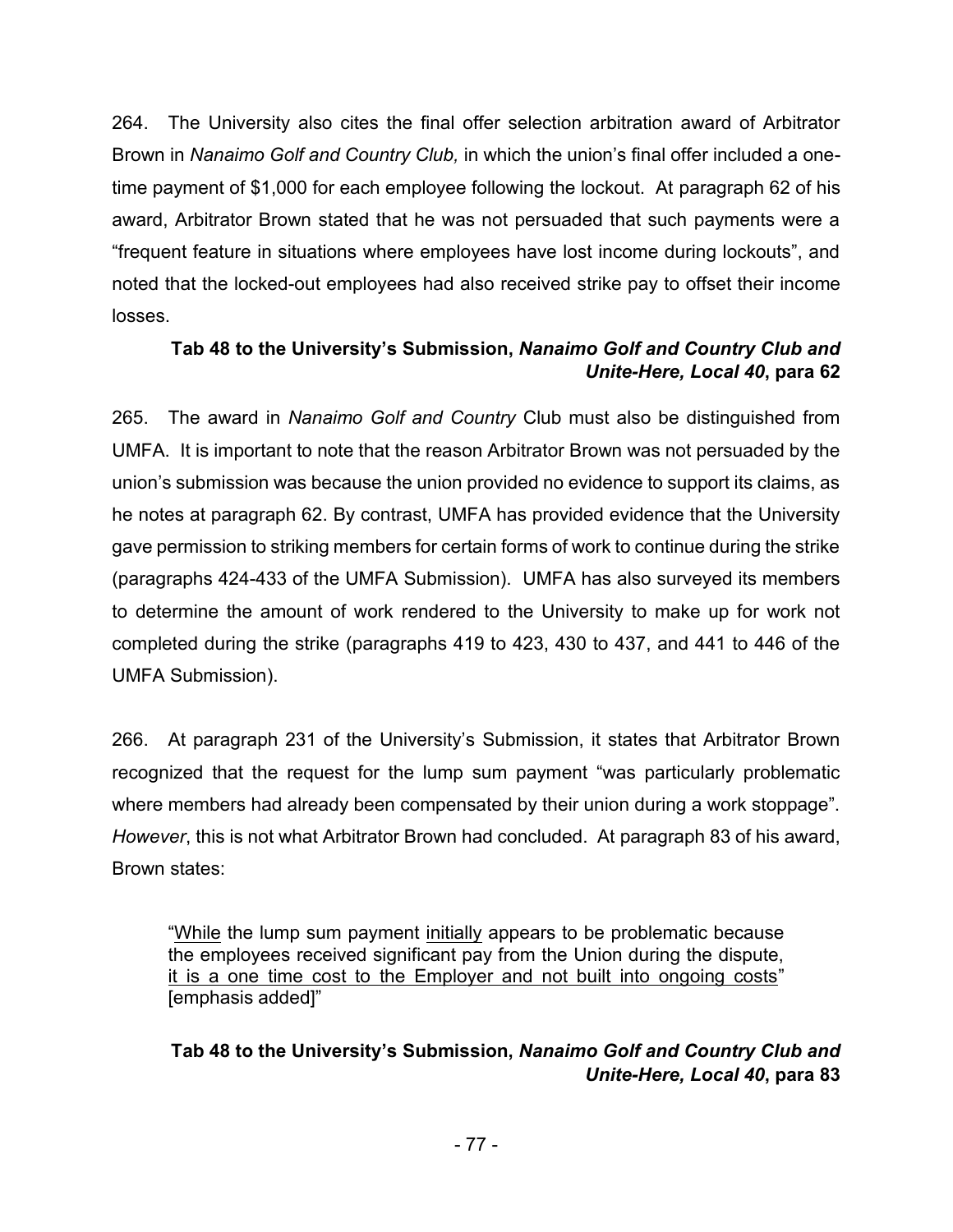264. The University also cites the final offer selection arbitration award of Arbitrator Brown in *Nanaimo Golf and Country Club,* in which the union's final offer included a one-time payment of $1,000 for each employee following the lockout. At paragraph 62 of his award, Arbitrator Brown stated that he was not persuaded that such payments were a "frequent feature in situations where employees have lost income during lockouts", and noted that the locked-out employees had also received strike pay to offset their income losses.

**Tab 48 to the University's Submission, *Nanaimo Golf and Country Club and Unite-Here, Local 40*, para 62**

265. The award in *Nanaimo Golf and Country* Club must also be distinguished from UMFA. It is important to note that the reason Arbitrator Brown was not persuaded by the union's submission was because the union provided no evidence to support its claims, as he notes at paragraph 62. By contrast, UMFA has provided evidence that the University gave permission to striking members for certain forms of work to continue during the strike (paragraphs 424-433 of the UMFA Submission). UMFA has also surveyed its members to determine the amount of work rendered to the University to make up for work not completed during the strike (paragraphs 419 to 423, 430 to 437, and 441 to 446 of the UMFA Submission).

266. At paragraph 231 of the University's Submission, it states that Arbitrator Brown recognized that the request for the lump sum payment "was particularly problematic where members had already been compensated by their union during a work stoppage". *However*, this is not what Arbitrator Brown had concluded. At paragraph 83 of his award, Brown states:

> "<u>While</u> the lump sum payment <u>initially</u> appears to be problematic because the employees received significant pay from the Union during the dispute, <u>it is a one time cost to the Employer and not built into ongoing costs</u>" [emphasis added]"

**Tab 48 to the University's Submission, *Nanaimo Golf and Country Club and Unite-Here, Local 40*, para 83**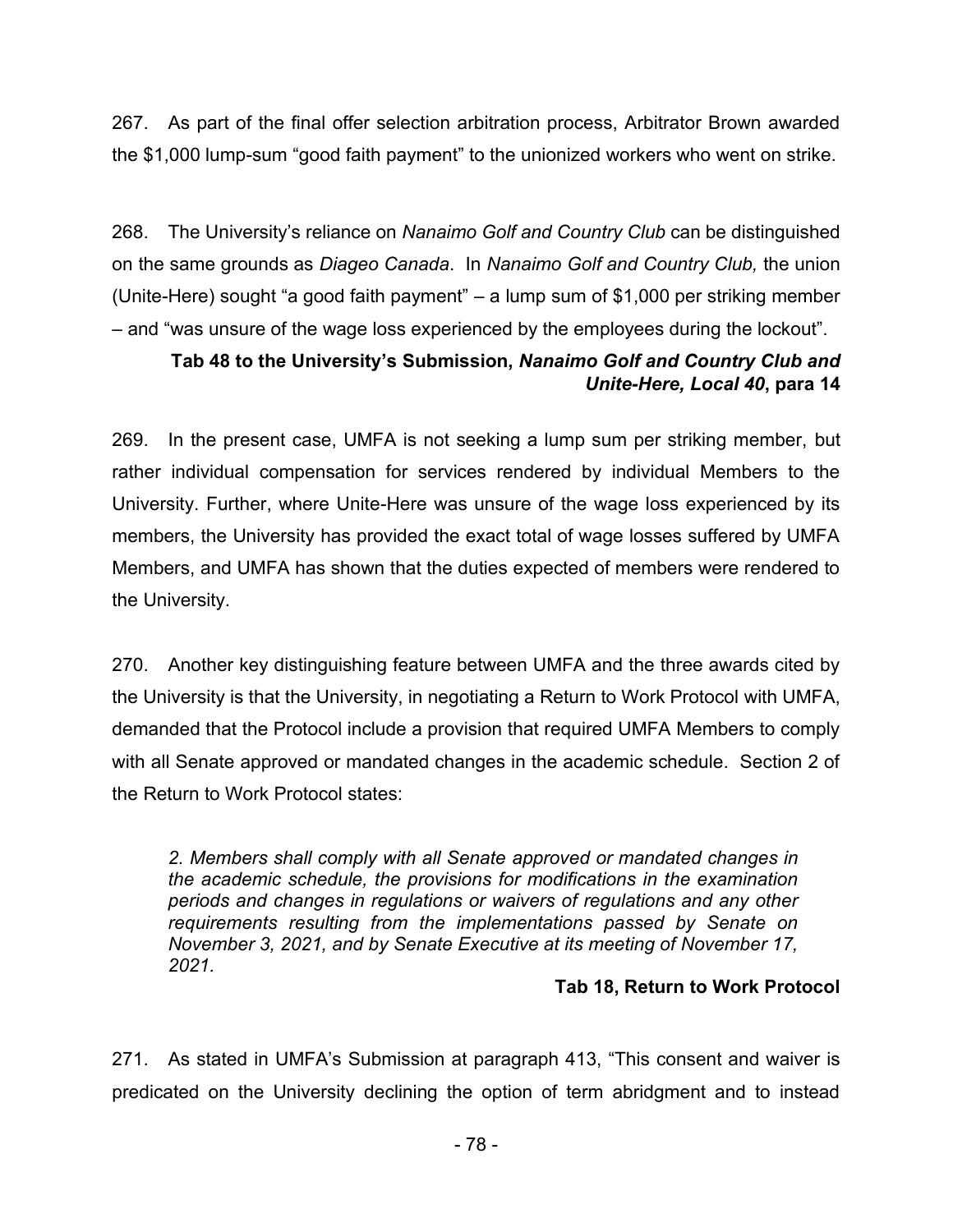267. As part of the final offer selection arbitration process, Arbitrator Brown awarded the $1,000 lump-sum "good faith payment" to the unionized workers who went on strike.

268. The University's reliance on *Nanaimo Golf and Country Club* can be distinguished on the same grounds as *Diageo Canada*. In *Nanaimo Golf and Country Club,* the union (Unite-Here) sought "a good faith payment" – a lump sum of $1,000 per striking member – and "was unsure of the wage loss experienced by the employees during the lockout".

**Tab 48 to the University's Submission, *Nanaimo Golf and Country Club and Unite-Here, Local 40*, para 14**

269. In the present case, UMFA is not seeking a lump sum per striking member, but rather individual compensation for services rendered by individual Members to the University. Further, where Unite-Here was unsure of the wage loss experienced by its members, the University has provided the exact total of wage losses suffered by UMFA Members, and UMFA has shown that the duties expected of members were rendered to the University.

270. Another key distinguishing feature between UMFA and the three awards cited by the University is that the University, in negotiating a Return to Work Protocol with UMFA, demanded that the Protocol include a provision that required UMFA Members to comply with all Senate approved or mandated changes in the academic schedule. Section 2 of the Return to Work Protocol states:

> *2. Members shall comply with all Senate approved or mandated changes in the academic schedule, the provisions for modifications in the examination periods and changes in regulations or waivers of regulations and any other requirements resulting from the implementations passed by Senate on November 3, 2021, and by Senate Executive at its meeting of November 17, 2021.*

**Tab 18, Return to Work Protocol**

271. As stated in UMFA's Submission at paragraph 413, "This consent and waiver is predicated on the University declining the option of term abridgment and to instead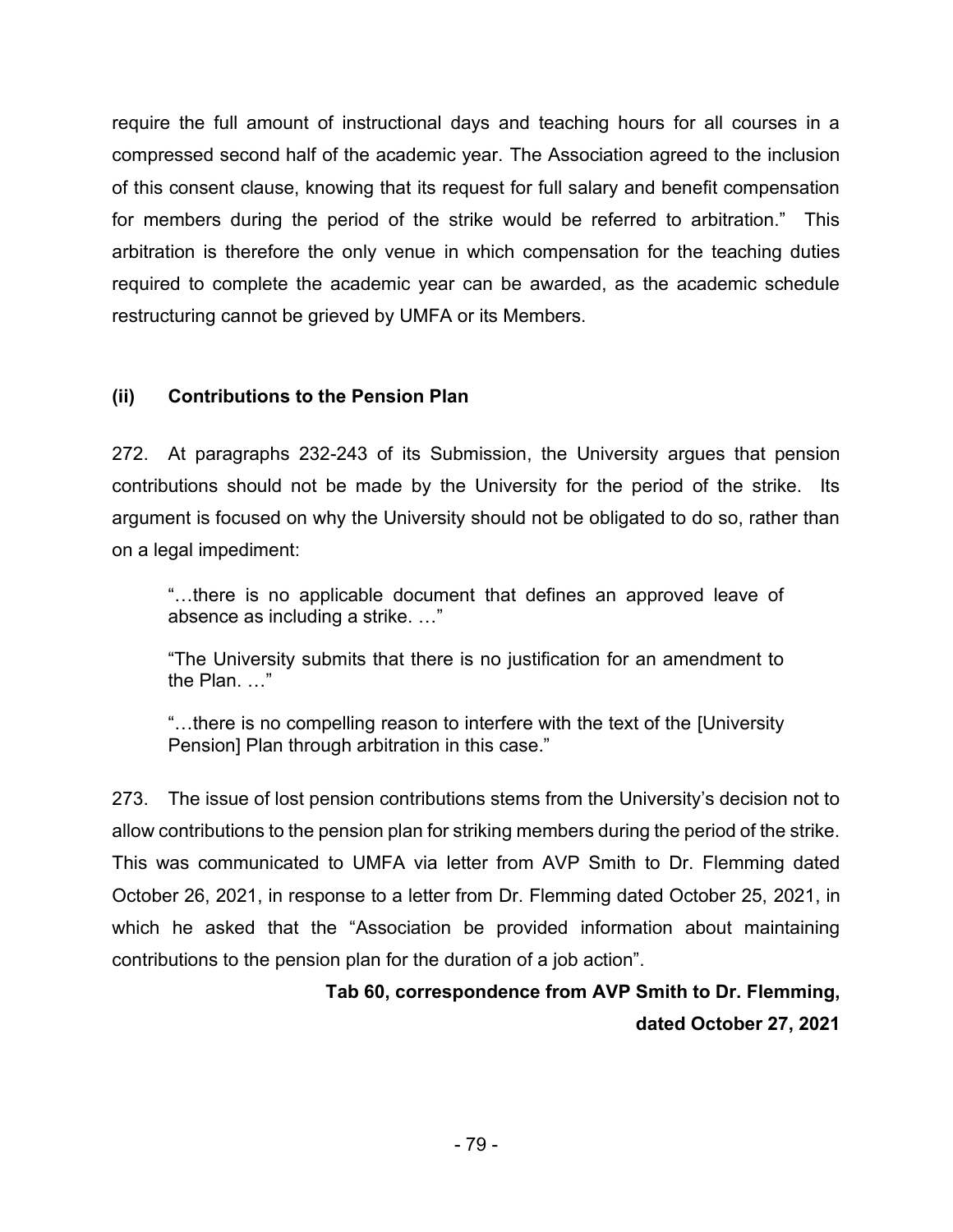require the full amount of instructional days and teaching hours for all courses in a compressed second half of the academic year. The Association agreed to the inclusion of this consent clause, knowing that its request for full salary and benefit compensation for members during the period of the strike would be referred to arbitration." This arbitration is therefore the only venue in which compensation for the teaching duties required to complete the academic year can be awarded, as the academic schedule restructuring cannot be grieved by UMFA or its Members.

### (ii) Contributions to the Pension Plan

272. At paragraphs 232-243 of its Submission, the University argues that pension contributions should not be made by the University for the period of the strike. Its argument is focused on why the University should not be obligated to do so, rather than on a legal impediment:

> "…there is no applicable document that defines an approved leave of absence as including a strike. …"
>
> "The University submits that there is no justification for an amendment to the Plan. …"
>
> "…there is no compelling reason to interfere with the text of the [University Pension] Plan through arbitration in this case."

273. The issue of lost pension contributions stems from the University's decision not to allow contributions to the pension plan for striking members during the period of the strike. This was communicated to UMFA via letter from AVP Smith to Dr. Flemming dated October 26, 2021, in response to a letter from Dr. Flemming dated October 25, 2021, in which he asked that the "Association be provided information about maintaining contributions to the pension plan for the duration of a job action".

**Tab 60, correspondence from AVP Smith to Dr. Flemming, dated October 27, 2021**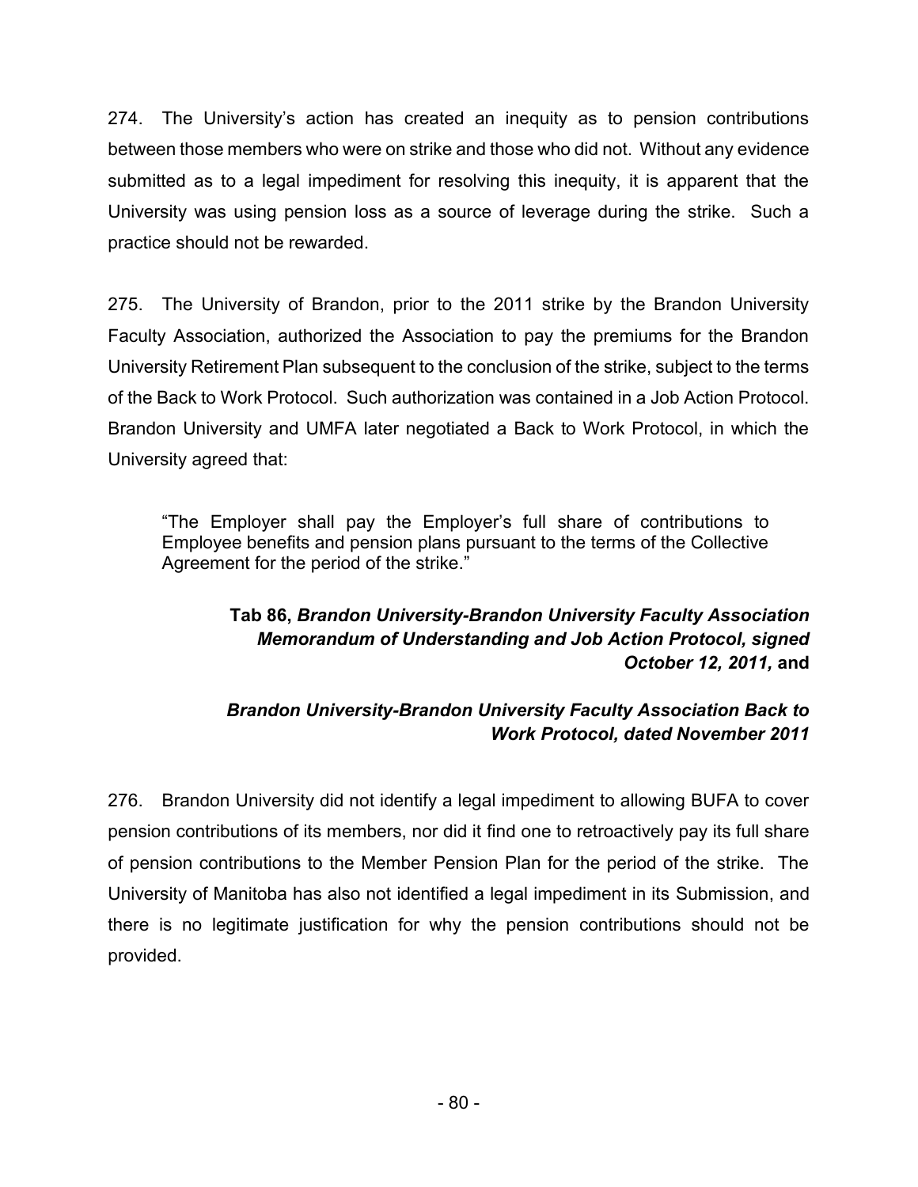274. The University's action has created an inequity as to pension contributions between those members who were on strike and those who did not. Without any evidence submitted as to a legal impediment for resolving this inequity, it is apparent that the University was using pension loss as a source of leverage during the strike. Such a practice should not be rewarded.

275. The University of Brandon, prior to the 2011 strike by the Brandon University Faculty Association, authorized the Association to pay the premiums for the Brandon University Retirement Plan subsequent to the conclusion of the strike, subject to the terms of the Back to Work Protocol. Such authorization was contained in a Job Action Protocol. Brandon University and UMFA later negotiated a Back to Work Protocol, in which the University agreed that:

> "The Employer shall pay the Employer's full share of contributions to Employee benefits and pension plans pursuant to the terms of the Collective Agreement for the period of the strike."

**Tab 86, *Brandon University-Brandon University Faculty Association Memorandum of Understanding and Job Action Protocol, signed October 12, 2011,* and**

***Brandon University-Brandon University Faculty Association Back to Work Protocol, dated November 2011***

276. Brandon University did not identify a legal impediment to allowing BUFA to cover pension contributions of its members, nor did it find one to retroactively pay its full share of pension contributions to the Member Pension Plan for the period of the strike. The University of Manitoba has also not identified a legal impediment in its Submission, and there is no legitimate justification for why the pension contributions should not be provided.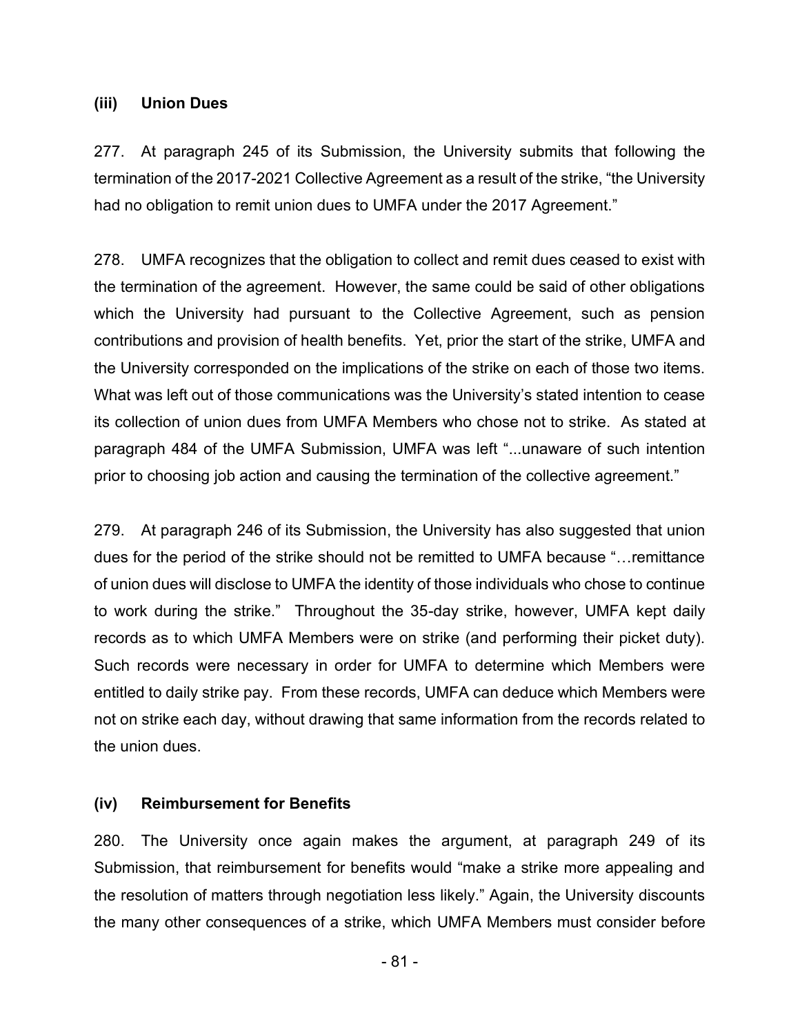### (iii) Union Dues

277. At paragraph 245 of its Submission, the University submits that following the termination of the 2017-2021 Collective Agreement as a result of the strike, "the University had no obligation to remit union dues to UMFA under the 2017 Agreement."

278. UMFA recognizes that the obligation to collect and remit dues ceased to exist with the termination of the agreement. However, the same could be said of other obligations which the University had pursuant to the Collective Agreement, such as pension contributions and provision of health benefits. Yet, prior the start of the strike, UMFA and the University corresponded on the implications of the strike on each of those two items. What was left out of those communications was the University's stated intention to cease its collection of union dues from UMFA Members who chose not to strike. As stated at paragraph 484 of the UMFA Submission, UMFA was left "...unaware of such intention prior to choosing job action and causing the termination of the collective agreement."

279. At paragraph 246 of its Submission, the University has also suggested that union dues for the period of the strike should not be remitted to UMFA because "…remittance of union dues will disclose to UMFA the identity of those individuals who chose to continue to work during the strike." Throughout the 35-day strike, however, UMFA kept daily records as to which UMFA Members were on strike (and performing their picket duty). Such records were necessary in order for UMFA to determine which Members were entitled to daily strike pay. From these records, UMFA can deduce which Members were not on strike each day, without drawing that same information from the records related to the union dues.

### (iv) Reimbursement for Benefits

280. The University once again makes the argument, at paragraph 249 of its Submission, that reimbursement for benefits would "make a strike more appealing and the resolution of matters through negotiation less likely." Again, the University discounts the many other consequences of a strike, which UMFA Members must consider before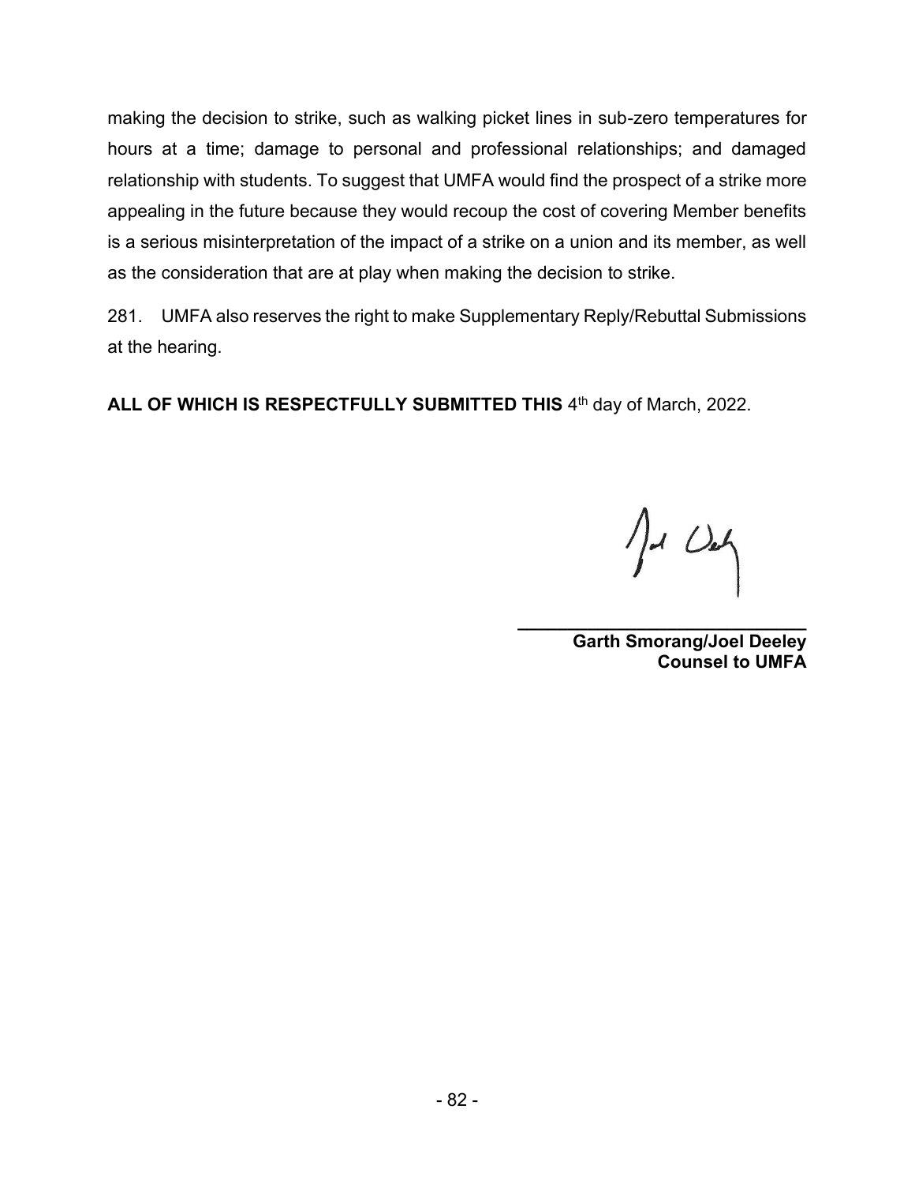making the decision to strike, such as walking picket lines in sub-zero temperatures for hours at a time; damage to personal and professional relationships; and damaged relationship with students. To suggest that UMFA would find the prospect of a strike more appealing in the future because they would recoup the cost of covering Member benefits is a serious misinterpretation of the impact of a strike on a union and its member, as well as the consideration that are at play when making the decision to strike.

281. UMFA also reserves the right to make Supplementary Reply/Rebuttal Submissions at the hearing.

**ALL OF WHICH IS RESPECTFULLY SUBMITTED THIS** 4th day of March, 2022.

**Garth Smorang/Joel Deeley**
**Counsel to UMFA**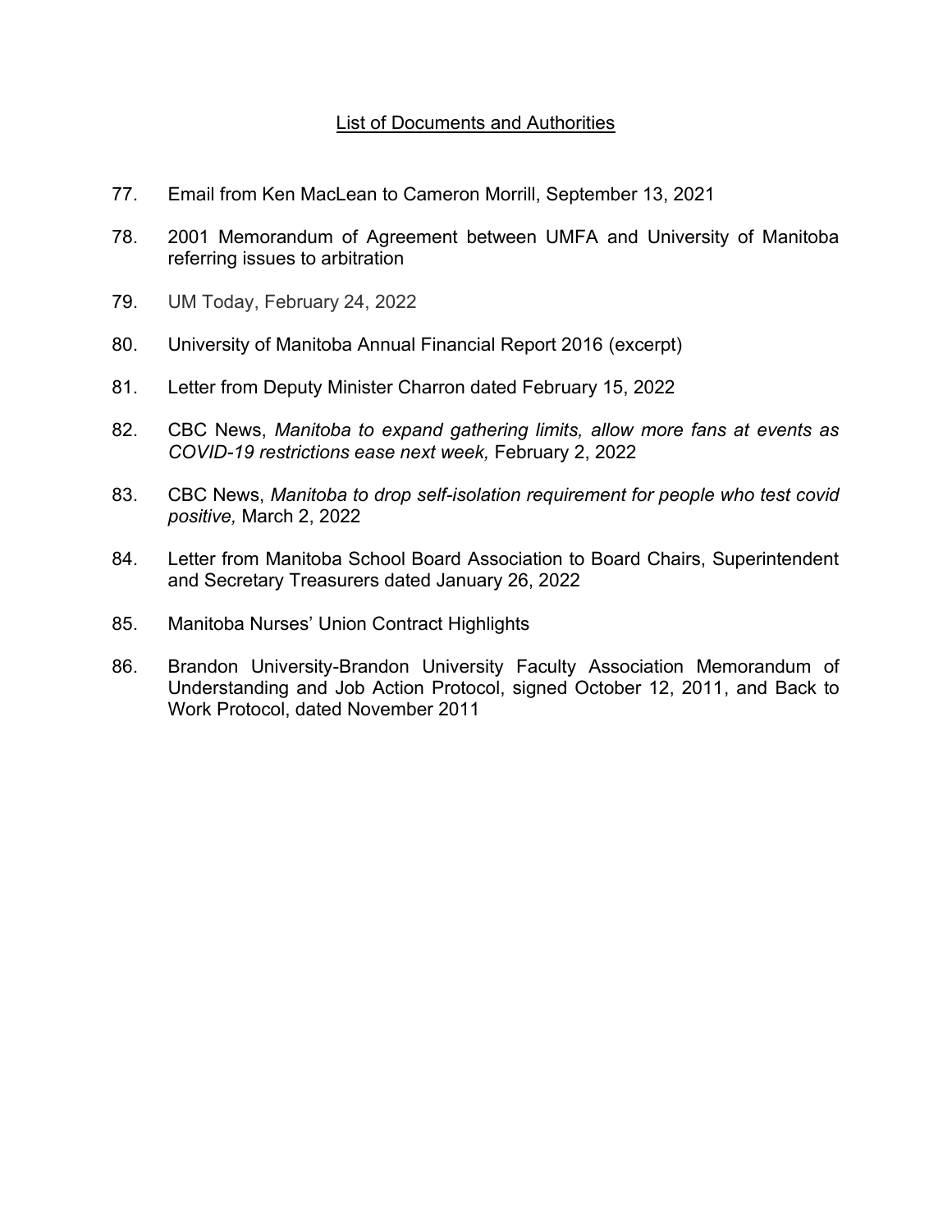List of Documents and Authorities

77. Email from Ken MacLean to Cameron Morrill, September 13, 2021

78. 2001 Memorandum of Agreement between UMFA and University of Manitoba referring issues to arbitration

79. UM Today, February 24, 2022

80. University of Manitoba Annual Financial Report 2016 (excerpt)

81. Letter from Deputy Minister Charron dated February 15, 2022

82. CBC News, *Manitoba to expand gathering limits, allow more fans at events as COVID-19 restrictions ease next week,* February 2, 2022

83. CBC News, *Manitoba to drop self-isolation requirement for people who test covid positive,* March 2, 2022

84. Letter from Manitoba School Board Association to Board Chairs, Superintendent and Secretary Treasurers dated January 26, 2022

85. Manitoba Nurses' Union Contract Highlights

86. Brandon University-Brandon University Faculty Association Memorandum of Understanding and Job Action Protocol, signed October 12, 2011, and Back to Work Protocol, dated November 2011